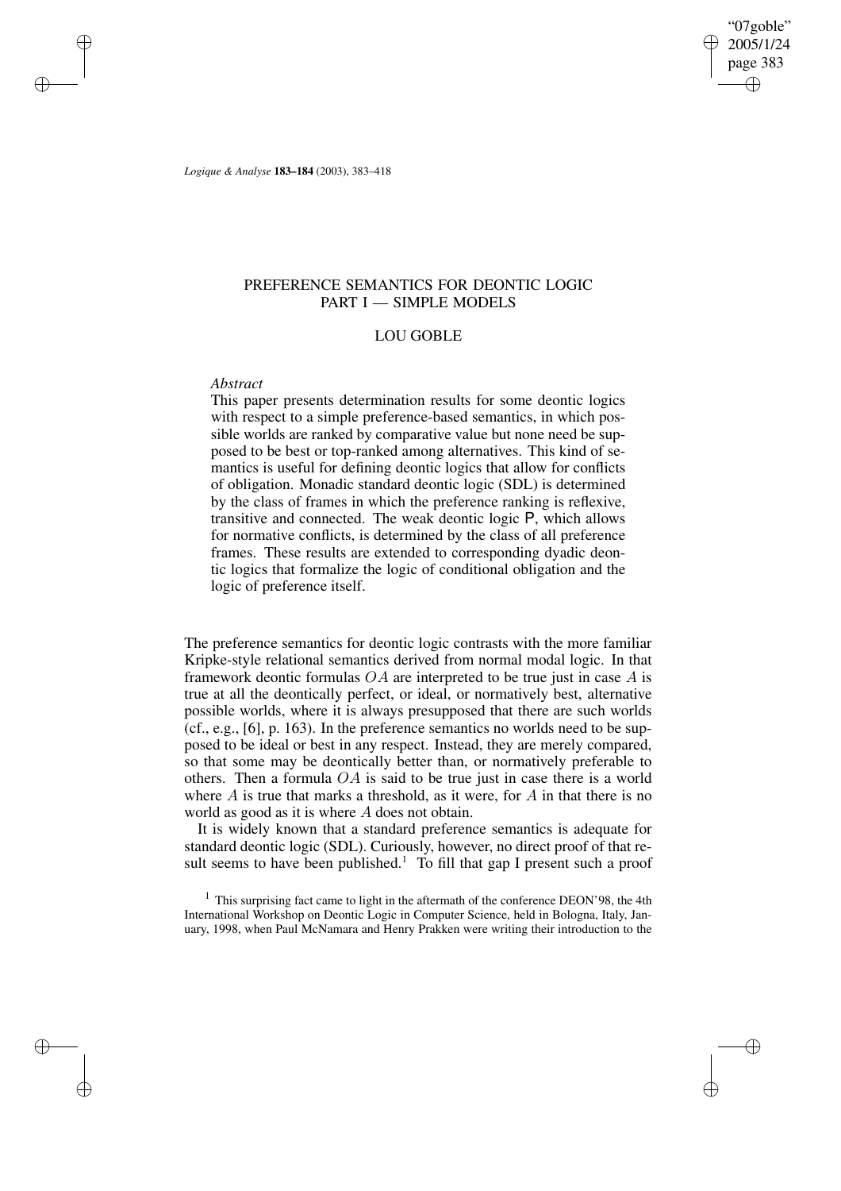*Logique & Analyse* **183–184** (2003), 383–418

# PREFERENCE SEMANTICS FOR DEONTIC LOGIC PART I — SIMPLE MODELS

## LOU GOBLE

*Abstract*

This paper presents determination results for some deontic logics with respect to a simple preference-based semantics, in which possible worlds are ranked by comparative value but none need be supposed to be best or top-ranked among alternatives. This kind of semantics is useful for defining deontic logics that allow for conflicts of obligation. Monadic standard deontic logic (SDL) is determined by the class of frames in which the preference ranking is reflexive, transitive and connected. The weak deontic logic P, which allows for normative conflicts, is determined by the class of all preference frames. These results are extended to corresponding dyadic deontic logics that formalize the logic of conditional obligation and the logic of preference itself.

The preference semantics for deontic logic contrasts with the more familiar Kripke-style relational semantics derived from normal modal logic. In that framework deontic formulas $OA$ are interpreted to be true just in case $A$ is true at all the deontically perfect, or ideal, or normatively best, alternative possible worlds, where it is always presupposed that there are such worlds (cf., e.g., [6], p. 163). In the preference semantics no worlds need to be supposed to be ideal or best in any respect. Instead, they are merely compared, so that some may be deontically better than, or normatively preferable to others. Then a formula $OA$ is said to be true just in case there is a world where $A$ is true that marks a threshold, as it were, for $A$ in that there is no world as good as it is where $A$ does not obtain.

It is widely known that a standard preference semantics is adequate for standard deontic logic (SDL). Curiously, however, no direct proof of that result seems to have been published.[1] To fill that gap I present such a proof

[1] This surprising fact came to light in the aftermath of the conference DEON'98, the 4th International Workshop on Deontic Logic in Computer Science, held in Bologna, Italy, January, 1998, when Paul McNamara and Henry Prakken were writing their introduction to the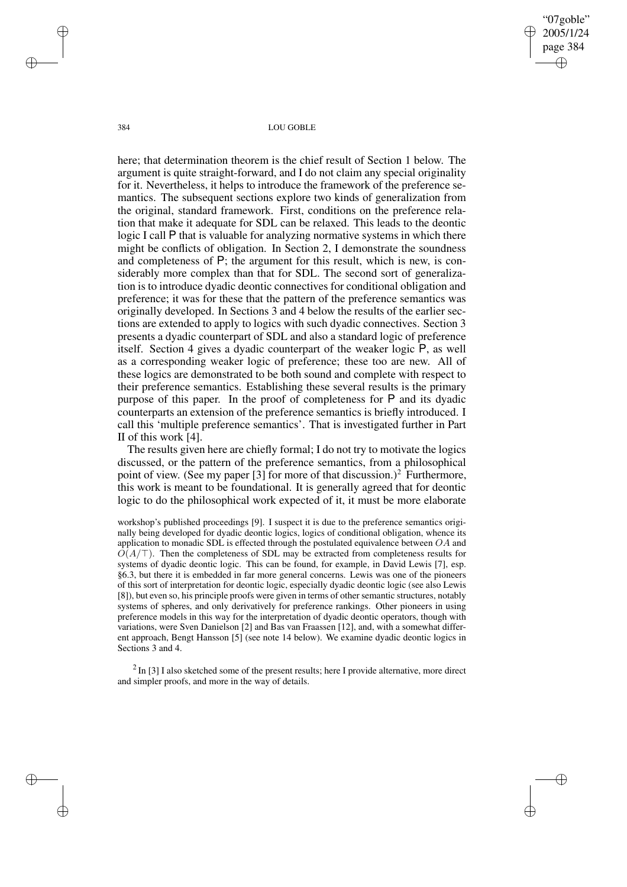here; that determination theorem is the chief result of Section 1 below. The argument is quite straight-forward, and I do not claim any special originality for it. Nevertheless, it helps to introduce the framework of the preference semantics. The subsequent sections explore two kinds of generalization from the original, standard framework. First, conditions on the preference relation that make it adequate for SDL can be relaxed. This leads to the deontic logic I call P that is valuable for analyzing normative systems in which there might be conflicts of obligation. In Section 2, I demonstrate the soundness and completeness of P; the argument for this result, which is new, is considerably more complex than that for SDL. The second sort of generalization is to introduce dyadic deontic connectives for conditional obligation and preference; it was for these that the pattern of the preference semantics was originally developed. In Sections 3 and 4 below the results of the earlier sections are extended to apply to logics with such dyadic connectives. Section 3 presents a dyadic counterpart of SDL and also a standard logic of preference itself. Section 4 gives a dyadic counterpart of the weaker logic P, as well as a corresponding weaker logic of preference; these too are new. All of these logics are demonstrated to be both sound and complete with respect to their preference semantics. Establishing these several results is the primary purpose of this paper. In the proof of completeness for P and its dyadic counterparts an extension of the preference semantics is briefly introduced. I call this 'multiple preference semantics'. That is investigated further in Part II of this work [4].

The results given here are chiefly formal; I do not try to motivate the logics discussed, or the pattern of the preference semantics, from a philosophical point of view. (See my paper [3] for more of that discussion.)[2] Furthermore, this work is meant to be foundational. It is generally agreed that for deontic logic to do the philosophical work expected of it, it must be more elaborate

workshop's published proceedings [9]. I suspect it is due to the preference semantics originally being developed for dyadic deontic logics, logics of conditional obligation, whence its application to monadic SDL is effected through the postulated equivalence between $OA$ and $O(A/\top)$. Then the completeness of SDL may be extracted from completeness results for systems of dyadic deontic logic. This can be found, for example, in David Lewis [7], esp. §6.3, but there it is embedded in far more general concerns. Lewis was one of the pioneers of this sort of interpretation for deontic logic, especially dyadic deontic logic (see also Lewis [8]), but even so, his principle proofs were given in terms of other semantic structures, notably systems of spheres, and only derivatively for preference rankings. Other pioneers in using preference models in this way for the interpretation of dyadic deontic operators, though with variations, were Sven Danielson [2] and Bas van Fraassen [12], and, with a somewhat different approach, Bengt Hansson [5] (see note 14 below). We examine dyadic deontic logics in Sections 3 and 4.

[2] In [3] I also sketched some of the present results; here I provide alternative, more direct and simpler proofs, and more in the way of details.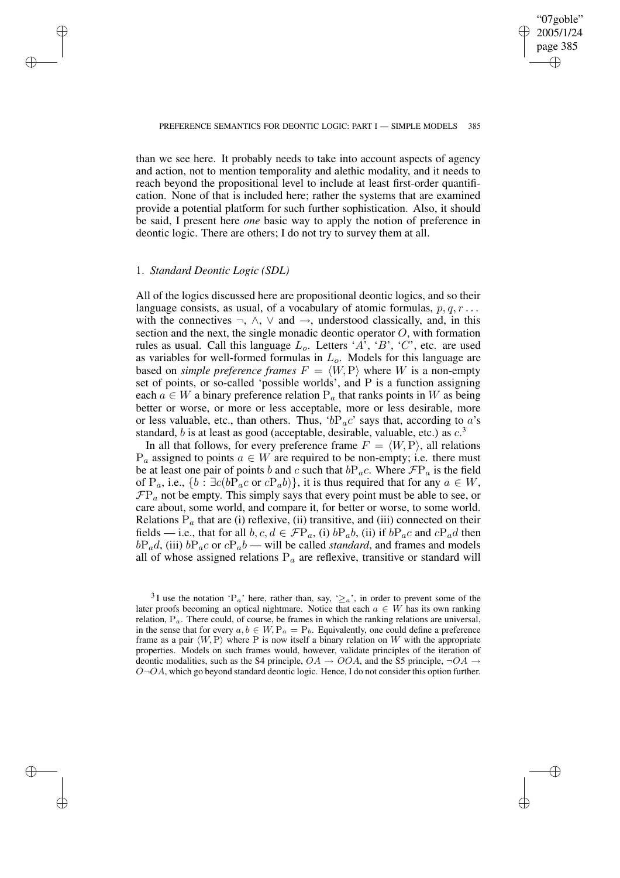than we see here. It probably needs to take into account aspects of agency and action, not to mention temporality and alethic modality, and it needs to reach beyond the propositional level to include at least first-order quantification. None of that is included here; rather the systems that are examined provide a potential platform for such further sophistication. Also, it should be said, I present here *one* basic way to apply the notion of preference in deontic logic. There are others; I do not try to survey them at all.

## 1. *Standard Deontic Logic (SDL)*

All of the logics discussed here are propositional deontic logics, and so their language consists, as usual, of a vocabulary of atomic formulas, $p, q, r \ldots$ with the connectives $\neg$, $\wedge$, $\vee$ and $\rightarrow$, understood classically, and, in this section and the next, the single monadic deontic operator $O$, with formation rules as usual. Call this language $L_o$. Letters '$A$', '$B$', '$C$', etc. are used as variables for well-formed formulas in $L_o$. Models for this language are based on *simple preference frames* $F = \langle W, \mathrm{P} \rangle$ where $W$ is a non-empty set of points, or so-called 'possible worlds', and $\mathrm{P}$ is a function assigning each $a \in W$ a binary preference relation $\mathrm{P}_a$ that ranks points in $W$ as being better or worse, or more or less acceptable, more or less desirable, more or less valuable, etc., than others. Thus, '$b\mathrm{P}_a c$' says that, according to $a$'s standard, $b$ is at least as good (acceptable, desirable, valuable, etc.) as $c$.[3]

In all that follows, for every preference frame $F = \langle W, \mathrm{P} \rangle$, all relations $\mathrm{P}_a$ assigned to points $a \in W$ are required to be non-empty; i.e. there must be at least one pair of points $b$ and $c$ such that $b\mathrm{P}_a c$. Where $\mathcal{F}\mathrm{P}_a$ is the field of $\mathrm{P}_a$, i.e., $\{b : \exists c(b\mathrm{P}_a c \text{ or } c\mathrm{P}_a b)\}$, it is thus required that for any $a \in W$, $\mathcal{F}\mathrm{P}_a$ not be empty. This simply says that every point must be able to see, or care about, some world, and compare it, for better or worse, to some world. Relations $\mathrm{P}_a$ that are (i) reflexive, (ii) transitive, and (iii) connected on their fields — i.e., that for all $b, c, d \in \mathcal{F}\mathrm{P}_a$, (i) $b\mathrm{P}_a b$, (ii) if $b\mathrm{P}_a c$ and $c\mathrm{P}_a d$ then $b\mathrm{P}_a d$, (iii) $b\mathrm{P}_a c$ or $c\mathrm{P}_a b$ — will be called *standard*, and frames and models all of whose assigned relations $\mathrm{P}_a$ are reflexive, transitive or standard will

[3] I use the notation '$\mathrm{P}_a$' here, rather than, say, '$\geq_a$', in order to prevent some of the later proofs becoming an optical nightmare. Notice that each $a \in W$ has its own ranking relation, $\mathrm{P}_a$. There could, of course, be frames in which the ranking relations are universal, in the sense that for every $a, b \in W, \mathrm{P}_a = \mathrm{P}_b$. Equivalently, one could define a preference frame as a pair $\langle W, \mathrm{P} \rangle$ where $\mathrm{P}$ is now itself a binary relation on $W$ with the appropriate properties. Models on such frames would, however, validate principles of the iteration of deontic modalities, such as the S4 principle, $OA \rightarrow OOA$, and the S5 principle, $\neg OA \rightarrow O\neg OA$, which go beyond standard deontic logic. Hence, I do not consider this option further.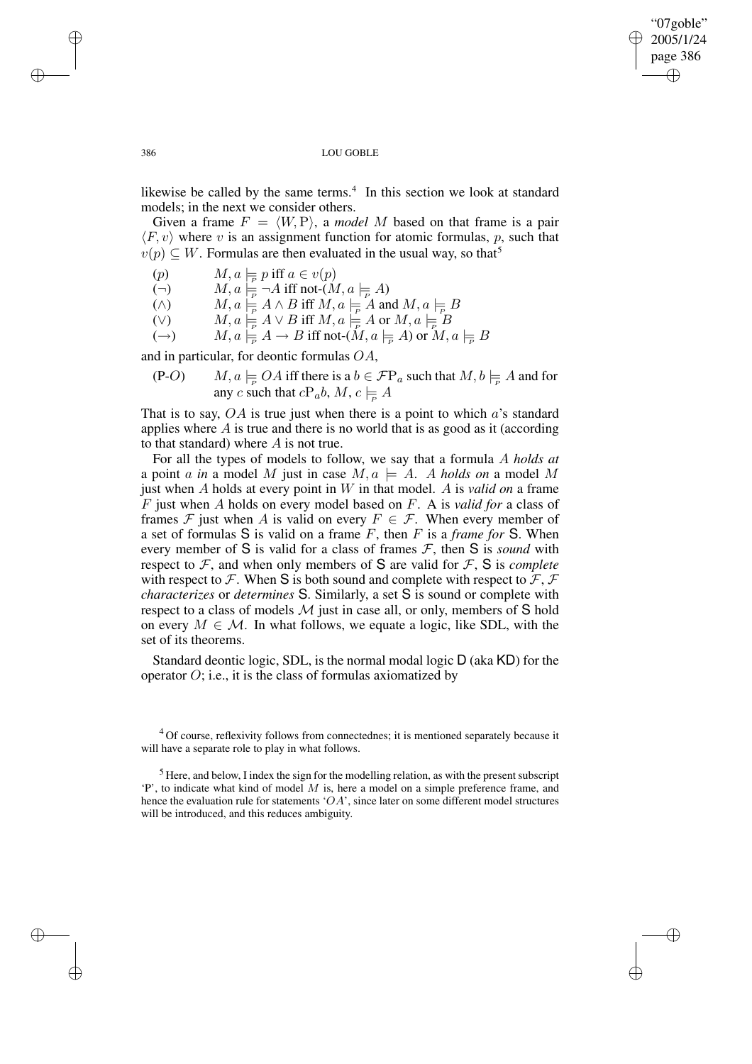likewise be called by the same terms.[4] In this section we look at standard models; in the next we consider others.

Given a frame $F = \langle W, \mathrm{P} \rangle$, a *model* $M$ based on that frame is a pair $\langle F, v \rangle$ where $v$ is an assignment function for atomic formulas, $p$, such that $v(p) \subseteq W$. Formulas are then evaluated in the usual way, so that[5]

($p$) $\quad M, a \models_{P} p$ iff $a \in v(p)$

($\neg$) $\quad M, a \models_{P} \neg A$ iff not-($M, a \models_{P} A$)

($\wedge$) $\quad M, a \models_{P} A \wedge B$ iff $M, a \models_{P} A$ and $M, a \models_{P} B$

($\vee$) $\quad M, a \models_{P} A \vee B$ iff $M, a \models_{P} A$ or $M, a \models_{P} B$

($\rightarrow$) $\quad M, a \models_{P} A \rightarrow B$ iff not-($M, a \models_{P} A$) or $M, a \models_{P} B$

and in particular, for deontic formulas $OA$,

(P-$O$) $\quad M, a \models_{P} OA$ iff there is a $b \in \mathcal{F}\mathrm{P}_a$ such that $M, b \models_{P} A$ and for any $c$ such that $c\mathrm{P}_a b$, $M, c \models_{P} A$

That is to say, $OA$ is true just when there is a point to which $a$'s standard applies where $A$ is true and there is no world that is as good as it (according to that standard) where $A$ is not true.

For all the types of models to follow, we say that a formula $A$ *holds at* a point $a$ *in* a model $M$ just in case $M, a \models A$. $A$ *holds on* a model $M$ just when $A$ holds at every point in $W$ in that model. $A$ is *valid on* a frame $F$ just when $A$ holds on every model based on $F$. A is *valid for* a class of frames $\mathcal{F}$ just when $A$ is valid on every $F \in \mathcal{F}$. When every member of a set of formulas S is valid on a frame $F$, then $F$ is a *frame for* S. When every member of S is valid for a class of frames $\mathcal{F}$, then S is *sound* with respect to $\mathcal{F}$, and when only members of S are valid for $\mathcal{F}$, S is *complete* with respect to $\mathcal{F}$. When S is both sound and complete with respect to $\mathcal{F}$, $\mathcal{F}$ *characterizes* or *determines* S. Similarly, a set S is sound or complete with respect to a class of models $\mathcal{M}$ just in case all, or only, members of S hold on every $M \in \mathcal{M}$. In what follows, we equate a logic, like SDL, with the set of its theorems.

Standard deontic logic, SDL, is the normal modal logic D (aka KD) for the operator $O$; i.e., it is the class of formulas axiomatized by

---

[4] Of course, reflexivity follows from connectednes; it is mentioned separately because it will have a separate role to play in what follows.

[5] Here, and below, I index the sign for the modelling relation, as with the present subscript 'P', to indicate what kind of model $M$ is, here a model on a simple preference frame, and hence the evaluation rule for statements '$OA$', since later on some different model structures will be introduced, and this reduces ambiguity.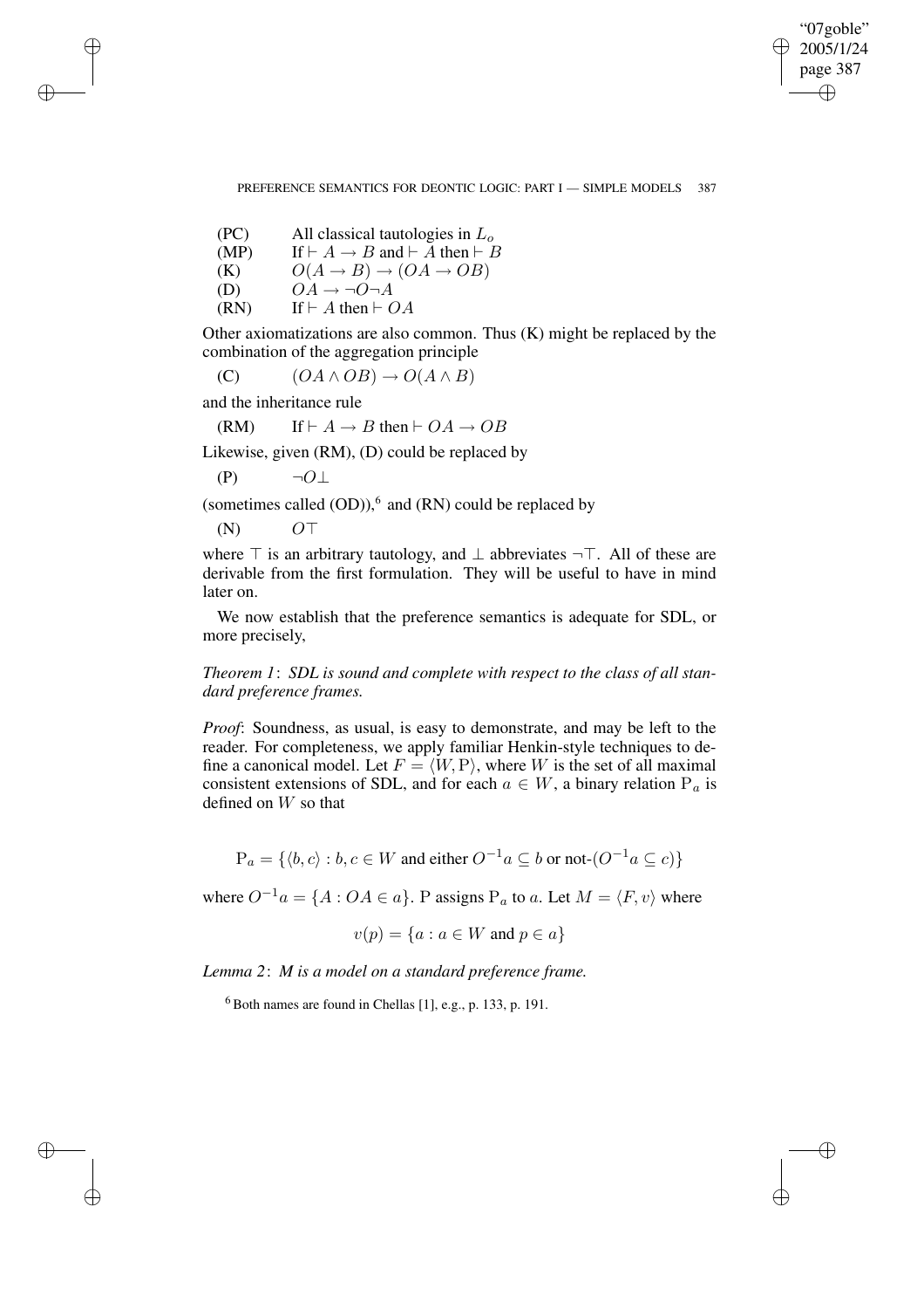| | |
|---|---|
| (PC) | All classical tautologies in $L_o$ |
| (MP) | If $\vdash A \rightarrow B$ and $\vdash A$ then $\vdash B$ |
| (K) | $O(A \rightarrow B) \rightarrow (OA \rightarrow OB)$ |
| (D) | $OA \rightarrow \neg O \neg A$ |
| (RN) | If $\vdash A$ then $\vdash OA$ |

Other axiomatizations are also common. Thus (K) might be replaced by the combination of the aggregation principle

(C) $\quad (OA \wedge OB) \rightarrow O(A \wedge B)$

and the inheritance rule

(RM) $\quad$ If $\vdash A \rightarrow B$ then $\vdash OA \rightarrow OB$

Likewise, given (RM), (D) could be replaced by

(P) $\quad \neg O \bot$

(sometimes called (OD)),[6] and (RN) could be replaced by

(N) $\quad O\top$

where $\top$ is an arbitrary tautology, and $\bot$ abbreviates $\neg\top$. All of these are derivable from the first formulation. They will be useful to have in mind later on.

We now establish that the preference semantics is adequate for SDL, or more precisely,

*Theorem 1*: *SDL is sound and complete with respect to the class of all standard preference frames.*

*Proof*: Soundness, as usual, is easy to demonstrate, and may be left to the reader. For completeness, we apply familiar Henkin-style techniques to define a canonical model. Let $F = \langle W, \mathrm{P} \rangle$, where $W$ is the set of all maximal consistent extensions of SDL, and for each $a \in W$, a binary relation $\mathrm{P}_a$ is defined on $W$ so that

$$\mathrm{P}_a = \{\langle b, c \rangle : b, c \in W \text{ and either } O^{-1}a \subseteq b \text{ or not-}(O^{-1}a \subseteq c)\}$$

where $O^{-1}a = \{A : OA \in a\}$. P assigns $\mathrm{P}_a$ to $a$. Let $M = \langle F, v \rangle$ where

$$v(p) = \{a : a \in W \text{ and } p \in a\}$$

*Lemma 2*: *M is a model on a standard preference frame.*

[6] Both names are found in Chellas [1], e.g., p. 133, p. 191.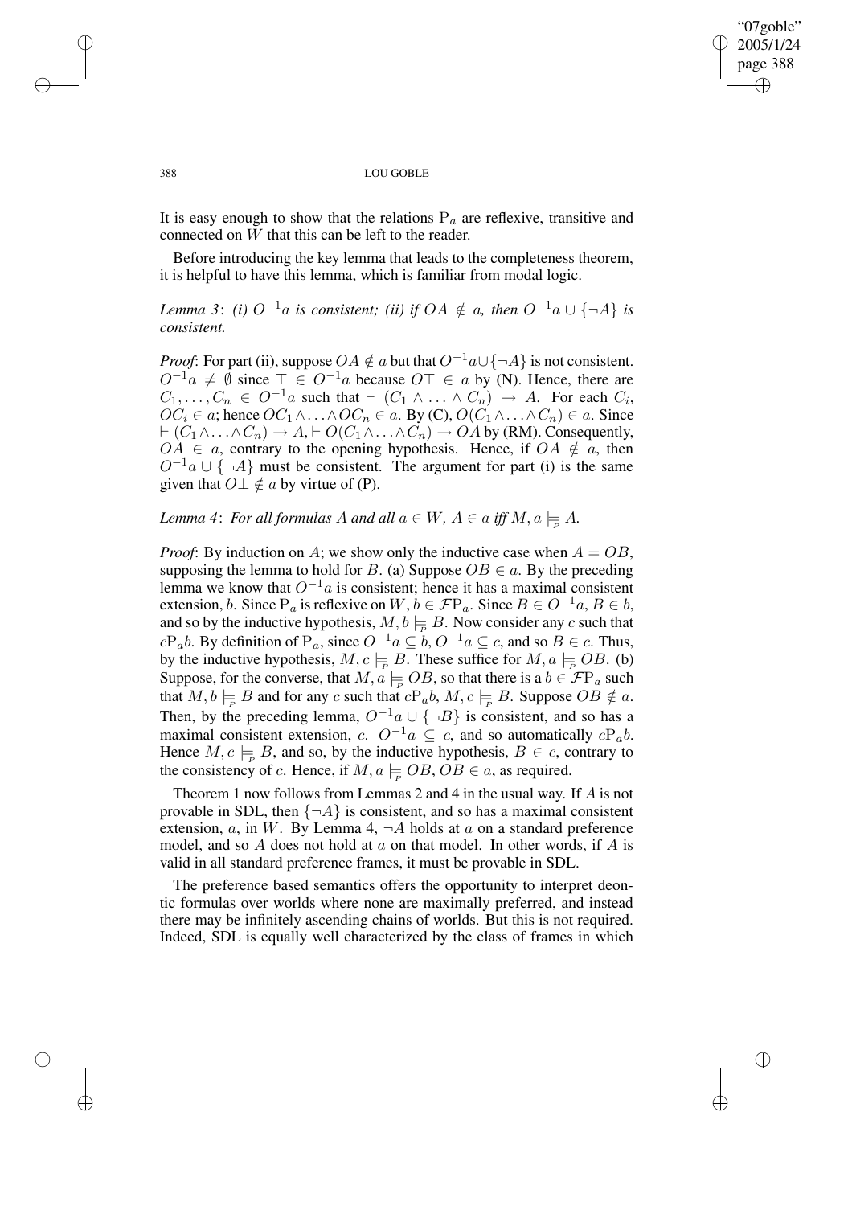It is easy enough to show that the relations $\mathrm{P}_a$ are reflexive, transitive and connected on $W$ that this can be left to the reader.

Before introducing the key lemma that leads to the completeness theorem, it is helpful to have this lemma, which is familiar from modal logic.

*Lemma 3*: *(i) $O^{-1}a$ is consistent; (ii) if $OA \notin a$, then $O^{-1}a \cup \{\neg A\}$ is consistent.*

*Proof*: For part (ii), suppose $OA \notin a$ but that $O^{-1}a \cup \{\neg A\}$ is not consistent. $O^{-1}a \neq \emptyset$ since $\top \in O^{-1}a$ because $O\top \in a$ by (N). Hence, there are $C_1, \ldots, C_n \in O^{-1}a$ such that $\vdash (C_1 \wedge \ldots \wedge C_n) \rightarrow A$. For each $C_i$, $OC_i \in a$; hence $OC_1 \wedge \ldots \wedge OC_n \in a$. By (C), $O(C_1 \wedge \ldots \wedge C_n) \in a$. Since $\vdash (C_1 \wedge \ldots \wedge C_n) \rightarrow A$, $\vdash O(C_1 \wedge \ldots \wedge C_n) \rightarrow OA$ by (RM). Consequently, $OA \in a$, contrary to the opening hypothesis. Hence, if $OA \notin a$, then $O^{-1}a \cup \{\neg A\}$ must be consistent. The argument for part (i) is the same given that $O\bot \notin a$ by virtue of (P).

*Lemma 4*: *For all formulas $A$ and all $a \in W$, $A \in a$ iff $M, a \models_{P} A$.*

*Proof*: By induction on $A$; we show only the inductive case when $A = OB$, supposing the lemma to hold for $B$. (a) Suppose $OB \in a$. By the preceding lemma we know that $O^{-1}a$ is consistent; hence it has a maximal consistent extension, $b$. Since $\mathrm{P}_a$ is reflexive on $W$, $b \in \mathcal{F}\mathrm{P}_a$. Since $B \in O^{-1}a$, $B \in b$, and so by the inductive hypothesis, $M, b \models_{P} B$. Now consider any $c$ such that $c\mathrm{P}_a b$. By definition of $\mathrm{P}_a$, since $O^{-1}a \subseteq b$, $O^{-1}a \subseteq c$, and so $B \in c$. Thus, by the inductive hypothesis, $M, c \models_{P} B$. These suffice for $M, a \models_{P} OB$. (b) Suppose, for the converse, that $M, a \models_{P} OB$, so that there is a $b \in \mathcal{F}\mathrm{P}_a$ such that $M, b \models_{P} B$ and for any $c$ such that $c\mathrm{P}_a b$, $M, c \models_{P} B$. Suppose $OB \notin a$. Then, by the preceding lemma, $O^{-1}a \cup \{\neg B\}$ is consistent, and so has a maximal consistent extension, $c$. $O^{-1}a \subseteq c$, and so automatically $c\mathrm{P}_a b$. Hence $M, c \models_{P} B$, and so, by the inductive hypothesis, $B \in c$, contrary to the consistency of $c$. Hence, if $M, a \models_{P} OB$, $OB \in a$, as required.

Theorem 1 now follows from Lemmas 2 and 4 in the usual way. If $A$ is not provable in SDL, then $\{\neg A\}$ is consistent, and so has a maximal consistent extension, $a$, in $W$. By Lemma 4, $\neg A$ holds at $a$ on a standard preference model, and so $A$ does not hold at $a$ on that model. In other words, if $A$ is valid in all standard preference frames, it must be provable in SDL.

The preference based semantics offers the opportunity to interpret deontic formulas over worlds where none are maximally preferred, and instead there may be infinitely ascending chains of worlds. But this is not required. Indeed, SDL is equally well characterized by the class of frames in which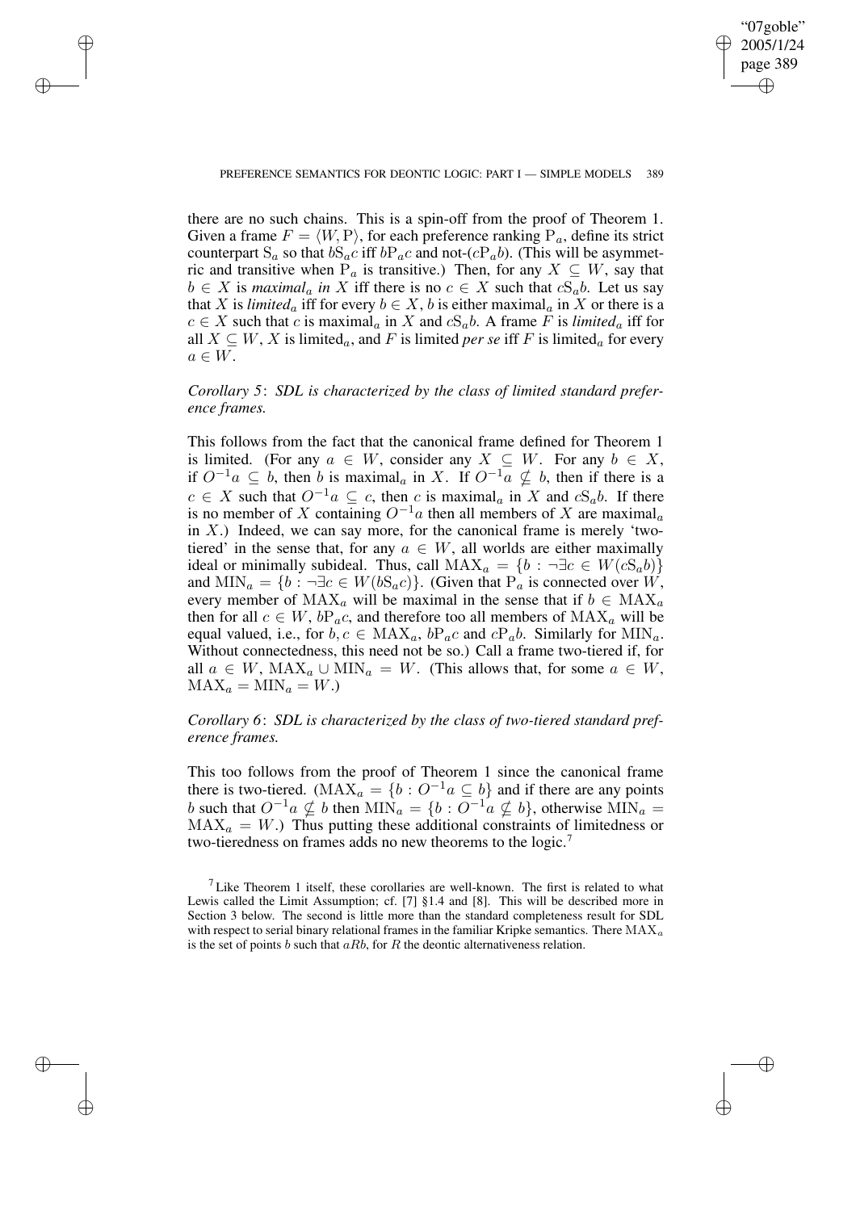there are no such chains. This is a spin-off from the proof of Theorem 1. Given a frame $F = \langle W, \mathrm{P}\rangle$, for each preference ranking $\mathrm{P}_a$, define its strict counterpart $\mathrm{S}_a$ so that $b\mathrm{S}_a c$ iff $b\mathrm{P}_a c$ and not-($c\mathrm{P}_a b$). (This will be asymmetric and transitive when $\mathrm{P}_a$ is transitive.) Then, for any $X \subseteq W$, say that $b \in X$ is *maximal*$_a$ *in* $X$ iff there is no $c \in X$ such that $c\mathrm{S}_a b$. Let us say that $X$ is *limited*$_a$ iff for every $b \in X$, $b$ is either maximal$_a$ in $X$ or there is a $c \in X$ such that $c$ is maximal$_a$ in $X$ and $c\mathrm{S}_a b$. A frame $F$ is *limited*$_a$ iff for all $X \subseteq W$, $X$ is limited$_a$, and $F$ is limited *per se* iff $F$ is limited$_a$ for every $a \in W$.

*Corollary 5*: *SDL is characterized by the class of limited standard preference frames.*

This follows from the fact that the canonical frame defined for Theorem 1 is limited. (For any $a \in W$, consider any $X \subseteq W$. For any $b \in X$, if $O^{-1}a \subseteq b$, then $b$ is maximal$_a$ in $X$. If $O^{-1}a \nsubseteq b$, then if there is a $c \in X$ such that $O^{-1}a \subseteq c$, then $c$ is maximal$_a$ in $X$ and $c\mathrm{S}_a b$. If there is no member of $X$ containing $O^{-1}a$ then all members of $X$ are maximal$_a$ in $X$.) Indeed, we can say more, for the canonical frame is merely 'two-tiered' in the sense that, for any $a \in W$, all worlds are either maximally ideal or minimally subideal. Thus, call $\mathrm{MAX}_a = \{b : \neg\exists c \in W(c\mathrm{S}_a b)\}$ and $\mathrm{MIN}_a = \{b : \neg\exists c \in W(b\mathrm{S}_a c)\}$. (Given that $\mathrm{P}_a$ is connected over $W$, every member of $\mathrm{MAX}_a$ will be maximal in the sense that if $b \in \mathrm{MAX}_a$ then for all $c \in W$, $b\mathrm{P}_a c$, and therefore too all members of $\mathrm{MAX}_a$ will be equal valued, i.e., for $b, c \in \mathrm{MAX}_a$, $b\mathrm{P}_a c$ and $c\mathrm{P}_a b$. Similarly for $\mathrm{MIN}_a$. Without connectedness, this need not be so.) Call a frame two-tiered if, for all $a \in W$, $\mathrm{MAX}_a \cup \mathrm{MIN}_a = W$. (This allows that, for some $a \in W$, $\mathrm{MAX}_a = \mathrm{MIN}_a = W$.)

*Corollary 6*: *SDL is characterized by the class of two-tiered standard preference frames.*

This too follows from the proof of Theorem 1 since the canonical frame there is two-tiered. ($\mathrm{MAX}_a = \{b : O^{-1}a \subseteq b\}$ and if there are any points $b$ such that $O^{-1}a \nsubseteq b$ then $\mathrm{MIN}_a = \{b : O^{-1}a \nsubseteq b\}$, otherwise $\mathrm{MIN}_a = \mathrm{MAX}_a = W$.) Thus putting these additional constraints of limitedness or two-tieredness on frames adds no new theorems to the logic.[7]

[7] Like Theorem 1 itself, these corollaries are well-known. The first is related to what Lewis called the Limit Assumption; cf. [7] §1.4 and [8]. This will be described more in Section 3 below. The second is little more than the standard completeness result for SDL with respect to serial binary relational frames in the familiar Kripke semantics. There $\mathrm{MAX}_a$ is the set of points $b$ such that $aRb$, for $R$ the deontic alternativeness relation.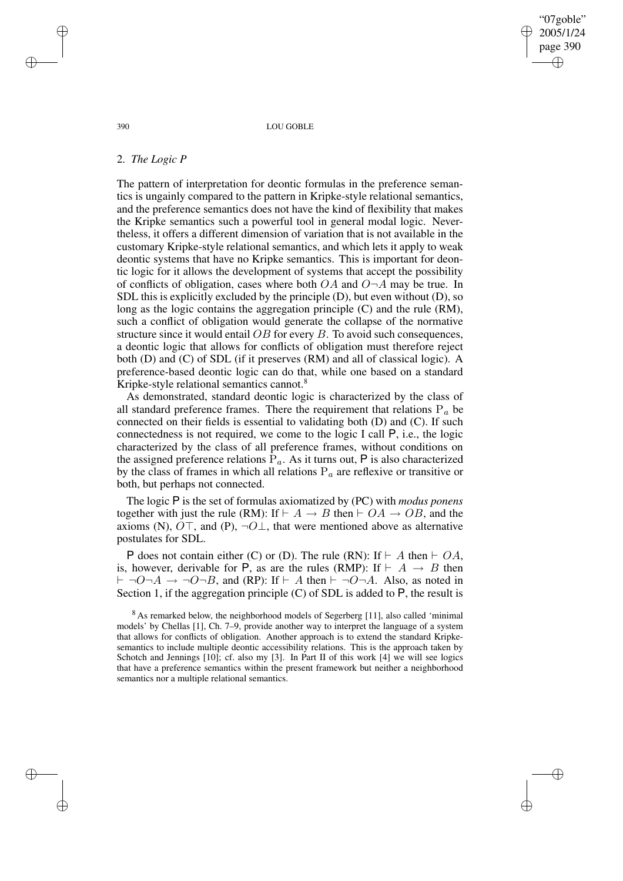## 2. *The Logic P*

The pattern of interpretation for deontic formulas in the preference semantics is ungainly compared to the pattern in Kripke-style relational semantics, and the preference semantics does not have the kind of flexibility that makes the Kripke semantics such a powerful tool in general modal logic. Nevertheless, it offers a different dimension of variation that is not available in the customary Kripke-style relational semantics, and which lets it apply to weak deontic systems that have no Kripke semantics. This is important for deontic logic for it allows the development of systems that accept the possibility of conflicts of obligation, cases where both $OA$ and $O\neg A$ may be true. In SDL this is explicitly excluded by the principle (D), but even without (D), so long as the logic contains the aggregation principle (C) and the rule (RM), such a conflict of obligation would generate the collapse of the normative structure since it would entail $OB$ for every $B$. To avoid such consequences, a deontic logic that allows for conflicts of obligation must therefore reject both (D) and (C) of SDL (if it preserves (RM) and all of classical logic). A preference-based deontic logic can do that, while one based on a standard Kripke-style relational semantics cannot.[8]

As demonstrated, standard deontic logic is characterized by the class of all standard preference frames. There the requirement that relations $\mathrm{P}_a$ be connected on their fields is essential to validating both (D) and (C). If such connectedness is not required, we come to the logic I call P, i.e., the logic characterized by the class of all preference frames, without conditions on the assigned preference relations $\mathrm{P}_a$. As it turns out, P is also characterized by the class of frames in which all relations $\mathrm{P}_a$ are reflexive or transitive or both, but perhaps not connected.

The logic P is the set of formulas axiomatized by (PC) with *modus ponens* together with just the rule (RM): If $\vdash A \rightarrow B$ then $\vdash OA \rightarrow OB$, and the axioms (N), $O\top$, and (P), $\neg O\bot$, that were mentioned above as alternative postulates for SDL.

P does not contain either (C) or (D). The rule (RN): If $\vdash A$ then $\vdash OA$, is, however, derivable for P, as are the rules (RMP): If $\vdash A \rightarrow B$ then $\vdash \neg O\neg A \rightarrow \neg O\neg B$, and (RP): If $\vdash A$ then $\vdash \neg O\neg A$. Also, as noted in Section 1, if the aggregation principle (C) of SDL is added to P, the result is

[8] As remarked below, the neighborhood models of Segerberg [11], also called 'minimal models' by Chellas [1], Ch. 7–9, provide another way to interpret the language of a system that allows for conflicts of obligation. Another approach is to extend the standard Kripke-semantics to include multiple deontic accessibility relations. This is the approach taken by Schotch and Jennings [10]; cf. also my [3]. In Part II of this work [4] we will see logics that have a preference semantics within the present framework but neither a neighborhood semantics nor a multiple relational semantics.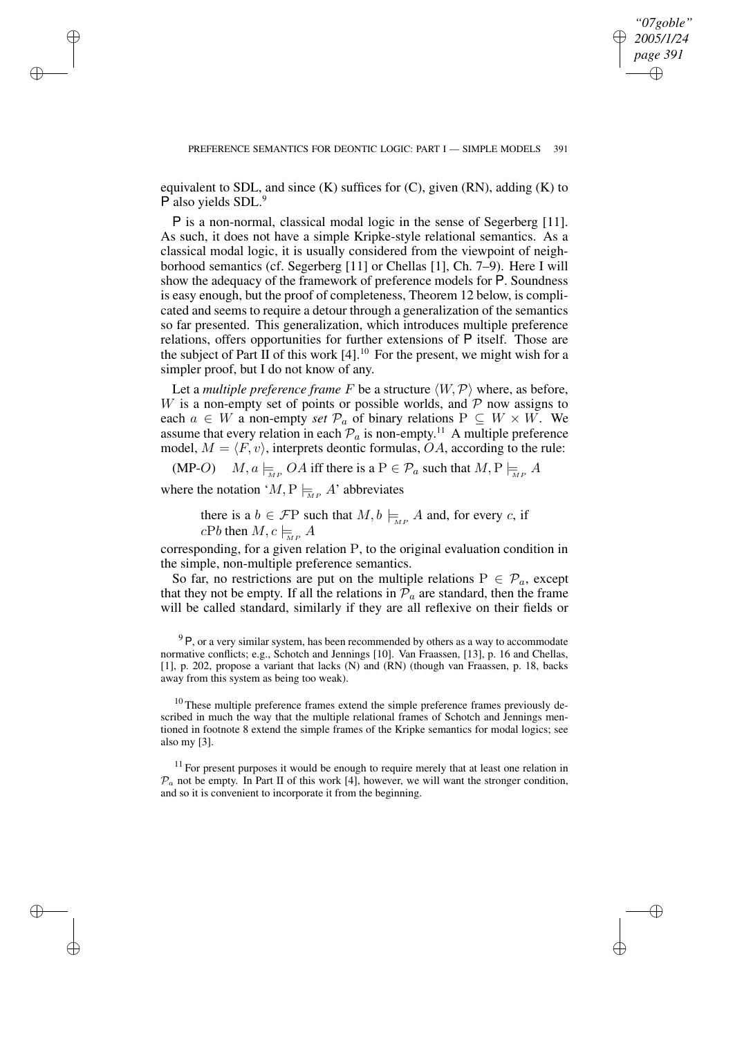equivalent to SDL, and since (K) suffices for (C), given (RN), adding (K) to P also yields SDL.[9]

P is a non-normal, classical modal logic in the sense of Segerberg [11]. As such, it does not have a simple Kripke-style relational semantics. As a classical modal logic, it is usually considered from the viewpoint of neighborhood semantics (cf. Segerberg [11] or Chellas [1], Ch. 7–9). Here I will show the adequacy of the framework of preference models for P. Soundness is easy enough, but the proof of completeness, Theorem 12 below, is complicated and seems to require a detour through a generalization of the semantics so far presented. This generalization, which introduces multiple preference relations, offers opportunities for further extensions of P itself. Those are the subject of Part II of this work [4].[10] For the present, we might wish for a simpler proof, but I do not know of any.

Let a *multiple preference frame* $F$ be a structure $\langle W, \mathcal{P} \rangle$ where, as before, $W$ is a non-empty set of points or possible worlds, and $\mathcal{P}$ now assigns to each $a \in W$ a non-empty *set* $\mathcal{P}_a$ of binary relations $\mathrm{P} \subseteq W \times W$. We assume that every relation in each $\mathcal{P}_a$ is non-empty.[11] A multiple preference model, $M = \langle F, v \rangle$, interprets deontic formulas, $OA$, according to the rule:

(MP-$O$) $\quad M, a \models_{_{MP}} OA$ iff there is a $\mathrm{P} \in \mathcal{P}_a$ such that $M, \mathrm{P} \models_{_{MP}} A$

where the notation '$M, \mathrm{P} \models_{_{MP}} A$' abbreviates

> there is a $b \in \mathcal{F}\mathrm{P}$ such that $M, b \models_{_{MP}} A$ and, for every $c$, if $c\mathrm{P}b$ then $M, c \models_{_{MP}} A$

corresponding, for a given relation P, to the original evaluation condition in the simple, non-multiple preference semantics.

So far, no restrictions are put on the multiple relations $\mathrm{P} \in \mathcal{P}_a$, except that they not be empty. If all the relations in $\mathcal{P}_a$ are standard, then the frame will be called standard, similarly if they are all reflexive on their fields or

[9] P, or a very similar system, has been recommended by others as a way to accommodate normative conflicts; e.g., Schotch and Jennings [10]. Van Fraassen, [13], p. 16 and Chellas, [1], p. 202, propose a variant that lacks (N) and (RN) (though van Fraassen, p. 18, backs away from this system as being too weak).

[10] These multiple preference frames extend the simple preference frames previously described in much the way that the multiple relational frames of Schotch and Jennings mentioned in footnote 8 extend the simple frames of the Kripke semantics for modal logics; see also my [3].

[11] For present purposes it would be enough to require merely that at least one relation in $\mathcal{P}_a$ not be empty. In Part II of this work [4], however, we will want the stronger condition, and so it is convenient to incorporate it from the beginning.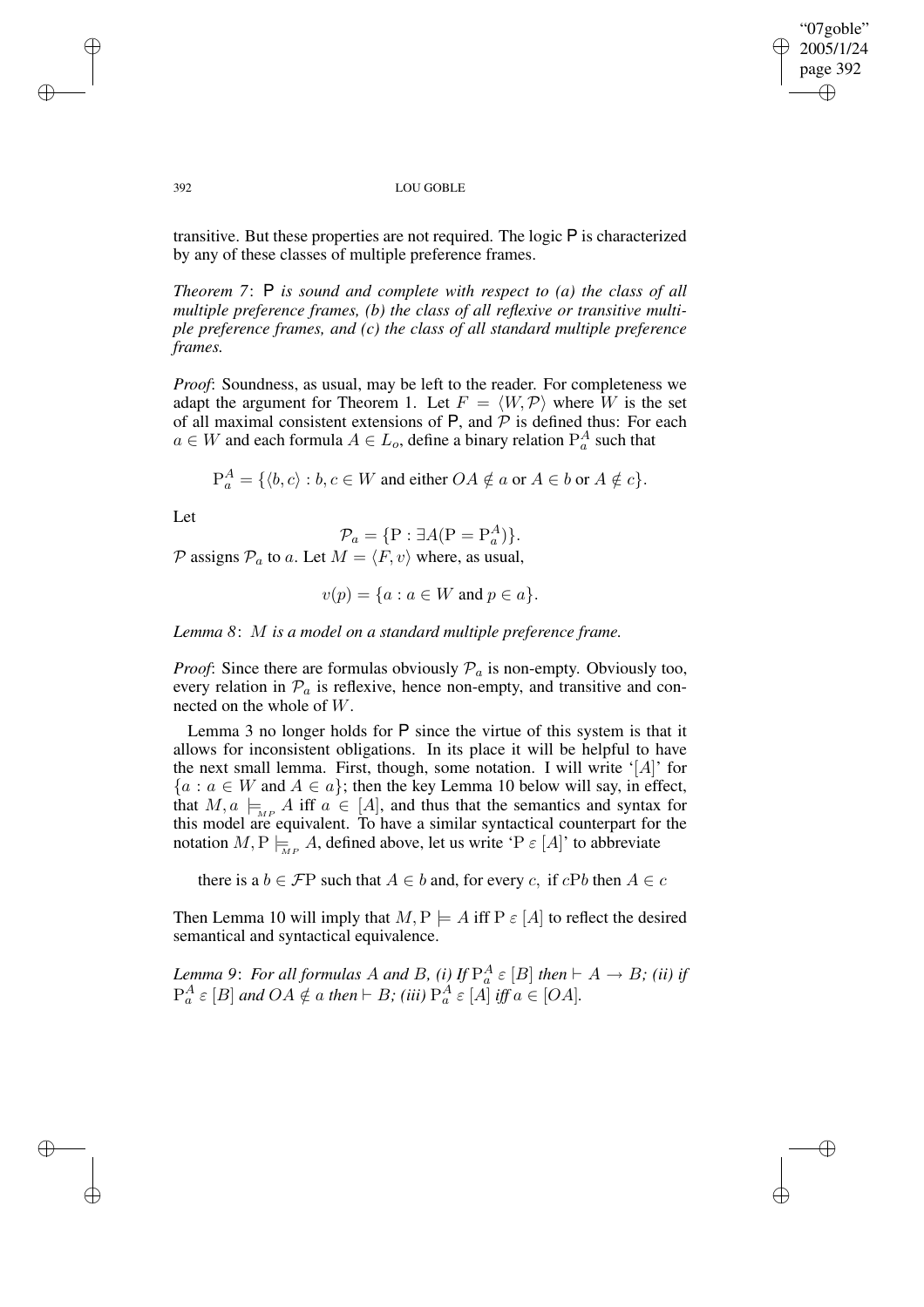transitive. But these properties are not required. The logic P is characterized by any of these classes of multiple preference frames.

*Theorem 7*: *P is sound and complete with respect to (a) the class of all multiple preference frames, (b) the class of all reflexive or transitive multiple preference frames, and (c) the class of all standard multiple preference frames.*

*Proof*: Soundness, as usual, may be left to the reader. For completeness we adapt the argument for Theorem 1. Let $F = \langle W, \mathcal{P} \rangle$ where $W$ is the set of all maximal consistent extensions of P, and $\mathcal{P}$ is defined thus: For each $a \in W$ and each formula $A \in L_o$, define a binary relation $\mathrm{P}_a^A$ such that

$$\mathrm{P}_a^A = \{\langle b, c \rangle : b, c \in W \text{ and either } OA \notin a \text{ or } A \in b \text{ or } A \notin c\}.$$

Let

$$\mathcal{P}_a = \{\mathrm{P} : \exists A(\mathrm{P} = \mathrm{P}_a^A)\}.$$

$\mathcal{P}$ assigns $\mathcal{P}_a$ to $a$. Let $M = \langle F, v \rangle$ where, as usual,

$$v(p) = \{a : a \in W \text{ and } p \in a\}.$$

*Lemma 8*: *$M$ is a model on a standard multiple preference frame.*

*Proof*: Since there are formulas obviously $\mathcal{P}_a$ is non-empty. Obviously too, every relation in $\mathcal{P}_a$ is reflexive, hence non-empty, and transitive and connected on the whole of $W$.

Lemma 3 no longer holds for P since the virtue of this system is that it allows for inconsistent obligations. In its place it will be helpful to have the next small lemma. First, though, some notation. I will write '$[A]$' for $\{a : a \in W \text{ and } A \in a\}$; then the key Lemma 10 below will say, in effect, that $M, a \models_{MP} A$ iff $a \in [A]$, and thus that the semantics and syntax for this model are equivalent. To have a similar syntactical counterpart for the notation $M, \mathrm{P} \models_{MP} A$, defined above, let us write '$\mathrm{P} \; \varepsilon \; [A]$' to abbreviate

there is a $b \in \mathcal{F}\mathrm{P}$ such that $A \in b$ and, for every $c$, if $c\mathrm{P}b$ then $A \in c$

Then Lemma 10 will imply that $M, \mathrm{P} \models A$ iff $\mathrm{P} \; \varepsilon \; [A]$ to reflect the desired semantical and syntactical equivalence.

*Lemma 9*: *For all formulas $A$ and $B$, (i) If $\mathrm{P}_a^A \; \varepsilon \; [B]$ then $\vdash A \to B$; (ii) if $\mathrm{P}_a^A \; \varepsilon \; [B]$ and $OA \notin a$ then $\vdash B$; (iii) $\mathrm{P}_a^A \; \varepsilon \; [A]$ iff $a \in [OA]$.*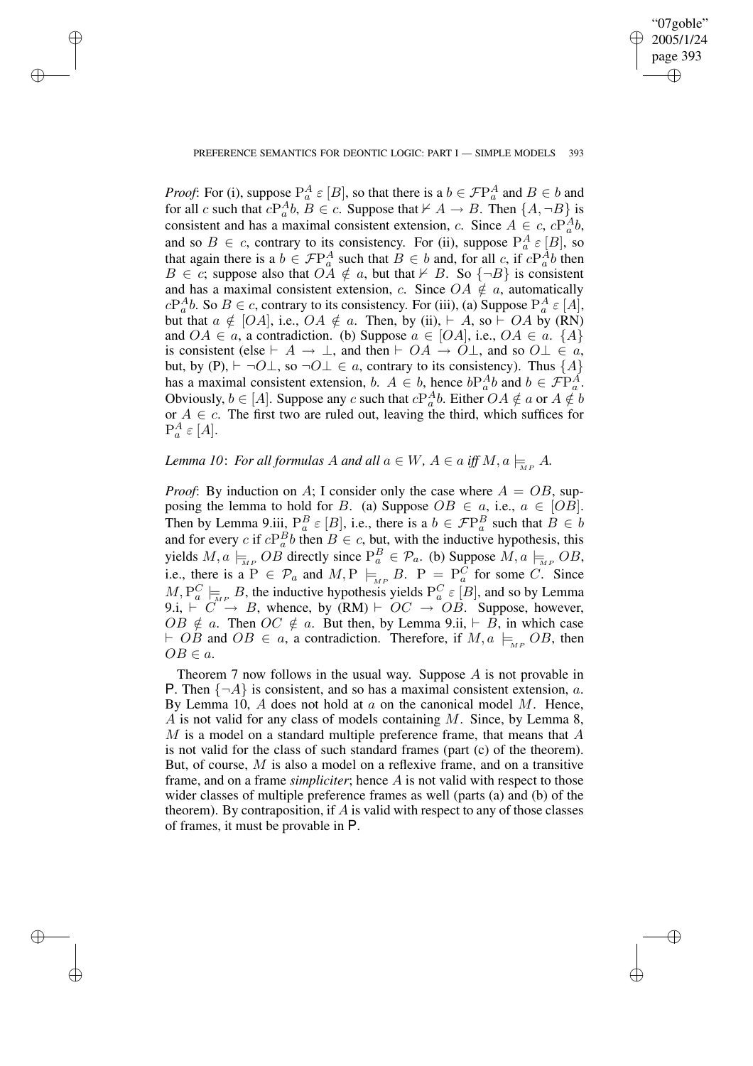*Proof*: For (i), suppose $\mathrm{P}^A_a \ \varepsilon \ [B]$, so that there is a $b \in \mathcal{F}\mathrm{P}^A_a$ and $B \in b$ and for all $c$ such that $c\mathrm{P}^A_a b$, $B \in c$. Suppose that $\nvdash A \rightarrow B$. Then $\{A, \neg B\}$ is consistent and has a maximal consistent extension, $c$. Since $A \in c$, $c\mathrm{P}^A_a b$, and so $B \in c$, contrary to its consistency. For (ii), suppose $\mathrm{P}^A_a \ \varepsilon \ [B]$, so that again there is a $b \in \mathcal{F}\mathrm{P}^A_a$ such that $B \in b$ and, for all $c$, if $c\mathrm{P}^A_a b$ then $B \in c$; suppose also that $OA \notin a$, but that $\nvdash B$. So $\{\neg B\}$ is consistent and has a maximal consistent extension, $c$. Since $OA \notin a$, automatically $c\mathrm{P}^A_a b$. So $B \in c$, contrary to its consistency. For (iii), (a) Suppose $\mathrm{P}^A_a \ \varepsilon \ [A]$, but that $a \notin [OA]$, i.e., $OA \notin a$. Then, by (ii), $\vdash A$, so $\vdash OA$ by (RN) and $OA \in a$, a contradiction. (b) Suppose $a \in [OA]$, i.e., $OA \in a$. $\{A\}$ is consistent (else $\vdash A \rightarrow \bot$, and then $\vdash OA \rightarrow O\bot$, and so $O\bot \in a$, but, by (P), $\vdash \neg O\bot$, so $\neg O\bot \in a$, contrary to its consistency). Thus $\{A\}$ has a maximal consistent extension, $b$. $A \in b$, hence $b\mathrm{P}^A_a b$ and $b \in \mathcal{F}\mathrm{P}^A_a$. Obviously, $b \in [A]$. Suppose any $c$ such that $c\mathrm{P}^A_a b$. Either $OA \notin a$ or $A \notin b$ or $A \in c$. The first two are ruled out, leaving the third, which suffices for $\mathrm{P}^A_a \ \varepsilon \ [A]$.

*Lemma 10*: *For all formulas $A$ and all $a \in W$, $A \in a$ iff $M, a \models_{MP} A$.*

*Proof*: By induction on $A$; I consider only the case where $A = OB$, supposing the lemma to hold for $B$. (a) Suppose $OB \in a$, i.e., $a \in [OB]$. Then by Lemma 9.iii, $\mathrm{P}^B_a \ \varepsilon \ [B]$, i.e., there is a $b \in \mathcal{F}\mathrm{P}^B_a$ such that $B \in b$ and for every $c$ if $c\mathrm{P}^B_a b$ then $B \in c$, but, with the inductive hypothesis, this yields $M, a \models_{MP} OB$ directly since $\mathrm{P}^B_a \in \mathcal{P}_a$. (b) Suppose $M, a \models_{MP} OB$, i.e., there is a $\mathrm{P} \in \mathcal{P}_a$ and $M, \mathrm{P} \models_{MP} B$. $\mathrm{P} = \mathrm{P}^C_a$ for some $C$. Since $M, \mathrm{P}^C_a \models_{MP} B$, the inductive hypothesis yields $\mathrm{P}^C_a \ \varepsilon \ [B]$, and so by Lemma 9.i, $\vdash C \rightarrow B$, whence, by (RM) $\vdash OC \rightarrow OB$. Suppose, however, $OB \notin a$. Then $OC \notin a$. But then, by Lemma 9.ii, $\vdash B$, in which case $\vdash OB$ and $OB \in a$, a contradiction. Therefore, if $M, a \models_{MP} OB$, then $OB \in a$.

Theorem 7 now follows in the usual way. Suppose $A$ is not provable in P. Then $\{\neg A\}$ is consistent, and so has a maximal consistent extension, $a$. By Lemma 10, $A$ does not hold at $a$ on the canonical model $M$. Hence, $A$ is not valid for any class of models containing $M$. Since, by Lemma 8, $M$ is a model on a standard multiple preference frame, that means that $A$ is not valid for the class of such standard frames (part (c) of the theorem). But, of course, $M$ is also a model on a reflexive frame, and on a transitive frame, and on a frame *simpliciter*; hence $A$ is not valid with respect to those wider classes of multiple preference frames as well (parts (a) and (b) of the theorem). By contraposition, if $A$ is valid with respect to any of those classes of frames, it must be provable in P.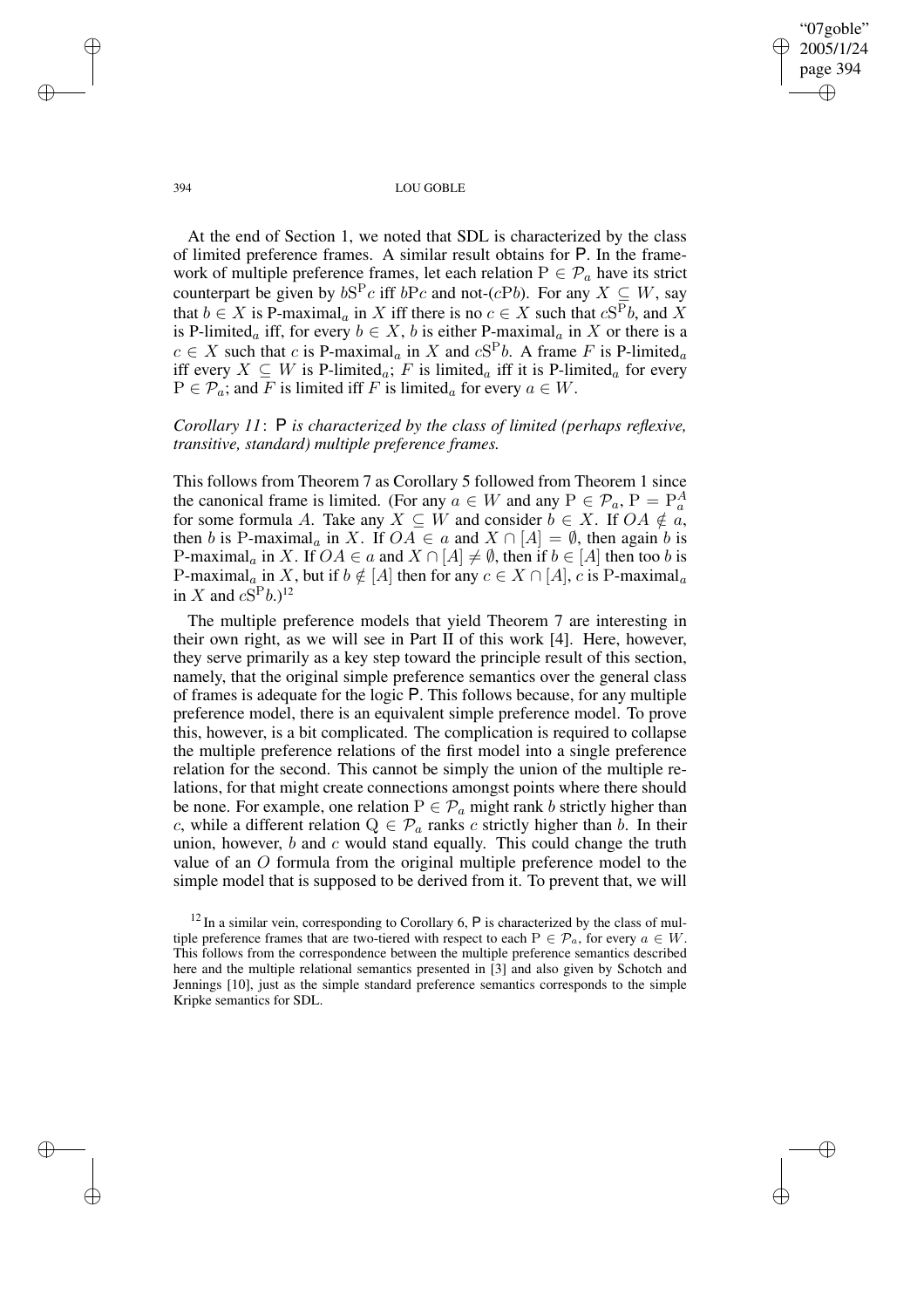At the end of Section 1, we noted that SDL is characterized by the class of limited preference frames. A similar result obtains for P. In the framework of multiple preference frames, let each relation $\mathrm{P} \in \mathcal{P}_a$ have its strict counterpart be given by $b\mathrm{S}^{\mathrm{P}}c$ iff $b\mathrm{P}c$ and not-($c\mathrm{P}b$). For any $X \subseteq W$, say that $b \in X$ is P-maximal$_a$ in $X$ iff there is no $c \in X$ such that $c\mathrm{S}^{\mathrm{P}}b$, and $X$ is P-limited$_a$ iff, for every $b \in X$, $b$ is either P-maximal$_a$ in $X$ or there is a $c \in X$ such that $c$ is P-maximal$_a$ in $X$ and $c\mathrm{S}^{\mathrm{P}}b$. A frame $F$ is P-limited$_a$ iff every $X \subseteq W$ is P-limited$_a$; $F$ is limited$_a$ iff it is P-limited$_a$ for every $\mathrm{P} \in \mathcal{P}_a$; and $F$ is limited iff $F$ is limited$_a$ for every $a \in W$.

*Corollary 11*: P *is characterized by the class of limited (perhaps reflexive, transitive, standard) multiple preference frames.*

This follows from Theorem 7 as Corollary 5 followed from Theorem 1 since the canonical frame is limited. (For any $a \in W$ and any $\mathrm{P} \in \mathcal{P}_a$, $\mathrm{P} = \mathrm{P}^A_a$ for some formula $A$. Take any $X \subseteq W$ and consider $b \in X$. If $OA \notin a$, then $b$ is P-maximal$_a$ in $X$. If $OA \in a$ and $X \cap [A] = \emptyset$, then again $b$ is P-maximal$_a$ in $X$. If $OA \in a$ and $X \cap [A] \neq \emptyset$, then if $b \in [A]$ then too $b$ is P-maximal$_a$ in $X$, but if $b \notin [A]$ then for any $c \in X \cap [A]$, $c$ is P-maximal$_a$ in $X$ and $c\mathrm{S}^{\mathrm{P}}b$.)[12]

The multiple preference models that yield Theorem 7 are interesting in their own right, as we will see in Part II of this work [4]. Here, however, they serve primarily as a key step toward the principle result of this section, namely, that the original simple preference semantics over the general class of frames is adequate for the logic P. This follows because, for any multiple preference model, there is an equivalent simple preference model. To prove this, however, is a bit complicated. The complication is required to collapse the multiple preference relations of the first model into a single preference relation for the second. This cannot be simply the union of the multiple relations, for that might create connections amongst points where there should be none. For example, one relation $\mathrm{P} \in \mathcal{P}_a$ might rank $b$ strictly higher than $c$, while a different relation $\mathrm{Q} \in \mathcal{P}_a$ ranks $c$ strictly higher than $b$. In their union, however, $b$ and $c$ would stand equally. This could change the truth value of an $O$ formula from the original multiple preference model to the simple model that is supposed to be derived from it. To prevent that, we will

[12] In a similar vein, corresponding to Corollary 6, P is characterized by the class of multiple preference frames that are two-tiered with respect to each $\mathrm{P} \in \mathcal{P}_a$, for every $a \in W$. This follows from the correspondence between the multiple preference semantics described here and the multiple relational semantics presented in [3] and also given by Schotch and Jennings [10], just as the simple standard preference semantics corresponds to the simple Kripke semantics for SDL.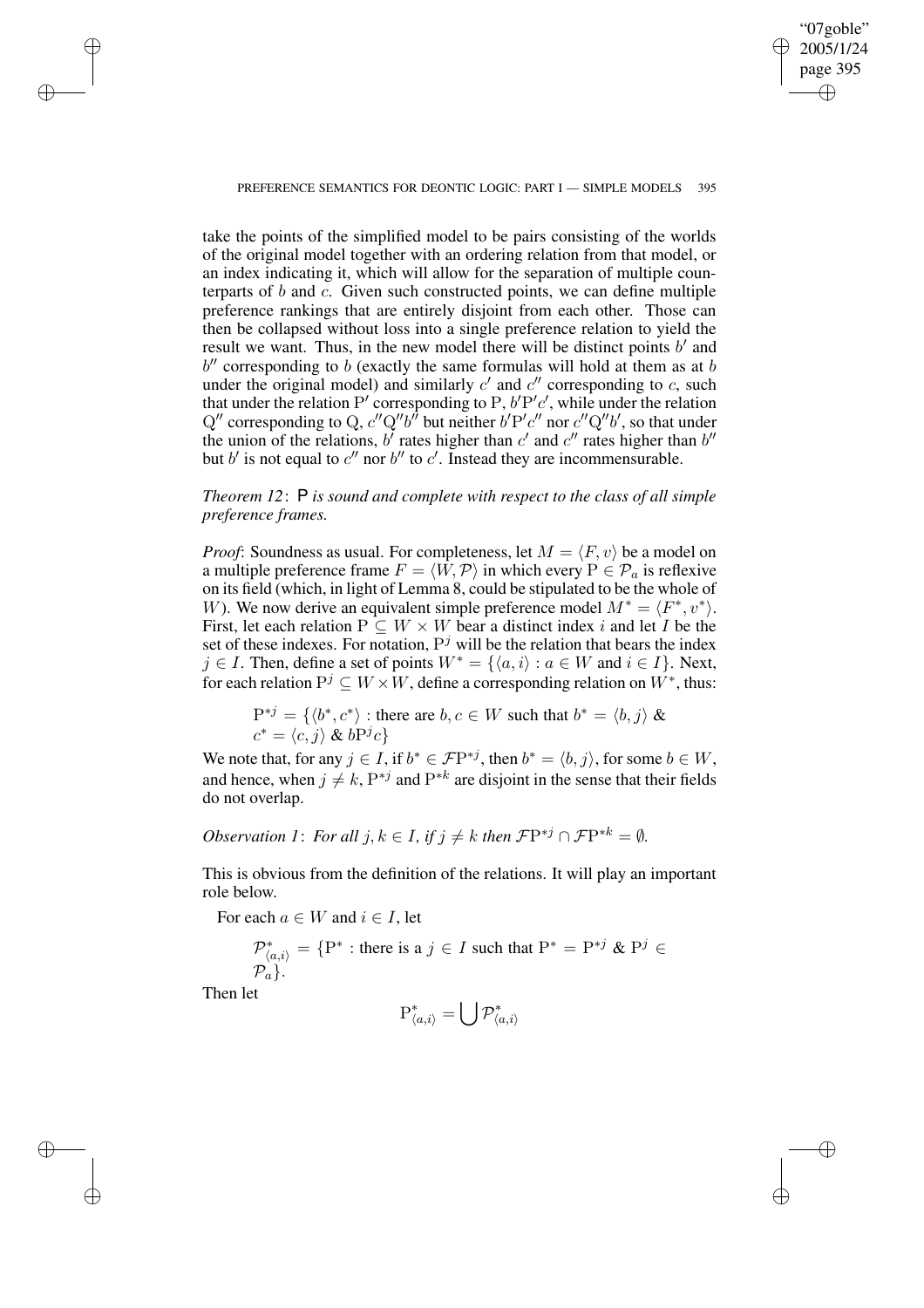take the points of the simplified model to be pairs consisting of the worlds of the original model together with an ordering relation from that model, or an index indicating it, which will allow for the separation of multiple counterparts of $b$ and $c$. Given such constructed points, we can define multiple preference rankings that are entirely disjoint from each other. Those can then be collapsed without loss into a single preference relation to yield the result we want. Thus, in the new model there will be distinct points $b'$ and $b''$ corresponding to $b$ (exactly the same formulas will hold at them as at $b$ under the original model) and similarly $c'$ and $c''$ corresponding to $c$, such that under the relation $\mathrm{P}'$ corresponding to P, $b'\mathrm{P}'c'$, while under the relation $\mathrm{Q}''$ corresponding to Q, $c''\mathrm{Q}''b''$ but neither $b'\mathrm{P}'c''$ nor $c''\mathrm{Q}''b'$, so that under the union of the relations, $b'$ rates higher than $c'$ and $c''$ rates higher than $b''$ but $b'$ is not equal to $c''$ nor $b''$ to $c'$. Instead they are incommensurable.

*Theorem 12*: $\mathsf{P}$ *is sound and complete with respect to the class of all simple preference frames.*

*Proof*: Soundness as usual. For completeness, let $M = \langle F, v\rangle$ be a model on a multiple preference frame $F = \langle W, \mathcal{P}\rangle$ in which every $\mathrm{P} \in \mathcal{P}_a$ is reflexive on its field (which, in light of Lemma 8, could be stipulated to be the whole of $W$). We now derive an equivalent simple preference model $M^* = \langle F^*, v^*\rangle$. First, let each relation $\mathrm{P} \subseteq W \times W$ bear a distinct index $i$ and let $I$ be the set of these indexes. For notation, $\mathrm{P}^j$ will be the relation that bears the index $j \in I$. Then, define a set of points $W^* = \{\langle a, i\rangle : a \in W \text{ and } i \in I\}$. Next, for each relation $\mathrm{P}^j \subseteq W \times W$, define a corresponding relation on $W^*$, thus:

$$\mathrm{P}^{*j} = \{\langle b^*, c^*\rangle : \text{there are } b, c \in W \text{ such that } b^* = \langle b, j\rangle \;\&\; c^* = \langle c, j\rangle \;\&\; b\mathrm{P}^j c\}$$

We note that, for any $j \in I$, if $b^* \in \mathcal{F}\mathrm{P}^{*j}$, then $b^* = \langle b, j\rangle$, for some $b \in W$, and hence, when $j \neq k$, $\mathrm{P}^{*j}$ and $\mathrm{P}^{*k}$ are disjoint in the sense that their fields do not overlap.

*Observation 1*: *For all $j, k \in I$, if $j \neq k$ then $\mathcal{F}\mathrm{P}^{*j} \cap \mathcal{F}\mathrm{P}^{*k} = \emptyset$.*

This is obvious from the definition of the relations. It will play an important role below.

For each $a \in W$ and $i \in I$, let

$$\mathcal{P}^*_{\langle a,i\rangle} = \{\mathrm{P}^* : \text{there is a } j \in I \text{ such that } \mathrm{P}^* = \mathrm{P}^{*j} \;\&\; \mathrm{P}^j \in \mathcal{P}_a\}.$$

Then let

$$\mathrm{P}^*_{\langle a,i\rangle} = \bigcup \mathcal{P}^*_{\langle a,i\rangle}$$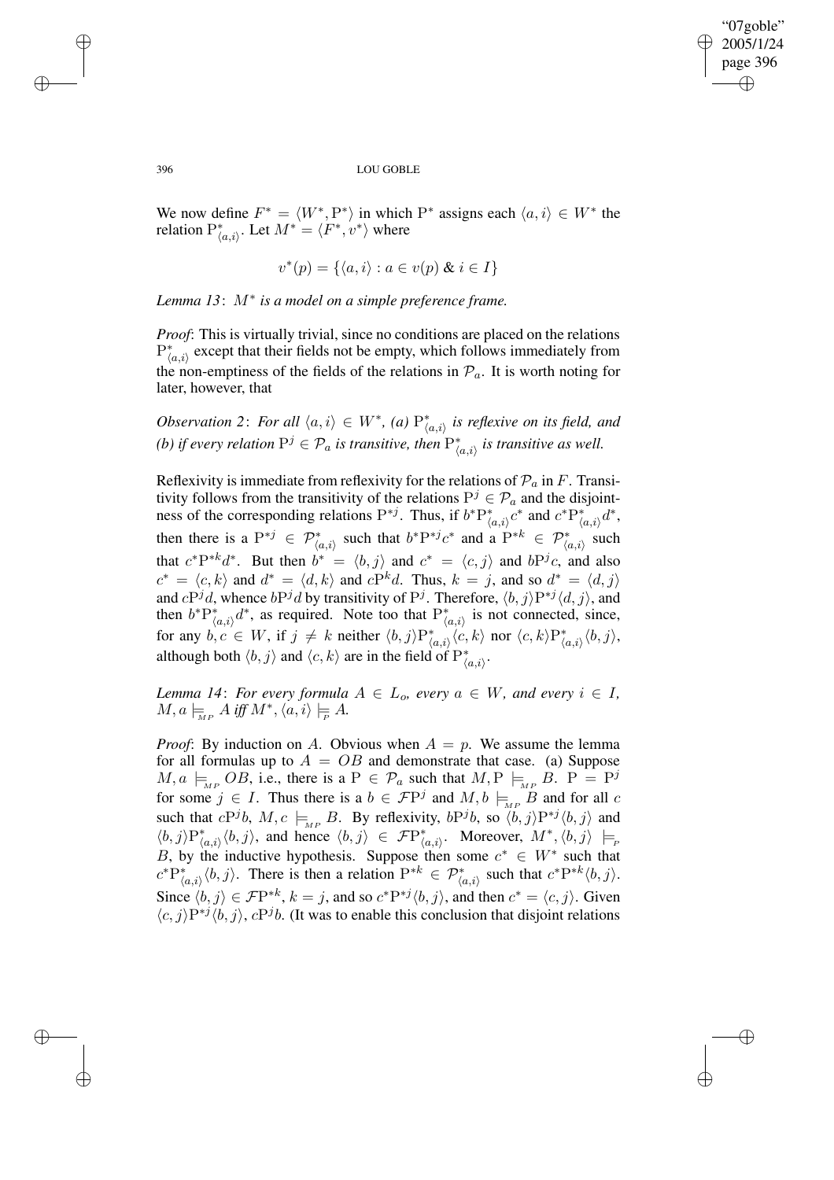We now define $F^* = \langle W^*, \mathrm{P}^* \rangle$ in which $\mathrm{P}^*$ assigns each $\langle a, i\rangle \in W^*$ the relation $\mathrm{P}^*_{\langle a,i\rangle}$. Let $M^* = \langle F^*, v^*\rangle$ where

$$v^*(p) = \{\langle a, i\rangle : a \in v(p) \ \& \ i \in I\}$$

*Lemma 13*: *$M^*$ is a model on a simple preference frame.*

*Proof*: This is virtually trivial, since no conditions are placed on the relations $\mathrm{P}^*_{\langle a,i\rangle}$ except that their fields not be empty, which follows immediately from the non-emptiness of the fields of the relations in $\mathcal{P}_a$. It is worth noting for later, however, that

*Observation 2*: *For all $\langle a, i\rangle \in W^*$, (a) $\mathrm{P}^*_{\langle a,i\rangle}$ is reflexive on its field, and (b) if every relation $\mathrm{P}^j \in \mathcal{P}_a$ is transitive, then $\mathrm{P}^*_{\langle a,i\rangle}$ is transitive as well.*

Reflexivity is immediate from reflexivity for the relations of $\mathcal{P}_a$ in $F$. Transitivity follows from the transitivity of the relations $\mathrm{P}^j \in \mathcal{P}_a$ and the disjointness of the corresponding relations $\mathrm{P}^{*j}$. Thus, if $b^*\mathrm{P}^*_{\langle a,i\rangle}c^*$ and $c^*\mathrm{P}^*_{\langle a,i\rangle}d^*$, then there is a $\mathrm{P}^{*j} \in \mathcal{P}^*_{\langle a,i\rangle}$ such that $b^*\mathrm{P}^{*j}c^*$ and a $\mathrm{P}^{*k} \in \mathcal{P}^*_{\langle a,i\rangle}$ such that $c^*\mathrm{P}^{*k}d^*$. But then $b^* = \langle b, j\rangle$ and $c^* = \langle c, j\rangle$ and $b\mathrm{P}^j c$, and also $c^* = \langle c, k\rangle$ and $d^* = \langle d, k\rangle$ and $c\mathrm{P}^k d$. Thus, $k = j$, and so $d^* = \langle d, j\rangle$ and $c\mathrm{P}^j d$, whence $b\mathrm{P}^j d$ by transitivity of $\mathrm{P}^j$. Therefore, $\langle b, j\rangle\mathrm{P}^{*j}\langle d, j\rangle$, and then $b^*\mathrm{P}^*_{\langle a,i\rangle}d^*$, as required. Note too that $\mathrm{P}^*_{\langle a,i\rangle}$ is not connected, since, for any $b, c \in W$, if $j \neq k$ neither $\langle b, j\rangle\mathrm{P}^*_{\langle a,i\rangle}\langle c, k\rangle$ nor $\langle c, k\rangle\mathrm{P}^*_{\langle a,i\rangle}\langle b, j\rangle$, although both $\langle b, j\rangle$ and $\langle c, k\rangle$ are in the field of $\mathrm{P}^*_{\langle a,i\rangle}$.

*Lemma 14*: *For every formula $A \in L_o$, every $a \in W$, and every $i \in I$, $M, a \models_{MP} A$ iff $M^*, \langle a, i\rangle \models_{P} A$.*

*Proof*: By induction on $A$. Obvious when $A = p$. We assume the lemma for all formulas up to $A = OB$ and demonstrate that case. (a) Suppose $M, a \models_{MP} OB$, i.e., there is a $\mathrm{P} \in \mathcal{P}_a$ such that $M, \mathrm{P} \models_{MP} B$. $\mathrm{P} = \mathrm{P}^j$ for some $j \in I$. Thus there is a $b \in \mathcal{F}\mathrm{P}^j$ and $M, b \models_{MP} B$ and for all $c$ such that $c\mathrm{P}^j b$, $M, c \models_{MP} B$. By reflexivity, $b\mathrm{P}^j b$, so $\langle b, j\rangle\mathrm{P}^{*j}\langle b, j\rangle$ and $\langle b, j\rangle\mathrm{P}^*_{\langle a,i\rangle}\langle b, j\rangle$, and hence $\langle b, j\rangle \in \mathcal{F}\mathrm{P}^*_{\langle a,i\rangle}$. Moreover, $M^*, \langle b, j\rangle \models_{P} B$, by the inductive hypothesis. Suppose then some $c^* \in W^*$ such that $c^*\mathrm{P}^*_{\langle a,i\rangle}\langle b, j\rangle$. There is then a relation $\mathrm{P}^{*k} \in \mathcal{P}^*_{\langle a,i\rangle}$ such that $c^*\mathrm{P}^{*k}\langle b, j\rangle$. Since $\langle b, j\rangle \in \mathcal{F}\mathrm{P}^{*k}$, $k = j$, and so $c^*\mathrm{P}^{*j}\langle b, j\rangle$, and then $c^* = \langle c, j\rangle$. Given $\langle c, j\rangle\mathrm{P}^{*j}\langle b, j\rangle$, $c\mathrm{P}^j b$. (It was to enable this conclusion that disjoint relations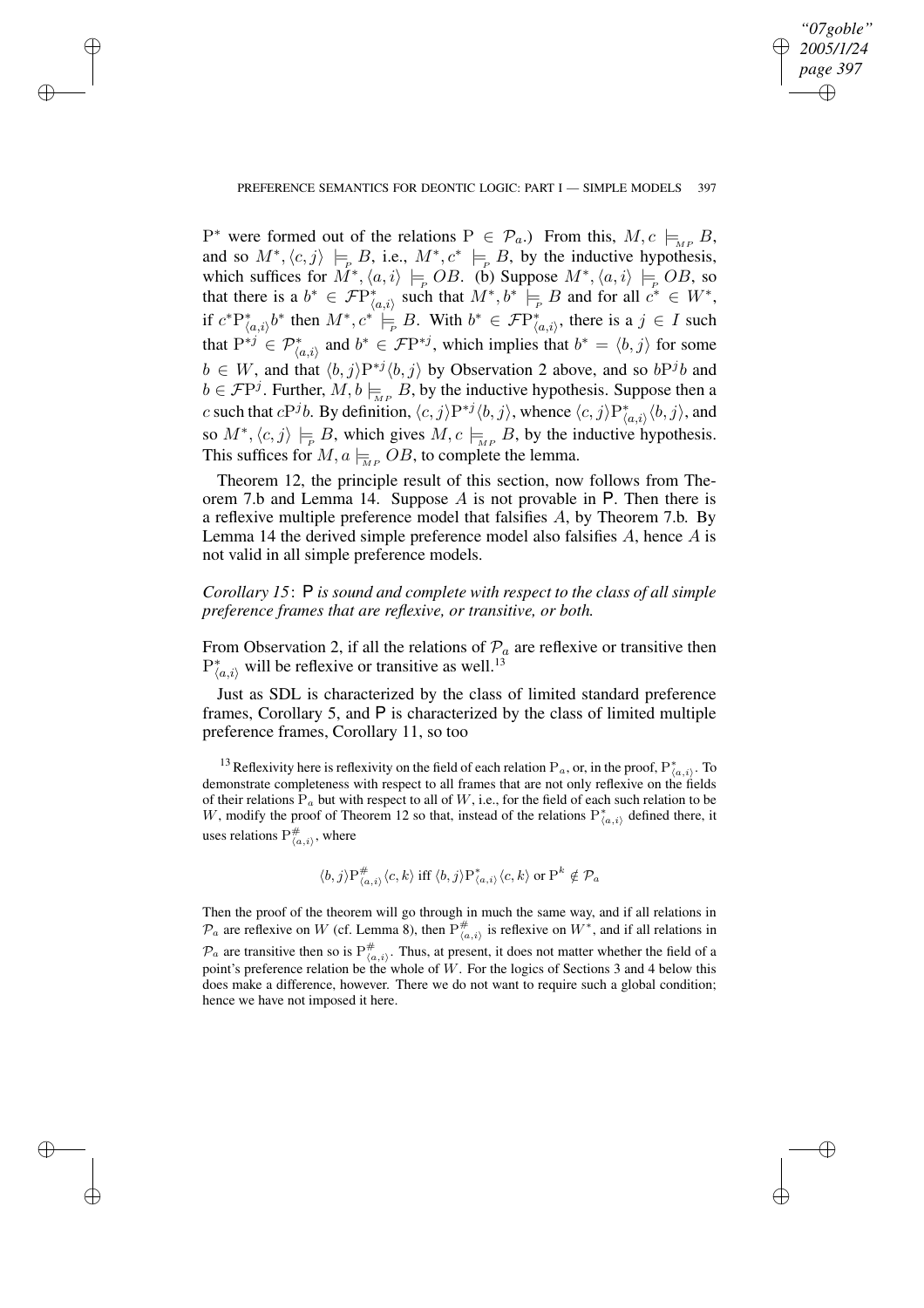$\mathrm{P}^*$ were formed out of the relations $\mathrm{P} \in \mathcal{P}_a$.) From this, $M, c \models_{MP} B$, and so $M^*, \langle c, j\rangle \models_{P} B$, i.e., $M^*, c^* \models_{P} B$, by the inductive hypothesis, which suffices for $M^*, \langle a, i\rangle \models_{P} OB$. (b) Suppose $M^*, \langle a, i\rangle \models_{P} OB$, so that there is a $b^* \in \mathcal{F}\mathrm{P}^*_{\langle a,i\rangle}$ such that $M^*, b^* \models_{P} B$ and for all $c^* \in W^*$, if $c^*\mathrm{P}^*_{\langle a,i\rangle}b^*$ then $M^*, c^* \models_{P} B$. With $b^* \in \mathcal{F}\mathrm{P}^*_{\langle a,i\rangle}$, there is a $j \in I$ such that $\mathrm{P}^{*j} \in \mathcal{P}^*_{\langle a,i\rangle}$ and $b^* \in \mathcal{F}\mathrm{P}^{*j}$, which implies that $b^* = \langle b, j\rangle$ for some $b \in W$, and that $\langle b, j\rangle \mathrm{P}^{*j} \langle b, j\rangle$ by Observation 2 above, and so $b\mathrm{P}^j b$ and $b \in \mathcal{F}\mathrm{P}^j$. Further, $M, b \models_{MP} B$, by the inductive hypothesis. Suppose then a $c$ such that $c\mathrm{P}^j b$. By definition, $\langle c, j\rangle \mathrm{P}^{*j} \langle b, j\rangle$, whence $\langle c, j\rangle \mathrm{P}^*_{\langle a,i\rangle} \langle b, j\rangle$, and so $M^*, \langle c, j\rangle \models_{P} B$, which gives $M, c \models_{MP} B$, by the inductive hypothesis. This suffices for $M, a \models_{MP} OB$, to complete the lemma.

Theorem 12, the principle result of this section, now follows from Theorem 7.b and Lemma 14. Suppose $A$ is not provable in P. Then there is a reflexive multiple preference model that falsifies $A$, by Theorem 7.b. By Lemma 14 the derived simple preference model also falsifies $A$, hence $A$ is not valid in all simple preference models.

*Corollary 15*: P *is sound and complete with respect to the class of all simple preference frames that are reflexive, or transitive, or both.*

From Observation 2, if all the relations of $\mathcal{P}_a$ are reflexive or transitive then $\mathrm{P}^*_{\langle a,i\rangle}$ will be reflexive or transitive as well.[13]

Just as SDL is characterized by the class of limited standard preference frames, Corollary 5, and P is characterized by the class of limited multiple preference frames, Corollary 11, so too

[13] Reflexivity here is reflexivity on the field of each relation $\mathrm{P}_a$, or, in the proof, $\mathrm{P}^*_{\langle a,i\rangle}$. To demonstrate completeness with respect to all frames that are not only reflexive on the fields of their relations $\mathrm{P}_a$ but with respect to all of $W$, i.e., for the field of each such relation to be $W$, modify the proof of Theorem 12 so that, instead of the relations $\mathrm{P}^*_{\langle a,i\rangle}$ defined there, it uses relations $\mathrm{P}^{\#}_{\langle a,i\rangle}$, where

$$\langle b, j\rangle \mathrm{P}^{\#}_{\langle a,i\rangle} \langle c, k\rangle \text{ iff } \langle b, j\rangle \mathrm{P}^*_{\langle a,i\rangle} \langle c, k\rangle \text{ or } \mathrm{P}^k \notin \mathcal{P}_a$$

Then the proof of the theorem will go through in much the same way, and if all relations in $\mathcal{P}_a$ are reflexive on $W$ (cf. Lemma 8), then $\mathrm{P}^{\#}_{\langle a,i\rangle}$ is reflexive on $W^*$, and if all relations in $\mathcal{P}_a$ are transitive then so is $\mathrm{P}^{\#}_{\langle a,i\rangle}$. Thus, at present, it does not matter whether the field of a point's preference relation be the whole of $W$. For the logics of Sections 3 and 4 below this does make a difference, however. There we do not want to require such a global condition; hence we have not imposed it here.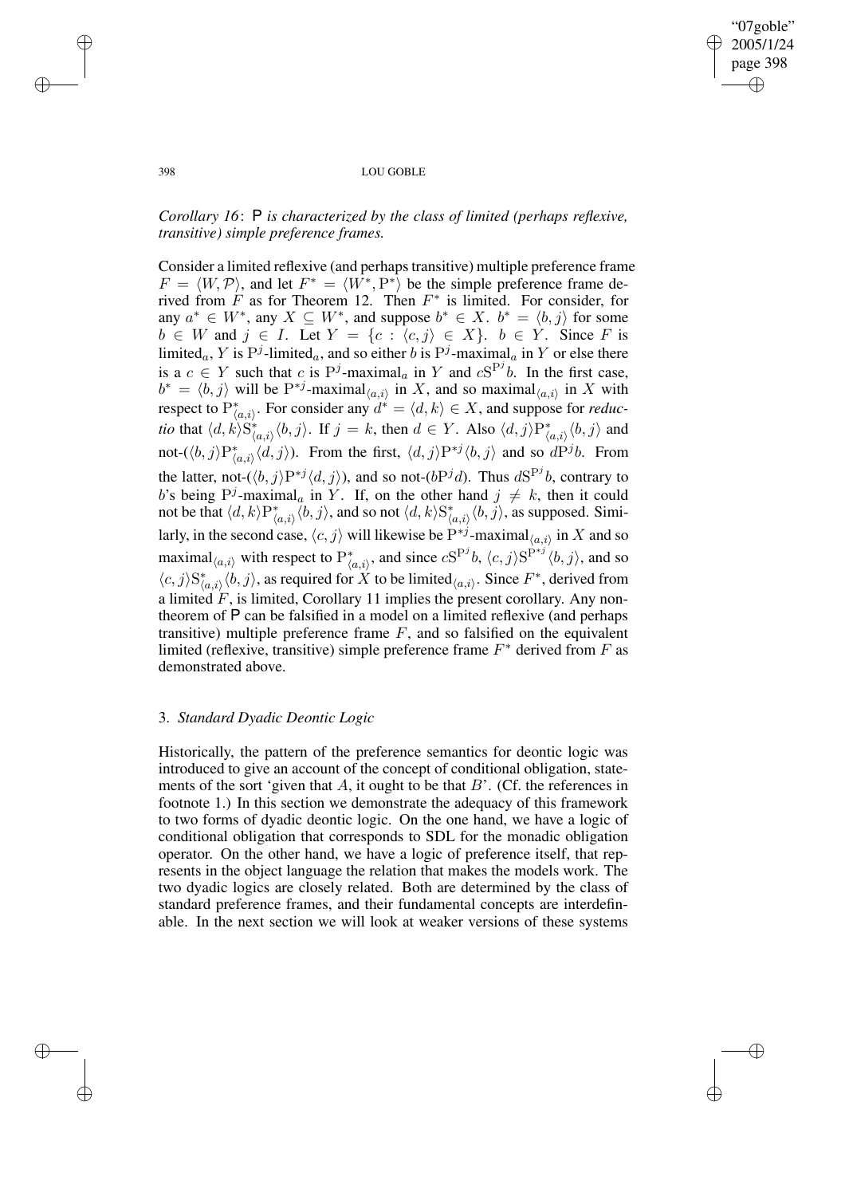*Corollary 16*: P *is characterized by the class of limited (perhaps reflexive, transitive) simple preference frames.*

Consider a limited reflexive (and perhaps transitive) multiple preference frame $F = \langle W, \mathcal{P}\rangle$, and let $F^* = \langle W^*, \mathrm{P}^*\rangle$ be the simple preference frame derived from $F$ as for Theorem 12. Then $F^*$ is limited. For consider, for any $a^* \in W^*$, any $X \subseteq W^*$, and suppose $b^* \in X$. $b^* = \langle b, j\rangle$ for some $b \in W$ and $j \in I$. Let $Y = \{c : \langle c, j\rangle \in X\}$. $b \in Y$. Since $F$ is limited$_a$, $Y$ is $\mathrm{P}^j$-limited$_a$, and so either $b$ is $\mathrm{P}^j$-maximal$_a$ in $Y$ or else there is a $c \in Y$ such that $c$ is $\mathrm{P}^j$-maximal$_a$ in $Y$ and $c\mathrm{S}^{\mathrm{P}^j}b$. In the first case, $b^* = \langle b, j\rangle$ will be $\mathrm{P}^{*j}$-maximal$_{\langle a,i\rangle}$ in $X$, and so maximal$_{\langle a,i\rangle}$ in $X$ with respect to $\mathrm{P}^*_{\langle a,i\rangle}$. For consider any $d^* = \langle d, k\rangle \in X$, and suppose for *reductio* that $\langle d, k\rangle \mathrm{S}^*_{\langle a,i\rangle}\langle b, j\rangle$. If $j = k$, then $d \in Y$. Also $\langle d, j\rangle \mathrm{P}^*_{\langle a,i\rangle}\langle b, j\rangle$ and not-$(\langle b, j\rangle \mathrm{P}^*_{\langle a,i\rangle}\langle d, j\rangle)$. From the first, $\langle d, j\rangle \mathrm{P}^{*j}\langle b, j\rangle$ and so $d\mathrm{P}^j b$. From the latter, not-$(\langle b, j\rangle \mathrm{P}^{*j}\langle d, j\rangle)$, and so not-$(b\mathrm{P}^j d)$. Thus $d\mathrm{S}^{\mathrm{P}^j}b$, contrary to $b$'s being $\mathrm{P}^j$-maximal$_a$ in $Y$. If, on the other hand $j \neq k$, then it could not be that $\langle d, k\rangle \mathrm{P}^*_{\langle a,i\rangle}\langle b, j\rangle$, and so not $\langle d, k\rangle \mathrm{S}^*_{\langle a,i\rangle}\langle b, j\rangle$, as supposed. Similarly, in the second case, $\langle c, j\rangle$ will likewise be $\mathrm{P}^{*j}$-maximal$_{\langle a,i\rangle}$ in $X$ and so maximal$_{\langle a,i\rangle}$ with respect to $\mathrm{P}^*_{\langle a,i\rangle}$, and since $c\mathrm{S}^{\mathrm{P}^j}b$, $\langle c, j\rangle \mathrm{S}^{\mathrm{P}^{*j}}\langle b, j\rangle$, and so $\langle c, j\rangle \mathrm{S}^*_{\langle a,i\rangle}\langle b, j\rangle$, as required for $X$ to be limited$_{\langle a,i\rangle}$. Since $F^*$, derived from a limited $F$, is limited, Corollary 11 implies the present corollary. Any non-theorem of P can be falsified in a model on a limited reflexive (and perhaps transitive) multiple preference frame $F$, and so falsified on the equivalent limited (reflexive, transitive) simple preference frame $F^*$ derived from $F$ as demonstrated above.

## 3. *Standard Dyadic Deontic Logic*

Historically, the pattern of the preference semantics for deontic logic was introduced to give an account of the concept of conditional obligation, statements of the sort 'given that $A$, it ought to be that $B$'. (Cf. the references in footnote 1.) In this section we demonstrate the adequacy of this framework to two forms of dyadic deontic logic. On the one hand, we have a logic of conditional obligation that corresponds to SDL for the monadic obligation operator. On the other hand, we have a logic of preference itself, that represents in the object language the relation that makes the models work. The two dyadic logics are closely related. Both are determined by the class of standard preference frames, and their fundamental concepts are interdefinable. In the next section we will look at weaker versions of these systems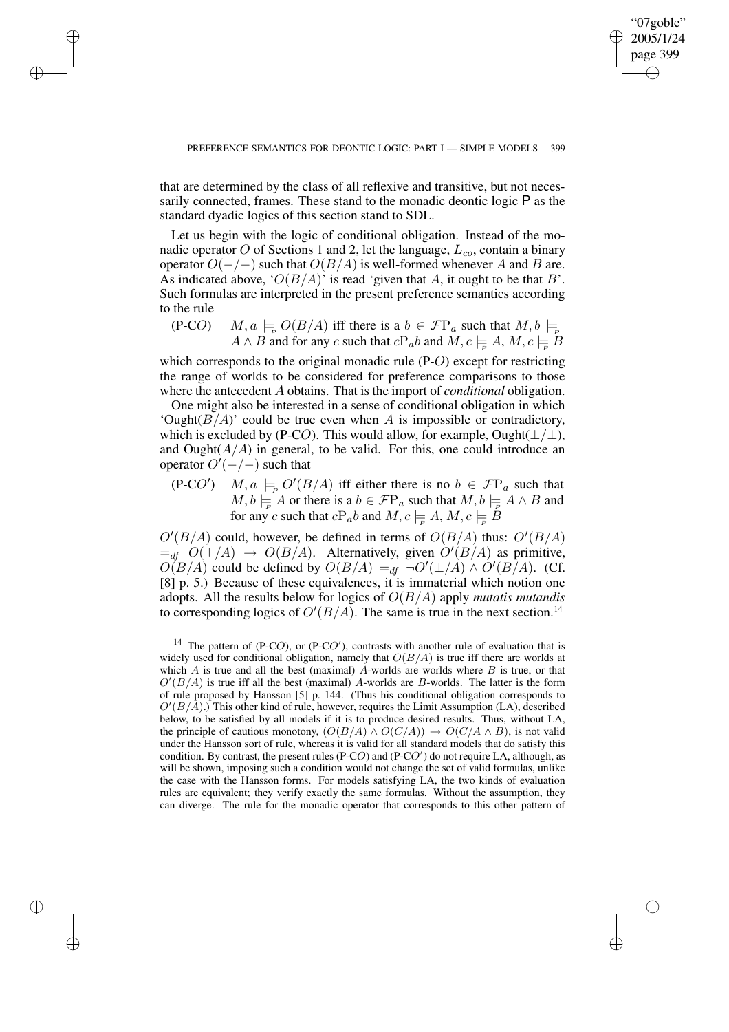that are determined by the class of all reflexive and transitive, but not necessarily connected, frames. These stand to the monadic deontic logic P as the standard dyadic logics of this section stand to SDL.

Let us begin with the logic of conditional obligation. Instead of the monadic operator $O$ of Sections 1 and 2, let the language, $L_{co}$, contain a binary operator $O(-/-)$ such that $O(B/A)$ is well-formed whenever $A$ and $B$ are. As indicated above, '$O(B/A)$' is read 'given that $A$, it ought to be that $B$'. Such formulas are interpreted in the present preference semantics according to the rule

(P-C$O$) $M, a \models_{P} O(B/A)$ iff there is a $b \in \mathcal{F}\mathrm{P}_a$ such that $M, b \models_{P} A \wedge B$ and for any $c$ such that $c\mathrm{P}_a b$ and $M, c \models_{P} A$, $M, c \models_{P} B$

which corresponds to the original monadic rule (P-$O$) except for restricting the range of worlds to be considered for preference comparisons to those where the antecedent $A$ obtains. That is the import of *conditional* obligation.

One might also be interested in a sense of conditional obligation in which 'Ought($B/A$)' could be true even when $A$ is impossible or contradictory, which is excluded by (P-C$O$). This would allow, for example, Ought($\bot/\bot$), and Ought($A/A$) in general, to be valid. For this, one could introduce an operator $O'(-/-)$ such that

(P-C$O'$) $M, a \models_{P} O'(B/A)$ iff either there is no $b \in \mathcal{F}\mathrm{P}_a$ such that $M, b \models_{P} A$ or there is a $b \in \mathcal{F}\mathrm{P}_a$ such that $M, b \models_{P} A \wedge B$ and for any $c$ such that $c\mathrm{P}_a b$ and $M, c \models_{P} A$, $M, c \models_{P} B$

$O'(B/A)$ could, however, be defined in terms of $O(B/A)$ thus: $O'(B/A) =_{df} O(\top/A) \rightarrow O(B/A)$. Alternatively, given $O'(B/A)$ as primitive, $O(B/A)$ could be defined by $O(B/A) =_{df} \neg O'(\bot/A) \wedge O'(B/A)$. (Cf. [8] p. 5.) Because of these equivalences, it is immaterial which notion one adopts. All the results below for logics of $O(B/A)$ apply *mutatis mutandis* to corresponding logics of $O'(B/A)$. The same is true in the next section.[14]

[14] The pattern of (P-C$O$), or (P-C$O'$), contrasts with another rule of evaluation that is widely used for conditional obligation, namely that $O(B/A)$ is true iff there are worlds at which $A$ is true and all the best (maximal) $A$-worlds are worlds where $B$ is true, or that $O'(B/A)$ is true iff all the best (maximal) $A$-worlds are $B$-worlds. The latter is the form of rule proposed by Hansson [5] p. 144. (Thus his conditional obligation corresponds to $O'(B/A)$.) This other kind of rule, however, requires the Limit Assumption (LA), described below, to be satisfied by all models if it is to produce desired results. Thus, without LA, the principle of cautious monotony, $(O(B/A) \wedge O(C/A)) \rightarrow O(C/A \wedge B)$, is not valid under the Hansson sort of rule, whereas it is valid for all standard models that do satisfy this condition. By contrast, the present rules (P-C$O$) and (P-C$O'$) do not require LA, although, as will be shown, imposing such a condition would not change the set of valid formulas, unlike the case with the Hansson forms. For models satisfying LA, the two kinds of evaluation rules are equivalent; they verify exactly the same formulas. Without the assumption, they can diverge. The rule for the monadic operator that corresponds to this other pattern of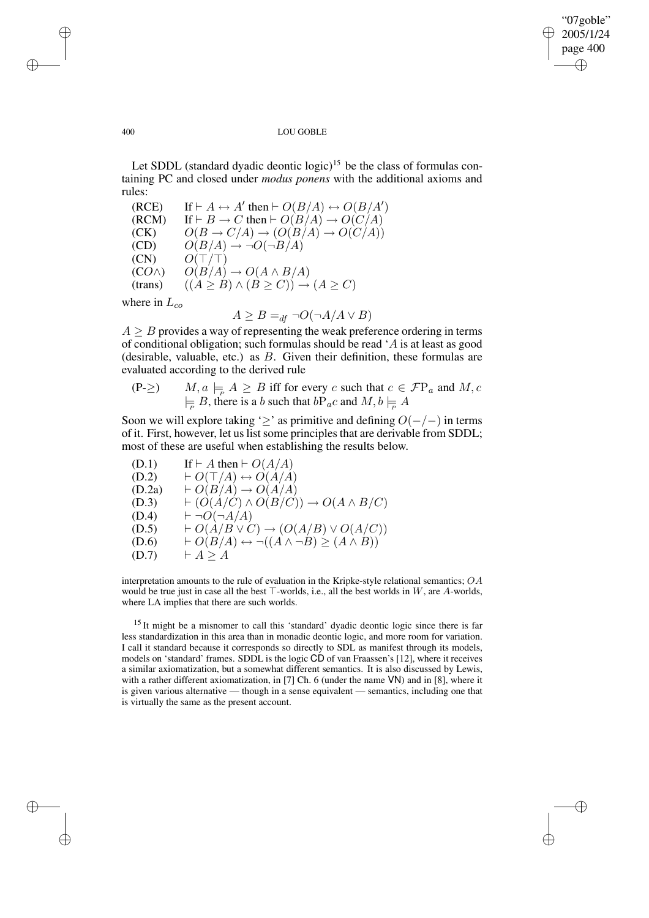Let SDDL (standard dyadic deontic logic)[15] be the class of formulas containing PC and closed under *modus ponens* with the additional axioms and rules:

| | |
|---|---|
| (RCE) | If $\vdash A \leftrightarrow A'$ then $\vdash O(B/A) \leftrightarrow O(B/A')$ |
| (RCM) | If $\vdash B \rightarrow C$ then $\vdash O(B/A) \rightarrow O(C/A)$ |
| (CK) | $O(B \rightarrow C/A) \rightarrow (O(B/A) \rightarrow O(C/A))$ |
| (CD) | $O(B/A) \rightarrow \neg O(\neg B/A)$ |
| (CN) | $O(\top/\top)$ |
| (CO$\wedge$) | $O(B/A) \rightarrow O(A \wedge B/A)$ |
| (trans) | $((A \geq B) \wedge (B \geq C)) \rightarrow (A \geq C)$ |

where in $L_{co}$

$$A \geq B =_{df} \neg O(\neg A/A \vee B)$$

$A \geq B$ provides a way of representing the weak preference ordering in terms of conditional obligation; such formulas should be read '$A$ is at least as good (desirable, valuable, etc.) as $B$. Given their definition, these formulas are evaluated according to the derived rule

(P-$\geq$) $\quad M, a \models_{P} A \geq B$ iff for every $c$ such that $c \in \mathcal{F}\mathrm{P}_a$ and $M, c \models_{P} B$, there is a $b$ such that $b\mathrm{P}_a c$ and $M, b \models_{P} A$

Soon we will explore taking '$\geq$' as primitive and defining $O(-/-)$ in terms of it. First, however, let us list some principles that are derivable from SDDL; most of these are useful when establishing the results below.

| | |
|---|---|
| (D.1) | If $\vdash A$ then $\vdash O(A/A)$ |
| (D.2) | $\vdash O(\top/A) \leftrightarrow O(A/A)$ |
| (D.2a) | $\vdash O(B/A) \rightarrow O(A/A)$ |
| (D.3) | $\vdash (O(A/C) \wedge O(B/C)) \rightarrow O(A \wedge B/C)$ |
| (D.4) | $\vdash \neg O(\neg A/A)$ |
| (D.5) | $\vdash O(A/B \vee C) \rightarrow (O(A/B) \vee O(A/C))$ |
| (D.6) | $\vdash O(B/A) \leftrightarrow \neg((A \wedge \neg B) \geq (A \wedge B))$ |
| (D.7) | $\vdash A \geq A$ |

interpretation amounts to the rule of evaluation in the Kripke-style relational semantics; $OA$ would be true just in case all the best $\top$-worlds, i.e., all the best worlds in $W$, are $A$-worlds, where LA implies that there are such worlds.

[15] It might be a misnomer to call this 'standard' dyadic deontic logic since there is far less standardization in this area than in monadic deontic logic, and more room for variation. I call it standard because it corresponds so directly to SDL as manifest through its models, models on 'standard' frames. SDDL is the logic **CD** of van Fraassen's [12], where it receives a similar axiomatization, but a somewhat different semantics. It is also discussed by Lewis, with a rather different axiomatization, in [7] Ch. 6 (under the name **VN**) and in [8], where it is given various alternative — though in a sense equivalent — semantics, including one that is virtually the same as the present account.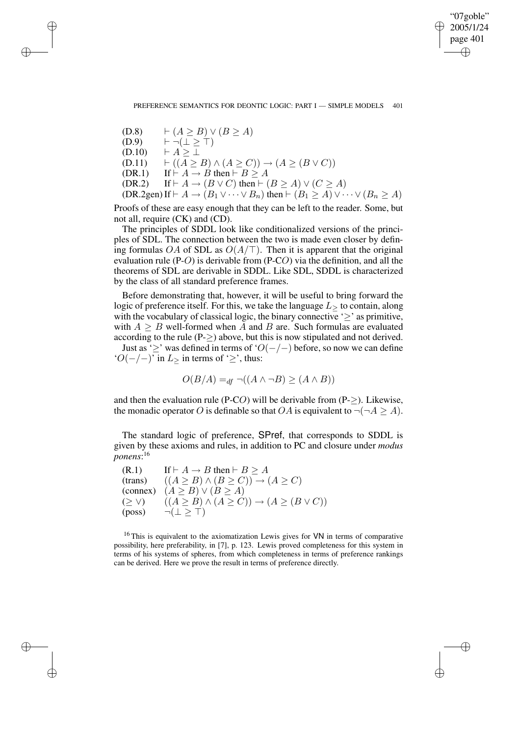(D.8) $\vdash (A \geq B) \vee (B \geq A)$
(D.9) $\vdash \neg(\bot \geq \top)$
(D.10) $\vdash A \geq \bot$
(D.11) $\vdash ((A \geq B) \wedge (A \geq C)) \rightarrow (A \geq (B \vee C))$
(DR.1) If $\vdash A \rightarrow B$ then $\vdash B \geq A$
(DR.2) If $\vdash A \rightarrow (B \vee C)$ then $\vdash (B \geq A) \vee (C \geq A)$
(DR.2gen) If $\vdash A \rightarrow (B_1 \vee \cdots \vee B_n)$ then $\vdash (B_1 \geq A) \vee \cdots \vee (B_n \geq A)$

Proofs of these are easy enough that they can be left to the reader. Some, but not all, require (CK) and (CD).

The principles of SDDL look like conditionalized versions of the principles of SDL. The connection between the two is made even closer by defining formulas $OA$ of SDL as $O(A/\top)$. Then it is apparent that the original evaluation rule (P-$O$) is derivable from (P-C$O$) via the definition, and all the theorems of SDL are derivable in SDDL. Like SDL, SDDL is characterized by the class of all standard preference frames.

Before demonstrating that, however, it will be useful to bring forward the logic of preference itself. For this, we take the language $L_{\geq}$ to contain, along with the vocabulary of classical logic, the binary connective '$\geq$' as primitive, with $A \geq B$ well-formed when $A$ and $B$ are. Such formulas are evaluated according to the rule (P-$\geq$) above, but this is now stipulated and not derived.

Just as '$\geq$' was defined in terms of '$O(-/-)$ before, so now we can define '$O(-/-)$' in $L_{\geq}$ in terms of '$\geq$', thus:

$$O(B/A) =_{df} \neg((A \wedge \neg B) \geq (A \wedge B))$$

and then the evaluation rule (P-C$O$) will be derivable from (P-$\geq$). Likewise, the monadic operator $O$ is definable so that $OA$ is equivalent to $\neg(\neg A \geq A)$.

The standard logic of preference, SPref, that corresponds to SDDL is given by these axioms and rules, in addition to PC and closure under *modus ponens*:[16]

(R.1) If $\vdash A \rightarrow B$ then $\vdash B \geq A$
(trans) $((A \geq B) \wedge (B \geq C)) \rightarrow (A \geq C)$
(connex) $(A \geq B) \vee (B \geq A)$
($\geq \vee$) $((A \geq B) \wedge (A \geq C)) \rightarrow (A \geq (B \vee C))$
(poss) $\neg(\bot \geq \top)$

[16] This is equivalent to the axiomatization Lewis gives for VN in terms of comparative possibility, here preferability, in [7], p. 123. Lewis proved completeness for this system in terms of his systems of spheres, from which completeness in terms of preference rankings can be derived. Here we prove the result in terms of preference directly.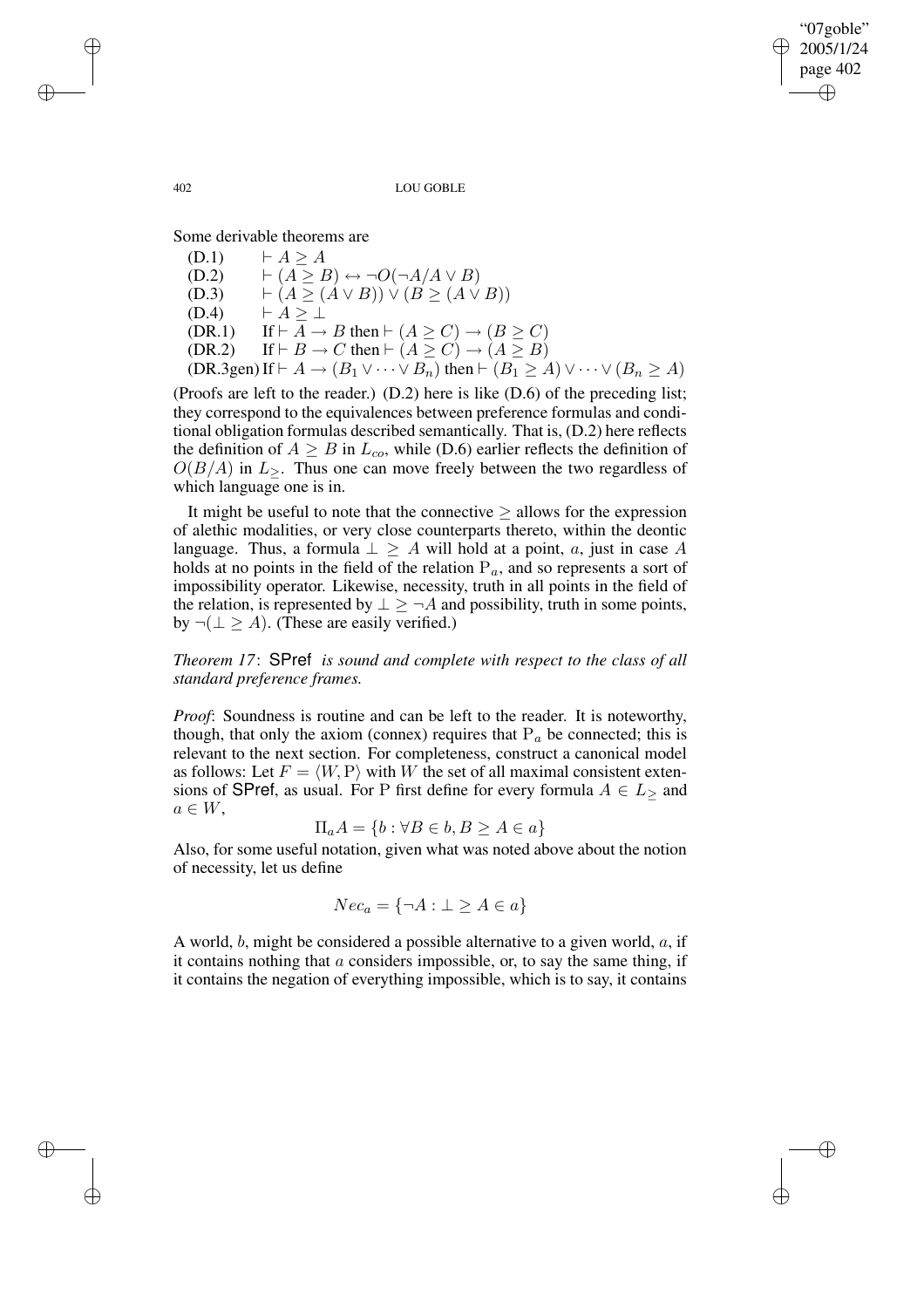Some derivable theorems are

(D.1) $\vdash A \geq A$

(D.2) $\vdash (A \geq B) \leftrightarrow \neg O(\neg A / A \vee B)$

(D.3) $\vdash (A \geq (A \vee B)) \vee (B \geq (A \vee B))$

(D.4) $\vdash A \geq \bot$

(DR.1) If $\vdash A \rightarrow B$ then $\vdash (A \geq C) \rightarrow (B \geq C)$

(DR.2) If $\vdash B \rightarrow C$ then $\vdash (A \geq C) \rightarrow (A \geq B)$

(DR.3gen) If $\vdash A \rightarrow (B_1 \vee \cdots \vee B_n)$ then $\vdash (B_1 \geq A) \vee \cdots \vee (B_n \geq A)$

(Proofs are left to the reader.) (D.2) here is like (D.6) of the preceding list; they correspond to the equivalences between preference formulas and conditional obligation formulas described semantically. That is, (D.2) here reflects the definition of $A \geq B$ in $L_{co}$, while (D.6) earlier reflects the definition of $O(B/A)$ in $L_{\geq}$. Thus one can move freely between the two regardless of which language one is in.

It might be useful to note that the connective $\geq$ allows for the expression of alethic modalities, or very close counterparts thereto, within the deontic language. Thus, a formula $\bot \geq A$ will hold at a point, $a$, just in case $A$ holds at no points in the field of the relation $\mathrm{P}_a$, and so represents a sort of impossibility operator. Likewise, necessity, truth in all points in the field of the relation, is represented by $\bot \geq \neg A$ and possibility, truth in some points, by $\neg(\bot \geq A)$. (These are easily verified.)

*Theorem 17*: *SPref is sound and complete with respect to the class of all standard preference frames.*

*Proof*: Soundness is routine and can be left to the reader. It is noteworthy, though, that only the axiom (connex) requires that $\mathrm{P}_a$ be connected; this is relevant to the next section. For completeness, construct a canonical model as follows: Let $F = \langle W, \mathrm{P} \rangle$ with $W$ the set of all maximal consistent extensions of SPref, as usual. For P first define for every formula $A \in L_{\geq}$ and $a \in W$,

$$\Pi_a A = \{b : \forall B \in b, B \geq A \in a\}$$

Also, for some useful notation, given what was noted above about the notion of necessity, let us define

$$Nec_a = \{\neg A : \bot \geq A \in a\}$$

A world, $b$, might be considered a possible alternative to a given world, $a$, if it contains nothing that $a$ considers impossible, or, to say the same thing, if it contains the negation of everything impossible, which is to say, it contains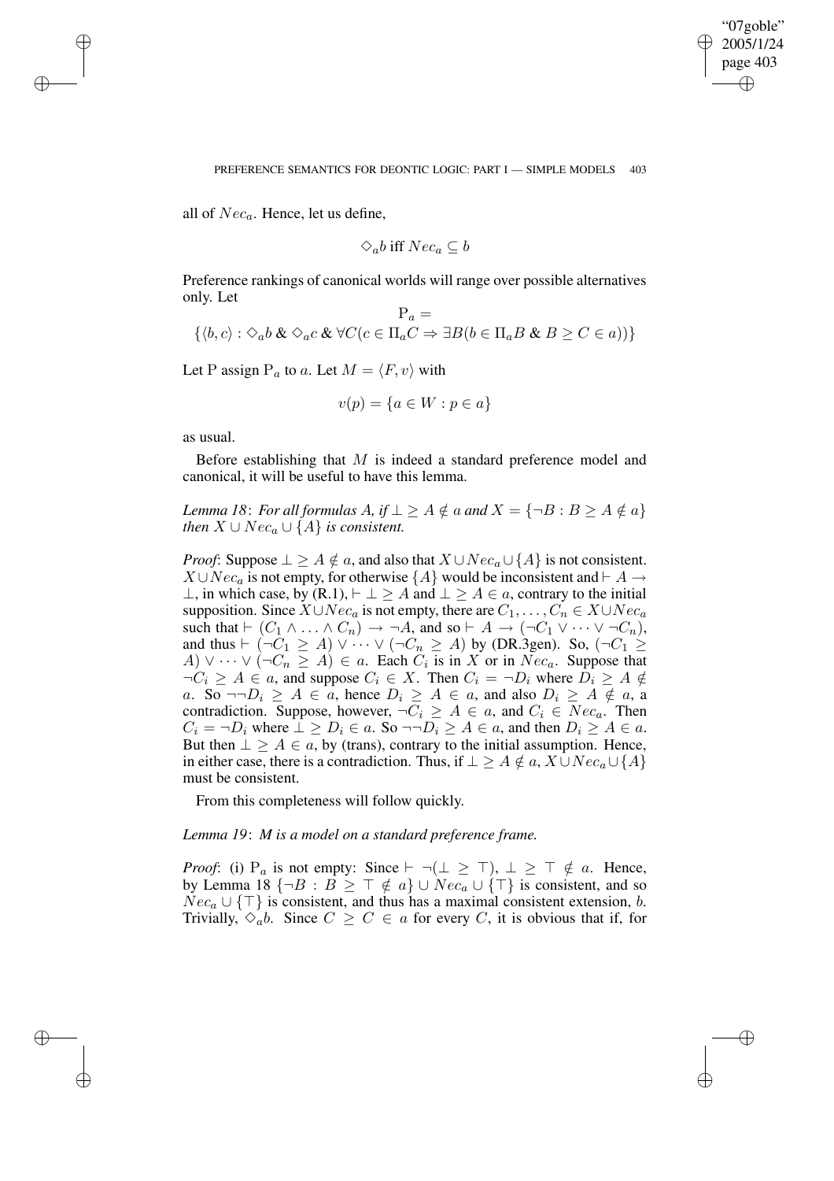all of $Nec_a$. Hence, let us define,

$$\diamond_a b \text{ iff } Nec_a \subseteq b$$

Preference rankings of canonical worlds will range over possible alternatives only. Let

$$\mathrm{P}_a = \{\langle b, c\rangle : \diamond_a b \;\&\; \diamond_a c \;\&\; \forall C(c \in \Pi_a C \Rightarrow \exists B(b \in \Pi_a B \;\&\; B \geq C \in a))\}$$

Let P assign $\mathrm{P}_a$ to $a$. Let $M = \langle F, v\rangle$ with

$$v(p) = \{a \in W : p \in a\}$$

as usual.

Before establishing that $M$ is indeed a standard preference model and canonical, it will be useful to have this lemma.

*Lemma 18*: *For all formulas $A$, if $\bot \geq A \notin a$ and $X = \{\neg B : B \geq A \notin a\}$ then $X \cup Nec_a \cup \{A\}$ is consistent.*

*Proof*: Suppose $\bot \geq A \notin a$, and also that $X \cup Nec_a \cup \{A\}$ is not consistent. $X \cup Nec_a$ is not empty, for otherwise $\{A\}$ would be inconsistent and $\vdash A \to \bot$, in which case, by (R.1), $\vdash \bot \geq A$ and $\bot \geq A \in a$, contrary to the initial supposition. Since $X \cup Nec_a$ is not empty, there are $C_1, \ldots, C_n \in X \cup Nec_a$ such that $\vdash (C_1 \wedge \ldots \wedge C_n) \to \neg A$, and so $\vdash A \to (\neg C_1 \vee \cdots \vee \neg C_n)$, and thus $\vdash (\neg C_1 \geq A) \vee \cdots \vee (\neg C_n \geq A)$ by (DR.3gen). So, $(\neg C_1 \geq A) \vee \cdots \vee (\neg C_n \geq A) \in a$. Each $C_i$ is in $X$ or in $Nec_a$. Suppose that $\neg C_i \geq A \in a$, and suppose $C_i \in X$. Then $C_i = \neg D_i$ where $D_i \geq A \notin a$. So $\neg\neg D_i \geq A \in a$, hence $D_i \geq A \in a$, and also $D_i \geq A \notin a$, a contradiction. Suppose, however, $\neg C_i \geq A \in a$, and $C_i \in Nec_a$. Then $C_i = \neg D_i$ where $\bot \geq D_i \in a$. So $\neg\neg D_i \geq A \in a$, and then $D_i \geq A \in a$. But then $\bot \geq A \in a$, by (trans), contrary to the initial assumption. Hence, in either case, there is a contradiction. Thus, if $\bot \geq A \notin a$, $X \cup Nec_a \cup \{A\}$ must be consistent.

From this completeness will follow quickly.

*Lemma 19*: *M is a model on a standard preference frame.*

*Proof*: (i) $\mathrm{P}_a$ is not empty: Since $\vdash \neg(\bot \geq \top)$, $\bot \geq \top \notin a$. Hence, by Lemma 18 $\{\neg B : B \geq \top \notin a\} \cup Nec_a \cup \{\top\}$ is consistent, and so $Nec_a \cup \{\top\}$ is consistent, and thus has a maximal consistent extension, $b$. Trivially, $\diamond_a b$. Since $C \geq C \in a$ for every $C$, it is obvious that if, for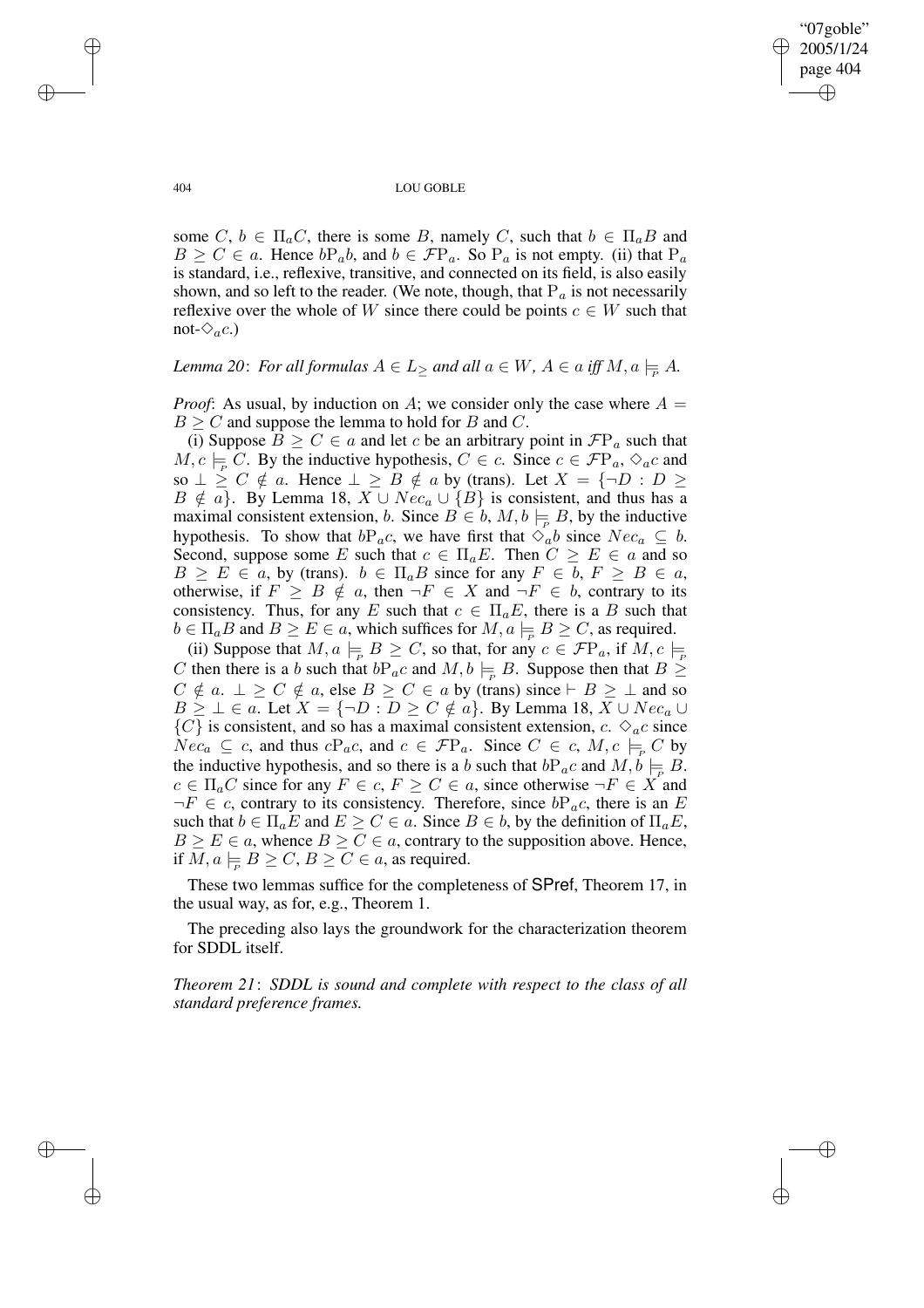some $C$, $b \in \Pi_a C$, there is some $B$, namely $C$, such that $b \in \Pi_a B$ and $B \geq C \in a$. Hence $b\mathrm{P}_a b$, and $b \in \mathcal{F}\mathrm{P}_a$. So $\mathrm{P}_a$ is not empty. (ii) that $\mathrm{P}_a$ is standard, i.e., reflexive, transitive, and connected on its field, is also easily shown, and so left to the reader. (We note, though, that $\mathrm{P}_a$ is not necessarily reflexive over the whole of $W$ since there could be points $c \in W$ such that not-$\Diamond_a c$.)

*Lemma 20*: *For all formulas $A \in L_{\geq}$ and all $a \in W$, $A \in a$ iff $M, a \models_{P} A$.*

*Proof*: As usual, by induction on $A$; we consider only the case where $A = B \geq C$ and suppose the lemma to hold for $B$ and $C$.

(i) Suppose $B \geq C \in a$ and let $c$ be an arbitrary point in $\mathcal{F}\mathrm{P}_a$ such that $M, c \models_{P} C$. By the inductive hypothesis, $C \in c$. Since $c \in \mathcal{F}\mathrm{P}_a$, $\Diamond_a c$ and so $\perp \geq C \notin a$. Hence $\perp \geq B \notin a$ by (trans). Let $X = \{\neg D : D \geq B \notin a\}$. By Lemma 18, $X \cup Nec_a \cup \{B\}$ is consistent, and thus has a maximal consistent extension, $b$. Since $B \in b$, $M, b \models_{P} B$, by the inductive hypothesis. To show that $b\mathrm{P}_a c$, we have first that $\Diamond_a b$ since $Nec_a \subseteq b$. Second, suppose some $E$ such that $c \in \Pi_a E$. Then $C \geq E \in a$ and so $B \geq E \in a$, by (trans). $b \in \Pi_a B$ since for any $F \in b$, $F \geq B \in a$, otherwise, if $F \geq B \notin a$, then $\neg F \in X$ and $\neg F \in b$, contrary to its consistency. Thus, for any $E$ such that $c \in \Pi_a E$, there is a $B$ such that $b \in \Pi_a B$ and $B \geq E \in a$, which suffices for $M, a \models_{P} B \geq C$, as required.

(ii) Suppose that $M, a \models_{P} B \geq C$, so that, for any $c \in \mathcal{F}\mathrm{P}_a$, if $M, c \models_{P} C$ then there is a $b$ such that $b\mathrm{P}_a c$ and $M, b \models_{P} B$. Suppose then that $B \geq C \notin a$. $\perp \geq C \notin a$, else $B \geq C \in a$ by (trans) since $\vdash B \geq \perp$ and so $B \geq \perp \in a$. Let $X = \{\neg D : D \geq C \notin a\}$. By Lemma 18, $X \cup Nec_a \cup \{C\}$ is consistent, and so has a maximal consistent extension, $c$. $\Diamond_a c$ since $Nec_a \subseteq c$, and thus $c\mathrm{P}_a c$, and $c \in \mathcal{F}\mathrm{P}_a$. Since $C \in c$, $M, c \models_{P} C$ by the inductive hypothesis, and so there is a $b$ such that $b\mathrm{P}_a c$ and $M, b \models_{P} B$. $c \in \Pi_a C$ since for any $F \in c$, $F \geq C \in a$, since otherwise $\neg F \in X$ and $\neg F \in c$, contrary to its consistency. Therefore, since $b\mathrm{P}_a c$, there is an $E$ such that $b \in \Pi_a E$ and $E \geq C \in a$. Since $B \in b$, by the definition of $\Pi_a E$, $B \geq E \in a$, whence $B \geq C \in a$, contrary to the supposition above. Hence, if $M, a \models_{P} B \geq C$, $B \geq C \in a$, as required.

These two lemmas suffice for the completeness of SPref, Theorem 17, in the usual way, as for, e.g., Theorem 1.

The preceding also lays the groundwork for the characterization theorem for SDDL itself.

*Theorem 21*: *SDDL is sound and complete with respect to the class of all standard preference frames.*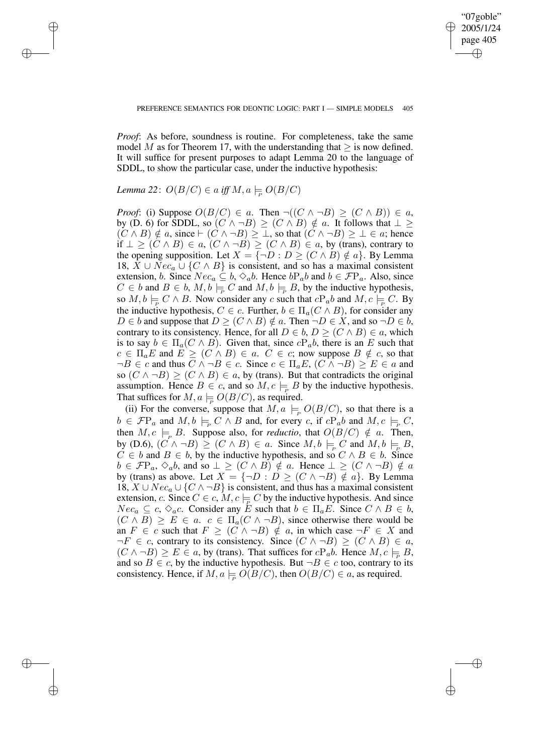*Proof*: As before, soundness is routine. For completeness, take the same model $M$ as for Theorem 17, with the understanding that $\geq$ is now defined. It will suffice for present purposes to adapt Lemma 20 to the language of SDDL, to show the particular case, under the inductive hypothesis:

*Lemma 22*: $O(B/C) \in a$ *iff* $M, a \models_{P} O(B/C)$

*Proof*: (i) Suppose $O(B/C) \in a$. Then $\neg((C \wedge \neg B) \geq (C \wedge B)) \in a$, by (D. 6) for SDDL, so $(C \wedge \neg B) \geq (C \wedge B) \notin a$. It follows that $\bot \geq (C \wedge B) \notin a$, since $\vdash (C \wedge \neg B) \geq \bot$, so that $(C \wedge \neg B) \geq \bot \in a$; hence if $\bot \geq (C \wedge B) \in a$, $(C \wedge \neg B) \geq (C \wedge B) \in a$, by (trans), contrary to the opening supposition. Let $X = \{\neg D : D \geq (C \wedge B) \notin a\}$. By Lemma 18, $X \cup Nec_a \cup \{C \wedge B\}$ is consistent, and so has a maximal consistent extension, $b$. Since $Nec_a \subseteq b$, $\Diamond_a b$. Hence $b\mathrm{P}_a b$ and $b \in \mathcal{F}\mathrm{P}_a$. Also, since $C \in b$ and $B \in b$, $M, b \models_{P} C$ and $M, b \models_{P} B$, by the inductive hypothesis, so $M, b \models_{P} C \wedge B$. Now consider any $c$ such that $c\mathrm{P}_a b$ and $M, c \models_{P} C$. By the inductive hypothesis, $C \in c$. Further, $b \in \Pi_a(C \wedge B)$, for consider any $D \in b$ and suppose that $D \geq (C \wedge B) \notin a$. Then $\neg D \in X$, and so $\neg D \in b$, contrary to its consistency. Hence, for all $D \in b$, $D \geq (C \wedge B) \in a$, which is to say $b \in \Pi_a(C \wedge B)$. Given that, since $c\mathrm{P}_a b$, there is an $E$ such that $c \in \Pi_a E$ and $E \geq (C \wedge B) \in a$. $C \in c$; now suppose $B \notin c$, so that $\neg B \in c$ and thus $C \wedge \neg B \in c$. Since $c \in \Pi_a E$, $(C \wedge \neg B) \geq E \in a$ and so $(C \wedge \neg B) \geq (C \wedge B) \in a$, by (trans). But that contradicts the original assumption. Hence $B \in c$, and so $M, c \models_{P} B$ by the inductive hypothesis. That suffices for $M, a \models_{P} O(B/C)$, as required.

(ii) For the converse, suppose that $M, a \models_{P} O(B/C)$, so that there is a $b \in \mathcal{F}\mathrm{P}_a$ and $M, b \models_{P} C \wedge B$ and, for every $c$, if $c\mathrm{P}_a b$ and $M, c \models_{P} C$, then $M, c \models_{P} B$. Suppose also, for *reductio*, that $O(B/C) \notin a$. Then, by (D.6), $(C \wedge \neg B) \geq (C \wedge B) \in a$. Since $M, b \models_{P} C$ and $M, b \models_{P} B$, $C \in b$ and $B \in b$, by the inductive hypothesis, and so $C \wedge B \in b$. Since $b \in \mathcal{F}\mathrm{P}_a$, $\Diamond_a b$, and so $\bot \geq (C \wedge B) \notin a$. Hence $\bot \geq (C \wedge \neg B) \notin a$ by (trans) as above. Let $X = \{\neg D : D \geq (C \wedge \neg B) \notin a\}$. By Lemma 18, $X \cup Nec_a \cup \{C \wedge \neg B\}$ is consistent, and thus has a maximal consistent extension, $c$. Since $C \in c$, $M, c \models_{P} C$ by the inductive hypothesis. And since $Nec_a \subseteq c$, $\Diamond_a c$. Consider any $E$ such that $b \in \Pi_a E$. Since $C \wedge B \in b$, $(C \wedge B) \geq E \in a$. $c \in \Pi_a(C \wedge \neg B)$, since otherwise there would be an $F \in c$ such that $F \geq (C \wedge \neg B) \notin a$, in which case $\neg F \in X$ and $\neg F \in c$, contrary to its consistency. Since $(C \wedge \neg B) \geq (C \wedge B) \in a$, $(C \wedge \neg B) \geq E \in a$, by (trans). That suffices for $c\mathrm{P}_a b$. Hence $M, c \models_{P} B$, and so $B \in c$, by the inductive hypothesis. But $\neg B \in c$ too, contrary to its consistency. Hence, if $M, a \models_{P} O(B/C)$, then $O(B/C) \in a$, as required.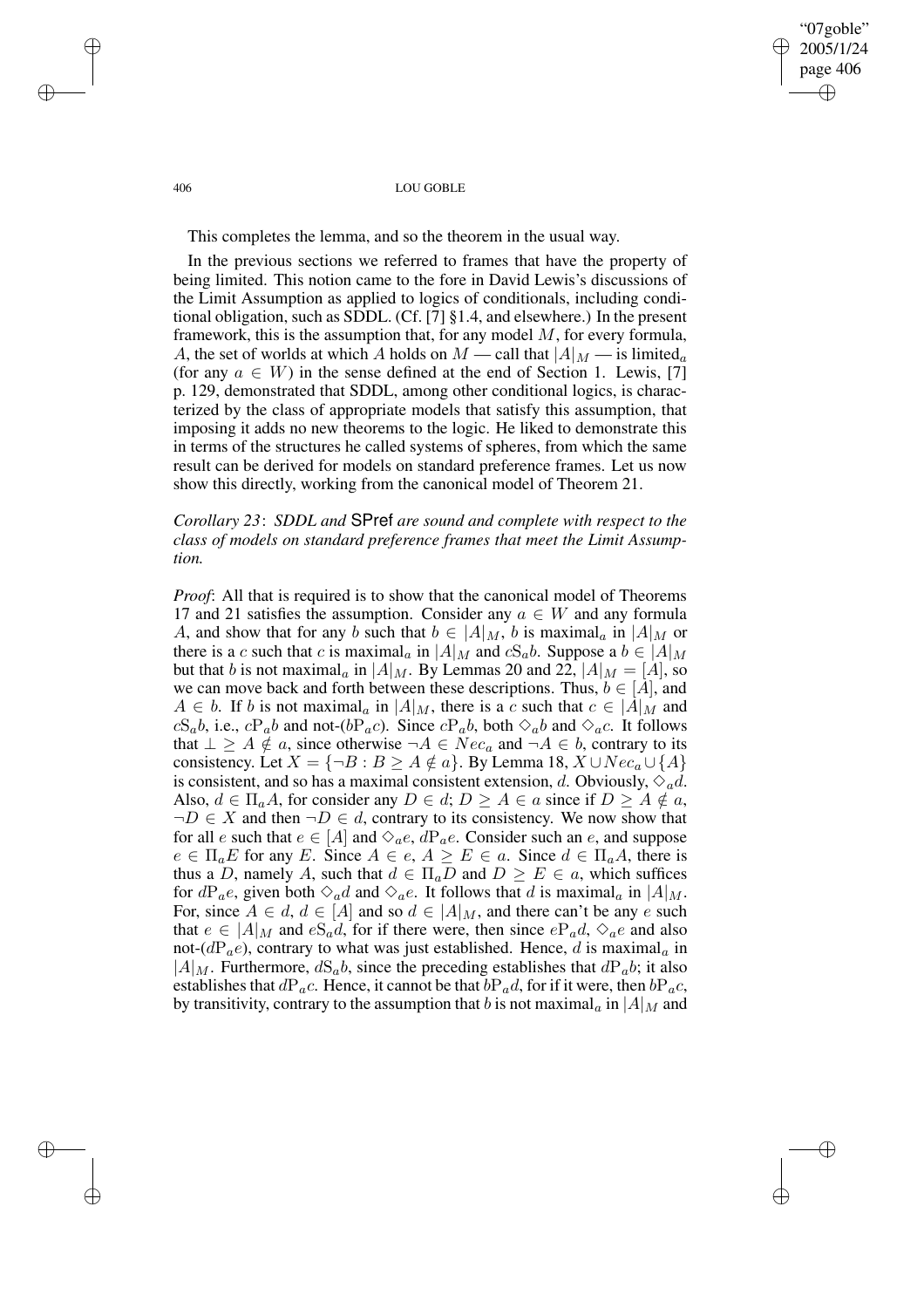This completes the lemma, and so the theorem in the usual way.

In the previous sections we referred to frames that have the property of being limited. This notion came to the fore in David Lewis's discussions of the Limit Assumption as applied to logics of conditionals, including conditional obligation, such as SDDL. (Cf. [7] §1.4, and elsewhere.) In the present framework, this is the assumption that, for any model $M$, for every formula, $A$, the set of worlds at which $A$ holds on $M$ — call that $|A|_M$ — is limited$_a$ (for any $a \in W$) in the sense defined at the end of Section 1. Lewis, [7] p. 129, demonstrated that SDDL, among other conditional logics, is characterized by the class of appropriate models that satisfy this assumption, that imposing it adds no new theorems to the logic. He liked to demonstrate this in terms of the structures he called systems of spheres, from which the same result can be derived for models on standard preference frames. Let us now show this directly, working from the canonical model of Theorem 21.

*Corollary 23*: *SDDL and* SPref *are sound and complete with respect to the class of models on standard preference frames that meet the Limit Assumption.*

*Proof*: All that is required is to show that the canonical model of Theorems 17 and 21 satisfies the assumption. Consider any $a \in W$ and any formula $A$, and show that for any $b$ such that $b \in |A|_M$, $b$ is maximal$_a$ in $|A|_M$ or there is a $c$ such that $c$ is maximal$_a$ in $|A|_M$ and $c\mathrm{S}_a b$. Suppose a $b \in |A|_M$ but that $b$ is not maximal$_a$ in $|A|_M$. By Lemmas 20 and 22, $|A|_M = [A]$, so we can move back and forth between these descriptions. Thus, $b \in [A]$, and $A \in b$. If $b$ is not maximal$_a$ in $|A|_M$, there is a $c$ such that $c \in |A|_M$ and $c\mathrm{S}_a b$, i.e., $c\mathrm{P}_a b$ and not-($b\mathrm{P}_a c$). Since $c\mathrm{P}_a b$, both $\diamond_a b$ and $\diamond_a c$. It follows that $\bot \geq A \notin a$, since otherwise $\neg A \in Nec_a$ and $\neg A \in b$, contrary to its consistency. Let $X = \{\neg B : B \geq A \notin a\}$. By Lemma 18, $X \cup Nec_a \cup \{A\}$ is consistent, and so has a maximal consistent extension, $d$. Obviously, $\diamond_a d$. Also, $d \in \Pi_a A$, for consider any $D \in d$; $D \geq A \in a$ since if $D \geq A \notin a$, $\neg D \in X$ and then $\neg D \in d$, contrary to its consistency. We now show that for all $e$ such that $e \in [A]$ and $\diamond_a e$, $d\mathrm{P}_a e$. Consider such an $e$, and suppose $e \in \Pi_a E$ for any $E$. Since $A \in e$, $A \geq E \in a$. Since $d \in \Pi_a A$, there is thus a $D$, namely $A$, such that $d \in \Pi_a D$ and $D \geq E \in a$, which suffices for $d\mathrm{P}_a e$, given both $\diamond_a d$ and $\diamond_a e$. It follows that $d$ is maximal$_a$ in $|A|_M$. For, since $A \in d$, $d \in [A]$ and so $d \in |A|_M$, and there can't be any $e$ such that $e \in |A|_M$ and $e\mathrm{S}_a d$, for if there were, then since $e\mathrm{P}_a d$, $\diamond_a e$ and also not-($d\mathrm{P}_a e$), contrary to what was just established. Hence, $d$ is maximal$_a$ in $|A|_M$. Furthermore, $d\mathrm{S}_a b$, since the preceding establishes that $d\mathrm{P}_a b$; it also establishes that $d\mathrm{P}_a c$. Hence, it cannot be that $b\mathrm{P}_a d$, for if it were, then $b\mathrm{P}_a c$, by transitivity, contrary to the assumption that $b$ is not maximal$_a$ in $|A|_M$ and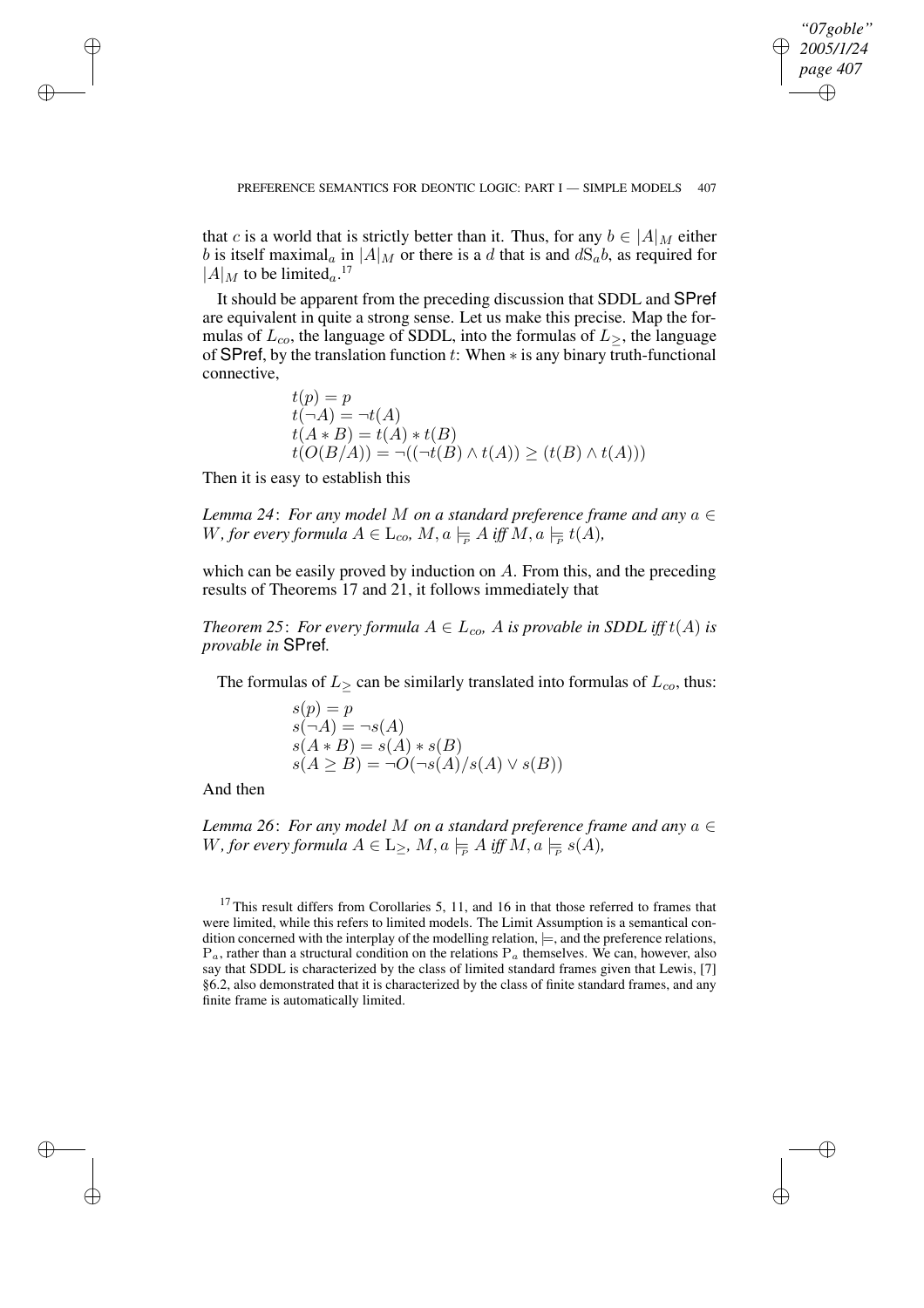that $c$ is a world that is strictly better than it. Thus, for any $b \in |A|_M$ either $b$ is itself maximal$_a$ in $|A|_M$ or there is a $d$ that is and $d\mathrm{S}_a b$, as required for $|A|_M$ to be limited$_a$.[17]

It should be apparent from the preceding discussion that SDDL and SPref are equivalent in quite a strong sense. Let us make this precise. Map the formulas of $L_{co}$, the language of SDDL, into the formulas of $L_{\geq}$, the language of SPref, by the translation function $t$: When $*$ is any binary truth-functional connective,

$$
\begin{aligned}
&t(p) = p\\
&t(\neg A) = \neg t(A)\\
&t(A * B) = t(A) * t(B)\\
&t(O(B/A)) = \neg((\neg t(B) \wedge t(A)) \geq (t(B) \wedge t(A)))
\end{aligned}
$$

Then it is easy to establish this

*Lemma 24*: *For any model $M$ on a standard preference frame and any $a \in W$, for every formula $A \in \mathrm{L}_{co}$, $M, a \models_{P} A$ iff $M, a \models_{P} t(A)$,*

which can be easily proved by induction on $A$. From this, and the preceding results of Theorems 17 and 21, it follows immediately that

*Theorem 25*: *For every formula $A \in L_{co}$, $A$ is provable in SDDL iff $t(A)$ is provable in* SPref*.*

The formulas of $L_{\geq}$ can be similarly translated into formulas of $L_{co}$, thus:

$$
\begin{aligned}
&s(p) = p\\
&s(\neg A) = \neg s(A)\\
&s(A * B) = s(A) * s(B)\\
&s(A \geq B) = \neg O(\neg s(A)/s(A) \vee s(B))
\end{aligned}
$$

And then

*Lemma 26*: *For any model $M$ on a standard preference frame and any $a \in W$, for every formula $A \in \mathrm{L}_{\geq}$, $M, a \models_{P} A$ iff $M, a \models_{P} s(A)$,*

[17] This result differs from Corollaries 5, 11, and 16 in that those referred to frames that were limited, while this refers to limited models. The Limit Assumption is a semantical condition concerned with the interplay of the modelling relation, $\models$, and the preference relations, $\mathrm{P}_a$, rather than a structural condition on the relations $\mathrm{P}_a$ themselves. We can, however, also say that SDDL is characterized by the class of limited standard frames given that Lewis, [7] §6.2, also demonstrated that it is characterized by the class of finite standard frames, and any finite frame is automatically limited.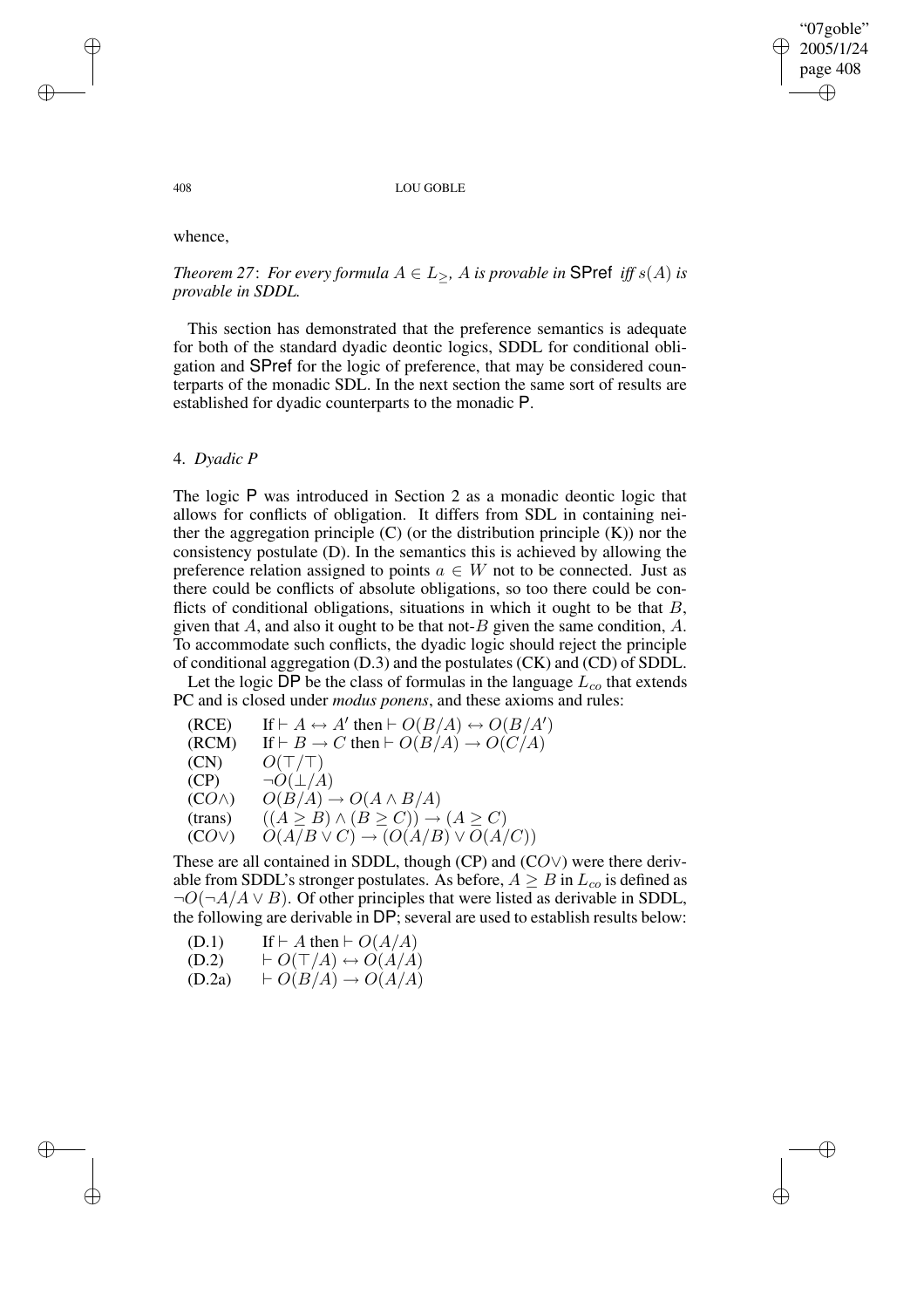whence,

*Theorem 27*: *For every formula $A \in L_{\geq}$, $A$ is provable in* SPref *iff $s(A)$ is provable in SDDL.*

This section has demonstrated that the preference semantics is adequate for both of the standard dyadic deontic logics, SDDL for conditional obligation and SPref for the logic of preference, that may be considered counterparts of the monadic SDL. In the next section the same sort of results are established for dyadic counterparts to the monadic P.

## 4. *Dyadic P*

The logic P was introduced in Section 2 as a monadic deontic logic that allows for conflicts of obligation. It differs from SDL in containing neither the aggregation principle (C) (or the distribution principle (K)) nor the consistency postulate (D). In the semantics this is achieved by allowing the preference relation assigned to points $a \in W$ not to be connected. Just as there could be conflicts of absolute obligations, so too there could be conflicts of conditional obligations, situations in which it ought to be that $B$, given that $A$, and also it ought to be that not-$B$ given the same condition, $A$. To accommodate such conflicts, the dyadic logic should reject the principle of conditional aggregation (D.3) and the postulates (CK) and (CD) of SDDL.

Let the logic DP be the class of formulas in the language $L_{co}$ that extends PC and is closed under *modus ponens*, and these axioms and rules:

| | |
|---|---|
| (RCE) | If $\vdash A \leftrightarrow A'$ then $\vdash O(B/A) \leftrightarrow O(B/A')$ |
| (RCM) | If $\vdash B \rightarrow C$ then $\vdash O(B/A) \rightarrow O(C/A)$ |
| (CN) | $O(\top/\top)$ |
| (CP) | $\neg O(\bot/A)$ |
| (CO$\wedge$) | $O(B/A) \rightarrow O(A \wedge B/A)$ |
| (trans) | $((A \geq B) \wedge (B \geq C)) \rightarrow (A \geq C)$ |
| (CO$\vee$) | $O(A/B \vee C) \rightarrow (O(A/B) \vee O(A/C))$ |

These are all contained in SDDL, though (CP) and (CO$\vee$) were there derivable from SDDL's stronger postulates. As before, $A \geq B$ in $L_{co}$ is defined as $\neg O(\neg A/A \vee B)$. Of other principles that were listed as derivable in SDDL, the following are derivable in DP; several are used to establish results below:

| | |
|---|---|
| (D.1) | If $\vdash A$ then $\vdash O(A/A)$ |
| (D.2) | $\vdash O(\top/A) \leftrightarrow O(A/A)$ |
| (D.2a) | $\vdash O(B/A) \rightarrow O(A/A)$ |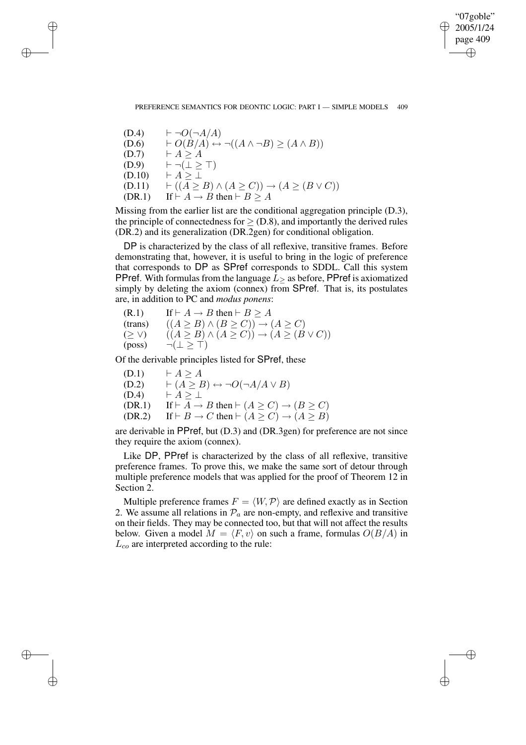| | |
|---|---|
| (D.4) | $\vdash \neg O(\neg A/A)$ |
| (D.6) | $\vdash O(B/A) \leftrightarrow \neg((A \wedge \neg B) \geq (A \wedge B))$ |
| (D.7) | $\vdash A \geq A$ |
| (D.9) | $\vdash \neg(\bot \geq \top)$ |
| (D.10) | $\vdash A \geq \bot$ |
| (D.11) | $\vdash ((A \geq B) \wedge (A \geq C)) \rightarrow (A \geq (B \vee C))$ |
| (DR.1) | If $\vdash A \rightarrow B$ then $\vdash B \geq A$ |

Missing from the earlier list are the conditional aggregation principle (D.3), the principle of connectedness for $\geq$ (D.8), and importantly the derived rules (DR.2) and its generalization (DR.2gen) for conditional obligation.

DP is characterized by the class of all reflexive, transitive frames. Before demonstrating that, however, it is useful to bring in the logic of preference that corresponds to DP as SPref corresponds to SDDL. Call this system PPref. With formulas from the language $L_{\geq}$ as before, PPref is axiomatized simply by deleting the axiom (connex) from SPref. That is, its postulates are, in addition to PC and *modus ponens*:

| | |
|---|---|
| (R.1) | If $\vdash A \rightarrow B$ then $\vdash B \geq A$ |
| (trans) | $((A \geq B) \wedge (B \geq C)) \rightarrow (A \geq C)$ |
| $(\geq \vee)$ | $((A \geq B) \wedge (A \geq C)) \rightarrow (A \geq (B \vee C))$ |
| (poss) | $\neg(\bot \geq \top)$ |

Of the derivable principles listed for SPref, these

| | |
|---|---|
| (D.1) | $\vdash A \geq A$ |
| (D.2) | $\vdash (A \geq B) \leftrightarrow \neg O(\neg A/A \vee B)$ |
| (D.4) | $\vdash A \geq \bot$ |
| (DR.1) | If $\vdash A \rightarrow B$ then $\vdash (A \geq C) \rightarrow (B \geq C)$ |
| (DR.2) | If $\vdash B \rightarrow C$ then $\vdash (A \geq C) \rightarrow (A \geq B)$ |

are derivable in PPref, but (D.3) and (DR.3gen) for preference are not since they require the axiom (connex).

Like DP, PPref is characterized by the class of all reflexive, transitive preference frames. To prove this, we make the same sort of detour through multiple preference models that was applied for the proof of Theorem 12 in Section 2.

Multiple preference frames $F = \langle W, \mathcal{P} \rangle$ are defined exactly as in Section 2. We assume all relations in $\mathcal{P}_a$ are non-empty, and reflexive and transitive on their fields. They may be connected too, but that will not affect the results below. Given a model $M = \langle F, v \rangle$ on such a frame, formulas $O(B/A)$ in $L_{co}$ are interpreted according to the rule: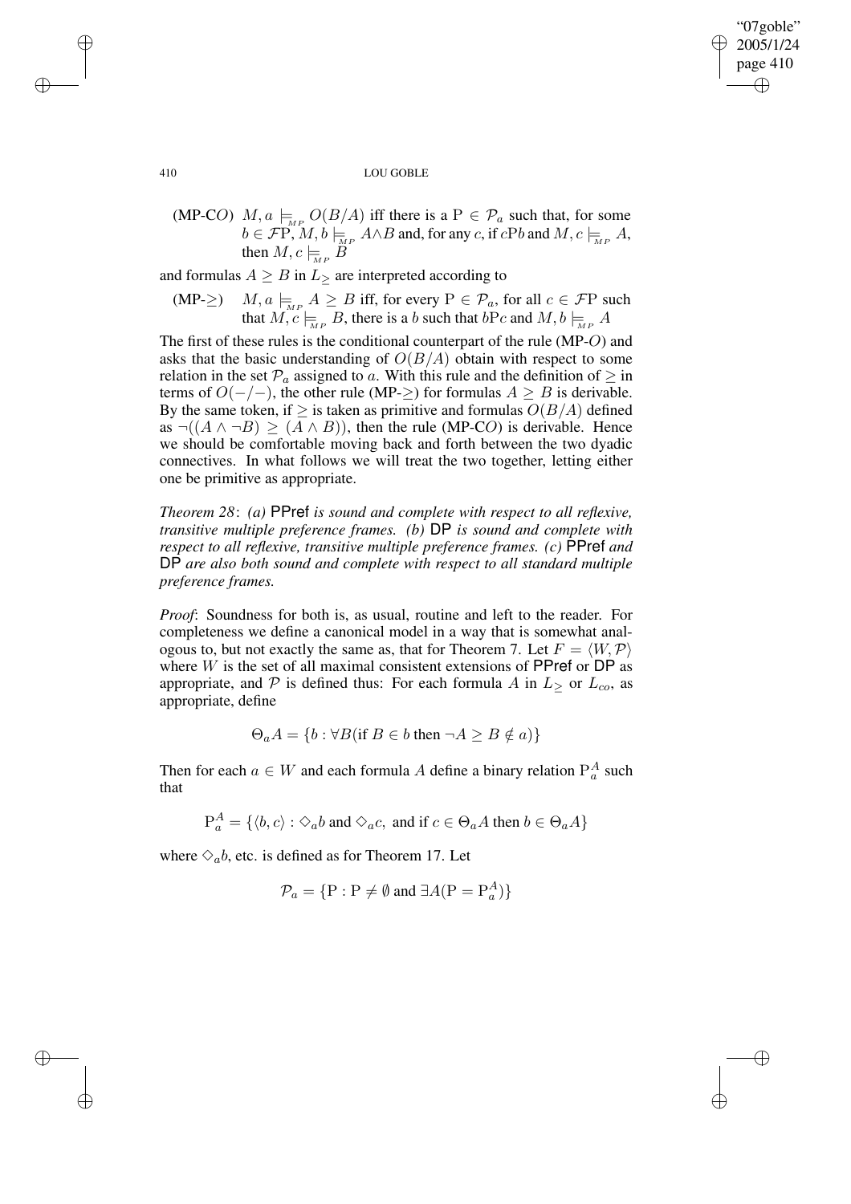(MP-C$O$) $M, a \models_{MP} O(B/A)$ iff there is a $\text{P} \in \mathcal{P}_a$ such that, for some $b \in \mathcal{F}\text{P}$, $M, b \models_{MP} A \wedge B$ and, for any $c$, if $c\text{P}b$ and $M, c \models_{MP} A$, then $M, c \models_{MP} B$

and formulas $A \geq B$ in $L_{\geq}$ are interpreted according to

(MP-$\geq$) $M, a \models_{MP} A \geq B$ iff, for every $\text{P} \in \mathcal{P}_a$, for all $c \in \mathcal{F}\text{P}$ such that $M, c \models_{MP} B$, there is a $b$ such that $b\text{P}c$ and $M, b \models_{MP} A$

The first of these rules is the conditional counterpart of the rule (MP-$O$) and asks that the basic understanding of $O(B/A)$ obtain with respect to some relation in the set $\mathcal{P}_a$ assigned to $a$. With this rule and the definition of $\geq$ in terms of $O(-/-)$, the other rule (MP-$\geq$) for formulas $A \geq B$ is derivable. By the same token, if $\geq$ is taken as primitive and formulas $O(B/A)$ defined as $\neg((A \wedge \neg B) \geq (A \wedge B))$, then the rule (MP-C$O$) is derivable. Hence we should be comfortable moving back and forth between the two dyadic connectives. In what follows we will treat the two together, letting either one be primitive as appropriate.

*Theorem 28*: *(a)* PPref *is sound and complete with respect to all reflexive, transitive multiple preference frames. (b)* DP *is sound and complete with respect to all reflexive, transitive multiple preference frames. (c)* PPref *and* DP *are also both sound and complete with respect to all standard multiple preference frames.*

*Proof*: Soundness for both is, as usual, routine and left to the reader. For completeness we define a canonical model in a way that is somewhat analogous to, but not exactly the same as, that for Theorem 7. Let $F = \langle W, \mathcal{P} \rangle$ where $W$ is the set of all maximal consistent extensions of PPref or DP as appropriate, and $\mathcal{P}$ is defined thus: For each formula $A$ in $L_{\geq}$ or $L_{co}$, as appropriate, define

$$\Theta_a A = \{b : \forall B (\text{if } B \in b \text{ then } \neg A \geq B \notin a)\}$$

Then for each $a \in W$ and each formula $A$ define a binary relation $\text{P}_a^A$ such that

$$\text{P}_a^A = \{\langle b, c \rangle : \Diamond_a b \text{ and } \Diamond_a c, \text{ and if } c \in \Theta_a A \text{ then } b \in \Theta_a A\}$$

where $\Diamond_a b$, etc. is defined as for Theorem 17. Let

$$\mathcal{P}_a = \{\text{P} : \text{P} \neq \emptyset \text{ and } \exists A (\text{P} = \text{P}_a^A)\}$$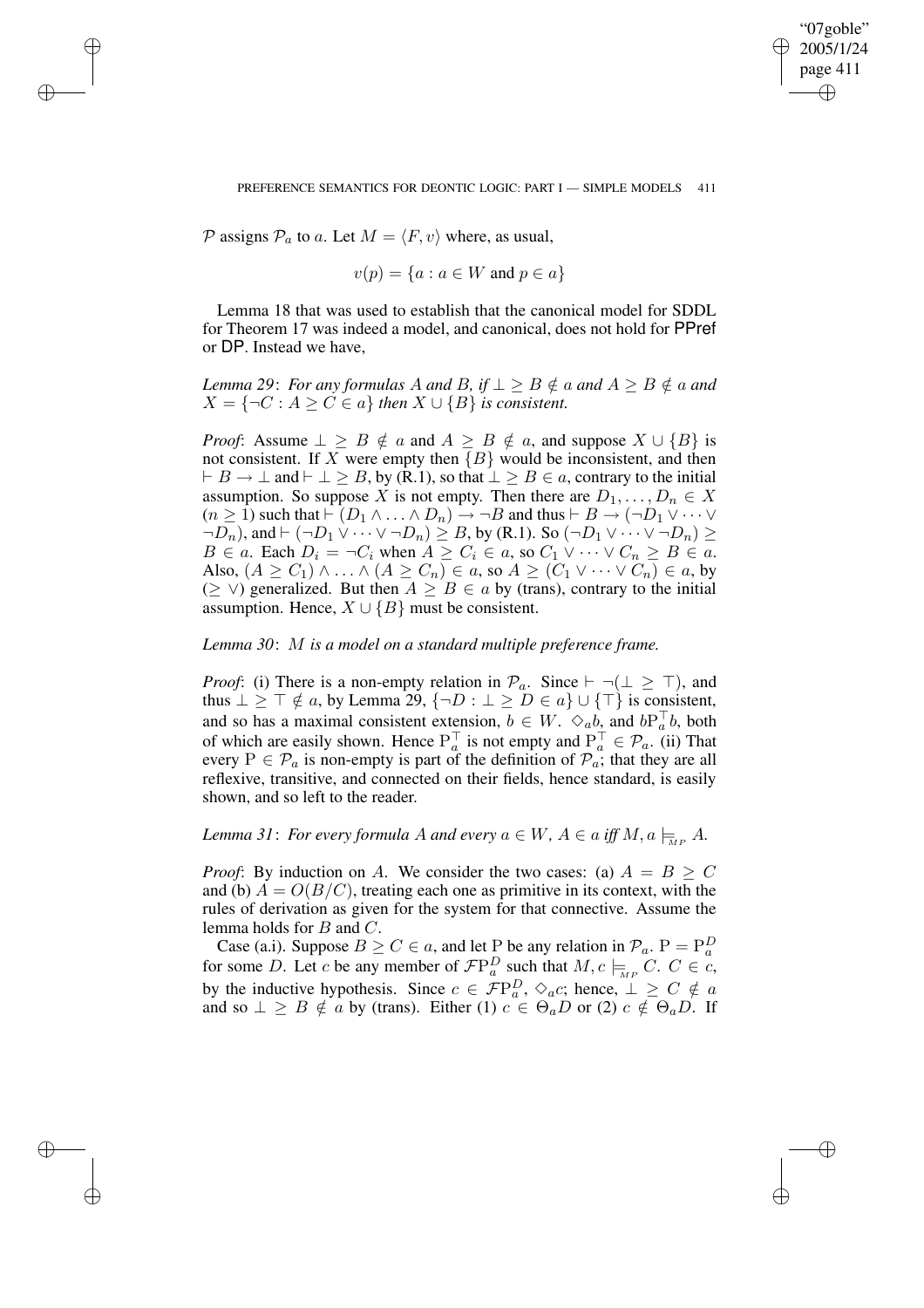$\mathcal{P}$ assigns $\mathcal{P}_a$ to $a$. Let $M = \langle F, v \rangle$ where, as usual,

$$v(p) = \{a : a \in W \text{ and } p \in a\}$$

Lemma 18 that was used to establish that the canonical model for SDDL for Theorem 17 was indeed a model, and canonical, does not hold for PPref or DP. Instead we have,

*Lemma 29*: *For any formulas $A$ and $B$, if $\bot \geq B \notin a$ and $A \geq B \notin a$ and $X = \{\neg C : A \geq C \in a\}$ then $X \cup \{B\}$ is consistent.*

*Proof*: Assume $\bot \geq B \notin a$ and $A \geq B \notin a$, and suppose $X \cup \{B\}$ is not consistent. If $X$ were empty then $\{B\}$ would be inconsistent, and then $\vdash B \rightarrow \bot$ and $\vdash \bot \geq B$, by (R.1), so that $\bot \geq B \in a$, contrary to the initial assumption. So suppose $X$ is not empty. Then there are $D_1, \ldots, D_n \in X$ $(n \geq 1)$ such that $\vdash (D_1 \wedge \ldots \wedge D_n) \rightarrow \neg B$ and thus $\vdash B \rightarrow (\neg D_1 \vee \cdots \vee \neg D_n)$, and $\vdash (\neg D_1 \vee \cdots \vee \neg D_n) \geq B$, by (R.1). So $(\neg D_1 \vee \cdots \vee \neg D_n) \geq B \in a$. Each $D_i = \neg C_i$ when $A \geq C_i \in a$, so $C_1 \vee \cdots \vee C_n \geq B \in a$. Also, $(A \geq C_1) \wedge \ldots \wedge (A \geq C_n) \in a$, so $A \geq (C_1 \vee \cdots \vee C_n) \in a$, by $(\geq \vee)$ generalized. But then $A \geq B \in a$ by (trans), contrary to the initial assumption. Hence, $X \cup \{B\}$ must be consistent.

*Lemma 30*: *$M$ is a model on a standard multiple preference frame.*

*Proof*: (i) There is a non-empty relation in $\mathcal{P}_a$. Since $\vdash \neg(\bot \geq \top)$, and thus $\bot \geq \top \notin a$, by Lemma 29, $\{\neg D : \bot \geq D \in a\} \cup \{\top\}$ is consistent, and so has a maximal consistent extension, $b \in W$. $\Diamond_a b$, and $b\mathrm{P}_a^{\top} b$, both of which are easily shown. Hence $\mathrm{P}_a^{\top}$ is not empty and $\mathrm{P}_a^{\top} \in \mathcal{P}_a$. (ii) That every $\mathrm{P} \in \mathcal{P}_a$ is non-empty is part of the definition of $\mathcal{P}_a$; that they are all reflexive, transitive, and connected on their fields, hence standard, is easily shown, and so left to the reader.

*Lemma 31*: *For every formula $A$ and every $a \in W$, $A \in a$ iff $M, a \models_{_{MP}} A$.*

*Proof*: By induction on $A$. We consider the two cases: (a) $A = B \geq C$ and (b) $A = O(B/C)$, treating each one as primitive in its context, with the rules of derivation as given for the system for that connective. Assume the lemma holds for $B$ and $C$.

Case (a.i). Suppose $B \geq C \in a$, and let $\mathrm{P}$ be any relation in $\mathcal{P}_a$. $\mathrm{P} = \mathrm{P}_a^D$ for some $D$. Let $c$ be any member of $\mathcal{F}\mathrm{P}_a^D$ such that $M, c \models_{_{MP}} C$. $C \in c$, by the inductive hypothesis. Since $c \in \mathcal{F}\mathrm{P}_a^D$, $\Diamond_a c$; hence, $\bot \geq C \notin a$ and so $\bot \geq B \notin a$ by (trans). Either (1) $c \in \Theta_a D$ or (2) $c \notin \Theta_a D$. If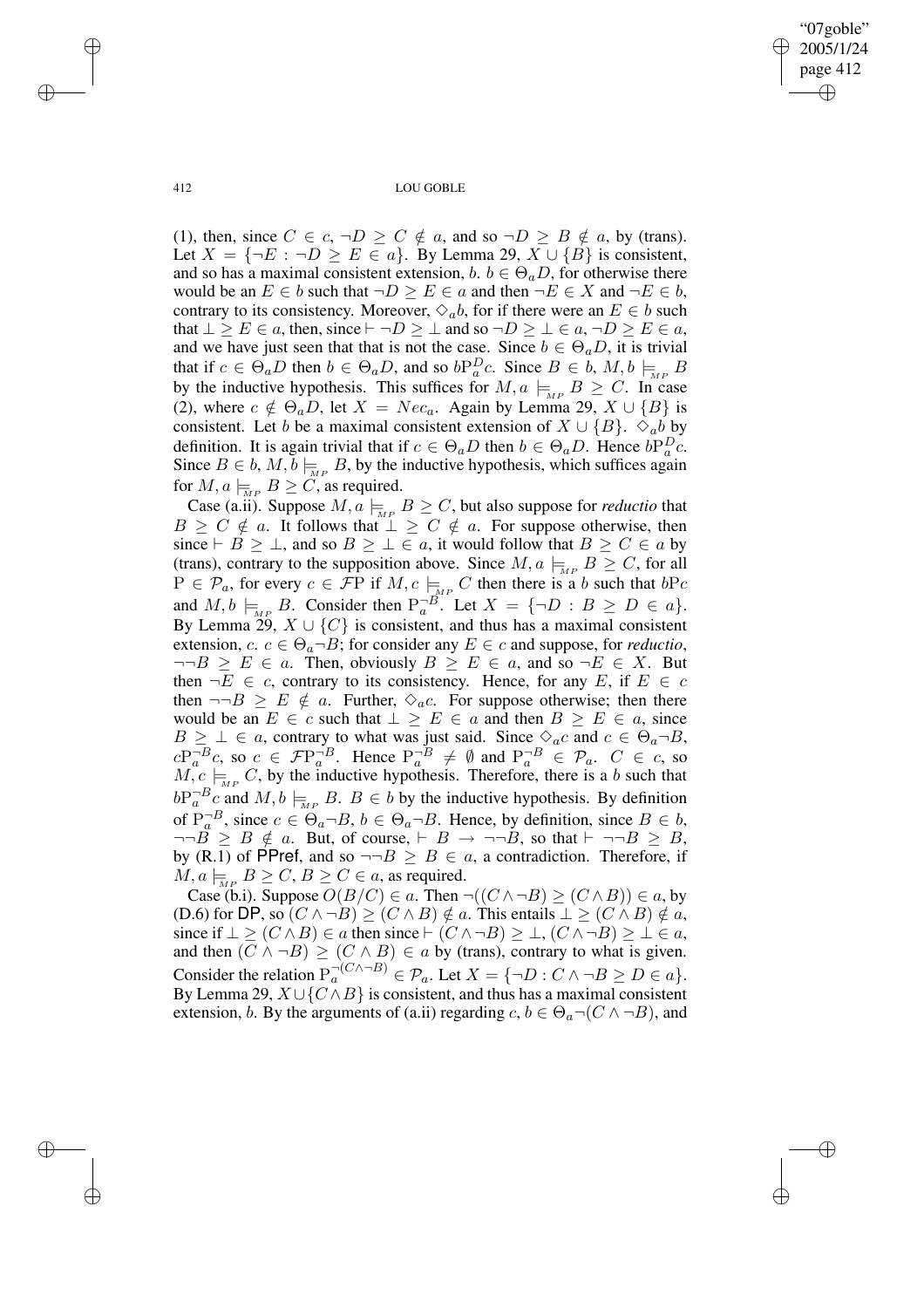(1), then, since $C \in c$, $\neg D \geq C \notin a$, and so $\neg D \geq B \notin a$, by (trans). Let $X = \{\neg E : \neg D \geq E \in a\}$. By Lemma 29, $X \cup \{B\}$ is consistent, and so has a maximal consistent extension, $b$. $b \in \Theta_a D$, for otherwise there would be an $E \in b$ such that $\neg D \geq E \in a$ and then $\neg E \in X$ and $\neg E \in b$, contrary to its consistency. Moreover, $\Diamond_a b$, for if there were an $E \in b$ such that $\bot \geq E \in a$, then, since $\vdash \neg D \geq \bot$ and so $\neg D \geq \bot \in a$, $\neg D \geq E \in a$, and we have just seen that that is not the case. Since $b \in \Theta_a D$, it is trivial that if $c \in \Theta_a D$ then $b \in \Theta_a D$, and so $b\mathrm{P}_a^D c$. Since $B \in b$, $M, b \models_{MP} B$ by the inductive hypothesis. This suffices for $M, a \models_{MP} B \geq C$. In case (2), where $c \notin \Theta_a D$, let $X = Nec_a$. Again by Lemma 29, $X \cup \{B\}$ is consistent. Let $b$ be a maximal consistent extension of $X \cup \{B\}$. $\Diamond_a b$ by definition. It is again trivial that if $c \in \Theta_a D$ then $b \in \Theta_a D$. Hence $b\mathrm{P}_a^D c$. Since $B \in b$, $M, b \models_{MP} B$, by the inductive hypothesis, which suffices again for $M, a \models_{MP} B \geq C$, as required.

Case (a.ii). Suppose $M, a \models_{MP} B \geq C$, but also suppose for *reductio* that $B \geq C \notin a$. It follows that $\bot \geq C \notin a$. For suppose otherwise, then since $\vdash B \geq \bot$, and so $B \geq \bot \in a$, it would follow that $B \geq C \in a$ by (trans), contrary to the supposition above. Since $M, a \models_{MP} B \geq C$, for all $\mathrm{P} \in \mathcal{P}_a$, for every $c \in \mathcal{F}\mathrm{P}$ if $M, c \models_{MP} C$ then there is a $b$ such that $b\mathrm{P}c$ and $M, b \models_{MP} B$. Consider then $\mathrm{P}_a^{\neg B}$. Let $X = \{\neg D : B \geq D \in a\}$. By Lemma 29, $X \cup \{C\}$ is consistent, and thus has a maximal consistent extension, $c$. $c \in \Theta_a \neg B$; for consider any $E \in c$ and suppose, for *reductio*, $\neg\neg B \geq E \in a$. Then, obviously $B \geq E \in a$, and so $\neg E \in X$. But then $\neg E \in c$, contrary to its consistency. Hence, for any $E$, if $E \in c$ then $\neg\neg B \geq E \notin a$. Further, $\Diamond_a c$. For suppose otherwise; then there would be an $E \in c$ such that $\bot \geq E \in a$ and then $B \geq E \in a$, since $B \geq \bot \in a$, contrary to what was just said. Since $\Diamond_a c$ and $c \in \Theta_a \neg B$, $c\mathrm{P}_a^{\neg B} c$, so $c \in \mathcal{F}\mathrm{P}_a^{\neg B}$. Hence $\mathrm{P}_a^{\neg B} \neq \emptyset$ and $\mathrm{P}_a^{\neg B} \in \mathcal{P}_a$. $C \in c$, so $M, c \models_{MP} C$, by the inductive hypothesis. Therefore, there is a $b$ such that $b\mathrm{P}_a^{\neg B} c$ and $M, b \models_{MP} B$. $B \in b$ by the inductive hypothesis. By definition of $\mathrm{P}_a^{\neg B}$, since $c \in \Theta_a \neg B$, $b \in \Theta_a \neg B$. Hence, by definition, since $B \in b$, $\neg\neg B \geq B \notin a$. But, of course, $\vdash B \to \neg\neg B$, so that $\vdash \neg\neg B \geq B$, by (R.1) of **PPref**, and so $\neg\neg B \geq B \in a$, a contradiction. Therefore, if $M, a \models_{MP} B \geq C$, $B \geq C \in a$, as required.

Case (b.i). Suppose $O(B/C) \in a$. Then $\neg((C \wedge \neg B) \geq (C \wedge B)) \in a$, by (D.6) for **DP**, so $(C \wedge \neg B) \geq (C \wedge B) \notin a$. This entails $\bot \geq (C \wedge B) \notin a$, since if $\bot \geq (C \wedge B) \in a$ then since $\vdash (C \wedge \neg B) \geq \bot$, $(C \wedge \neg B) \geq \bot \in a$, and then $(C \wedge \neg B) \geq (C \wedge B) \in a$ by (trans), contrary to what is given. Consider the relation $\mathrm{P}_a^{\neg(C \wedge \neg B)} \in \mathcal{P}_a$. Let $X = \{\neg D : C \wedge \neg B \geq D \in a\}$. By Lemma 29, $X \cup \{C \wedge B\}$ is consistent, and thus has a maximal consistent extension, $b$. By the arguments of (a.ii) regarding $c$, $b \in \Theta_a \neg(C \wedge \neg B)$, and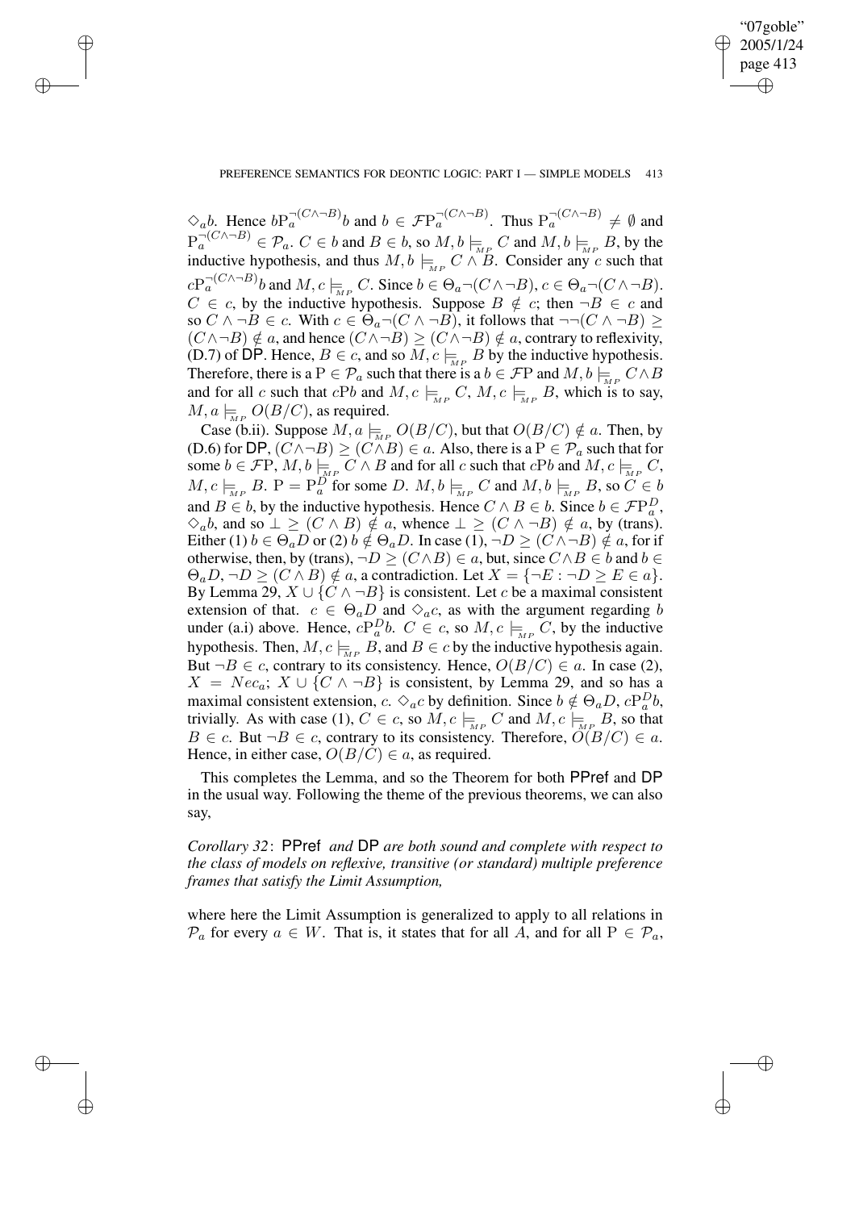$\Diamond_a b$. Hence $b\mathrm{P}_a^{\neg(C\wedge\neg B)}b$ and $b \in \mathcal{F}\mathrm{P}_a^{\neg(C\wedge\neg B)}$. Thus $\mathrm{P}_a^{\neg(C\wedge\neg B)} \neq \emptyset$ and $\mathrm{P}_a^{\neg(C\wedge\neg B)} \in \mathcal{P}_a$. $C \in b$ and $B \in b$, so $M, b \models_{_{MP}} C$ and $M, b \models_{_{MP}} B$, by the inductive hypothesis, and thus $M, b \models_{_{MP}} C \wedge B$. Consider any $c$ such that $c\mathrm{P}_a^{\neg(C\wedge\neg B)}b$ and $M, c \models_{_{MP}} C$. Since $b \in \Theta_a\neg(C\wedge\neg B)$, $c \in \Theta_a\neg(C\wedge\neg B)$. $C \in c$, by the inductive hypothesis. Suppose $B \notin c$; then $\neg B \in c$ and so $C \wedge \neg B \in c$. With $c \in \Theta_a\neg(C \wedge \neg B)$, it follows that $\neg\neg(C \wedge \neg B) \geq (C\wedge\neg B) \notin a$, and hence $(C\wedge\neg B) \geq (C\wedge\neg B) \notin a$, contrary to reflexivity, (D.7) of DP. Hence, $B \in c$, and so $M, c \models_{_{MP}} B$ by the inductive hypothesis. Therefore, there is a $\mathrm{P} \in \mathcal{P}_a$ such that there is a $b \in \mathcal{F}\mathrm{P}$ and $M, b \models_{_{MP}} C\wedge B$ and for all $c$ such that $c\mathrm{P}b$ and $M, c \models_{_{MP}} C$, $M, c \models_{_{MP}} B$, which is to say, $M, a \models_{_{MP}} O(B/C)$, as required.

Case (b.ii). Suppose $M, a \models_{_{MP}} O(B/C)$, but that $O(B/C) \notin a$. Then, by (D.6) for DP, $(C\wedge\neg B) \geq (C\wedge B) \in a$. Also, there is a $\mathrm{P} \in \mathcal{P}_a$ such that for some $b \in \mathcal{F}\mathrm{P}$, $M, b \models_{_{MP}} C \wedge B$ and for all $c$ such that $c\mathrm{P}b$ and $M, c \models_{_{MP}} C$, $M, c \models_{_{MP}} B$. $\mathrm{P} = \mathrm{P}_a^D$ for some $D$. $M, b \models_{_{MP}} C$ and $M, b \models_{_{MP}} B$, so $C \in b$ and $B \in b$, by the inductive hypothesis. Hence $C \wedge B \in b$. Since $b \in \mathcal{F}\mathrm{P}_a^D$, $\Diamond_a b$, and so $\bot \geq (C \wedge B) \notin a$, whence $\bot \geq (C \wedge \neg B) \notin a$, by (trans). Either (1) $b \in \Theta_a D$ or (2) $b \notin \Theta_a D$. In case (1), $\neg D \geq (C\wedge\neg B) \notin a$, for if otherwise, then, by (trans), $\neg D \geq (C\wedge B) \in a$, but, since $C\wedge B \in b$ and $b \in \Theta_a D$, $\neg D \geq (C \wedge B) \notin a$, a contradiction. Let $X = \{\neg E : \neg D \geq E \in a\}$. By Lemma 29, $X \cup \{C \wedge \neg B\}$ is consistent. Let $c$ be a maximal consistent extension of that. $c \in \Theta_a D$ and $\Diamond_a c$, as with the argument regarding $b$ under (a.i) above. Hence, $c\mathrm{P}_a^D b$. $C \in c$, so $M, c \models_{_{MP}} C$, by the inductive hypothesis. Then, $M, c \models_{_{MP}} B$, and $B \in c$ by the inductive hypothesis again. But $\neg B \in c$, contrary to its consistency. Hence, $O(B/C) \in a$. In case (2), $X = Nec_a$; $X \cup \{C \wedge \neg B\}$ is consistent, by Lemma 29, and so has a maximal consistent extension, $c$. $\Diamond_a c$ by definition. Since $b \notin \Theta_a D$, $c\mathrm{P}_a^D b$, trivially. As with case (1), $C \in c$, so $M, c \models_{_{MP}} C$ and $M, c \models_{_{MP}} B$, so that $B \in c$. But $\neg B \in c$, contrary to its consistency. Therefore, $O(B/C) \in a$. Hence, in either case, $O(B/C) \in a$, as required.

This completes the Lemma, and so the Theorem for both PPref and DP in the usual way. Following the theme of the previous theorems, we can also say,

*Corollary 32*: PPref *and* DP *are both sound and complete with respect to the class of models on reflexive, transitive (or standard) multiple preference frames that satisfy the Limit Assumption,*

where here the Limit Assumption is generalized to apply to all relations in $\mathcal{P}_a$ for every $a \in W$. That is, it states that for all $A$, and for all $\mathrm{P} \in \mathcal{P}_a$,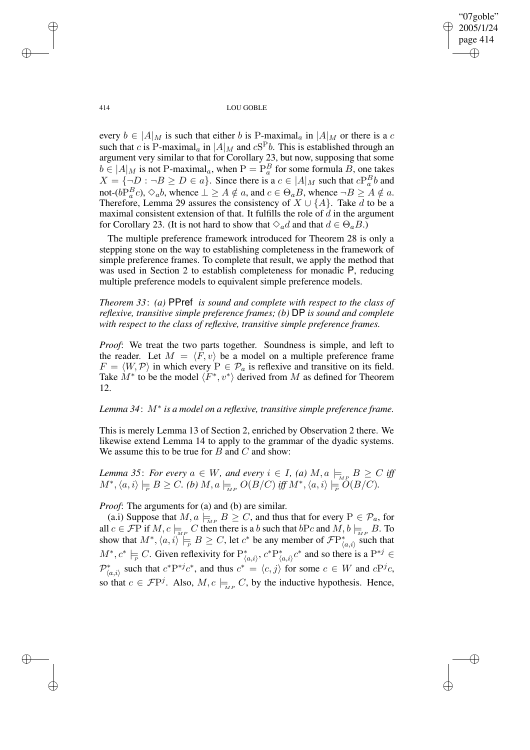every $b \in |A|_M$ is such that either $b$ is P-maximal$_a$ in $|A|_M$ or there is a $c$ such that $c$ is P-maximal$_a$ in $|A|_M$ and $c\mathrm{S}^{\mathrm{P}}b$. This is established through an argument very similar to that for Corollary 23, but now, supposing that some $b \in |A|_M$ is not P-maximal$_a$, when $\mathrm{P} = \mathrm{P}^B_a$ for some formula $B$, one takes $X = \{\neg D : \neg B \geq D \in a\}$. Since there is a $c \in |A|_M$ such that $c\mathrm{P}^B_a b$ and not-($b\mathrm{P}^B_a c$), $\Diamond_a b$, whence $\bot \geq A \notin a$, and $c \in \Theta_a B$, whence $\neg B \geq A \notin a$. Therefore, Lemma 29 assures the consistency of $X \cup \{A\}$. Take $d$ to be a maximal consistent extension of that. It fulfills the role of $d$ in the argument for Corollary 23. (It is not hard to show that $\Diamond_a d$ and that $d \in \Theta_a B$.)

The multiple preference framework introduced for Theorem 28 is only a stepping stone on the way to establishing completeness in the framework of simple preference frames. To complete that result, we apply the method that was used in Section 2 to establish completeness for monadic P, reducing multiple preference models to equivalent simple preference models.

*Theorem 33*: *(a)* PPref *is sound and complete with respect to the class of reflexive, transitive simple preference frames; (b)* DP *is sound and complete with respect to the class of reflexive, transitive simple preference frames.*

*Proof*: We treat the two parts together. Soundness is simple, and left to the reader. Let $M = \langle F, v\rangle$ be a model on a multiple preference frame $F = \langle W, \mathcal{P}\rangle$ in which every $\mathrm{P} \in \mathcal{P}_a$ is reflexive and transitive on its field. Take $M^*$ to be the model $\langle F^*, v^*\rangle$ derived from $M$ as defined for Theorem 12.

*Lemma 34*: *$M^*$ is a model on a reflexive, transitive simple preference frame.*

This is merely Lemma 13 of Section 2, enriched by Observation 2 there. We likewise extend Lemma 14 to apply to the grammar of the dyadic systems. We assume this to be true for $B$ and $C$ and show:

*Lemma 35*: *For every $a \in W$, and every $i \in I$, (a) $M, a \models_{MP} B \geq C$ iff $M^*, \langle a, i\rangle \models_{P} B \geq C$. (b) $M, a \models_{MP} O(B/C)$ iff $M^*, \langle a, i\rangle \models_{P} O(B/C)$.*

*Proof*: The arguments for (a) and (b) are similar.

(a.i) Suppose that $M, a \models_{MP} B \geq C$, and thus that for every $\mathrm{P} \in \mathcal{P}_a$, for all $c \in \mathcal{F}\mathrm{P}$ if $M, c \models_{MP} C$ then there is a $b$ such that $b\mathrm{P}c$ and $M, b \models_{MP} B$. To show that $M^*, \langle a, i\rangle \models_{P} B \geq C$, let $c^*$ be any member of $\mathcal{F}\mathrm{P}^*_{\langle a,i\rangle}$ such that $M^*, c^* \models_{P} C$. Given reflexivity for $\mathrm{P}^*_{\langle a,i\rangle}$, $c^*\mathrm{P}^*_{\langle a,i\rangle}c^*$ and so there is a $\mathrm{P}^{*j} \in \mathcal{P}^*_{\langle a,i\rangle}$ such that $c^*\mathrm{P}^{*j}c^*$, and thus $c^* = \langle c, j\rangle$ for some $c \in W$ and $c\mathrm{P}^j c$, so that $c \in \mathcal{F}\mathrm{P}^j$. Also, $M, c \models_{MP} C$, by the inductive hypothesis. Hence,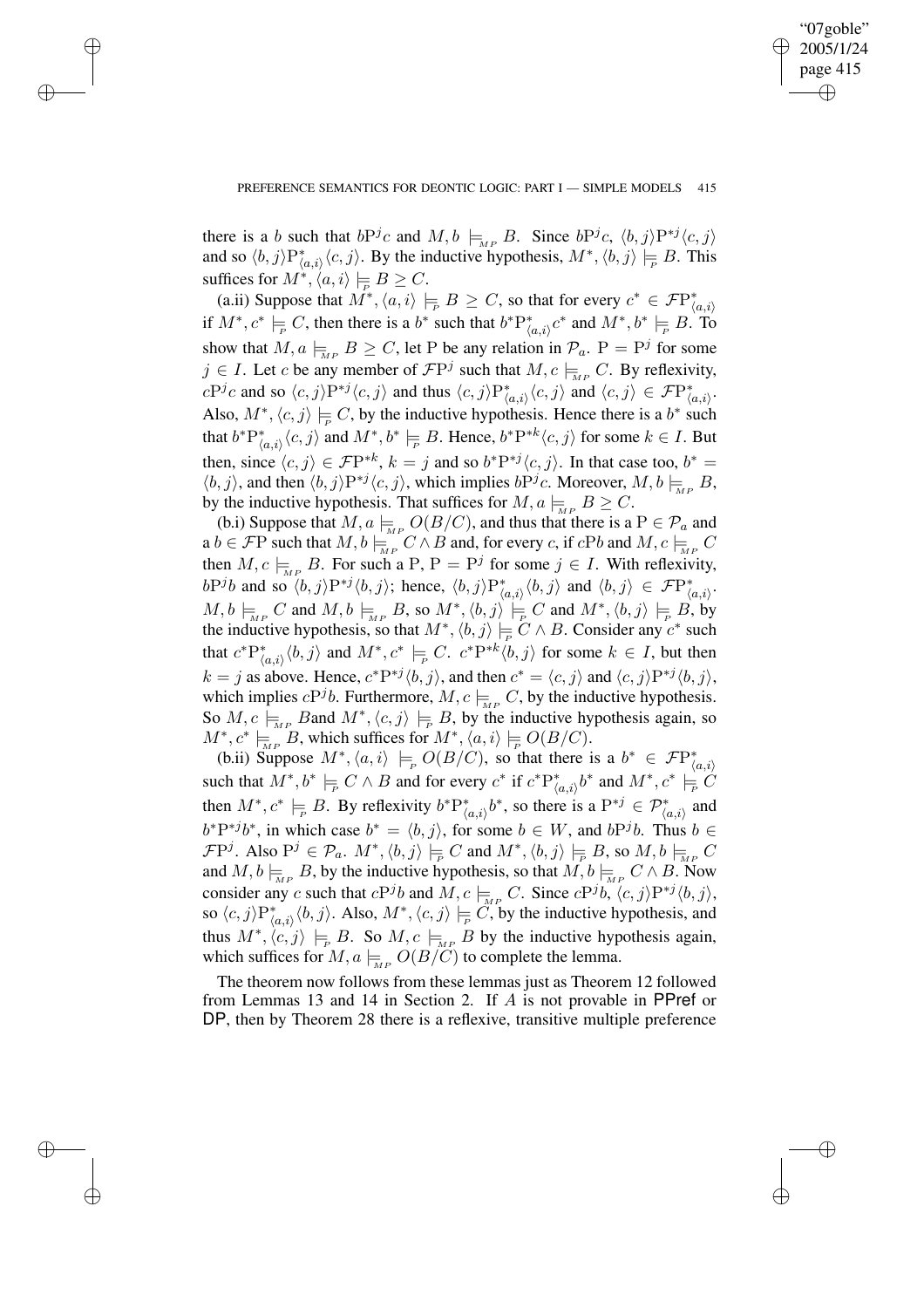there is a $b$ such that $b\mathrm{P}^j c$ and $M, b \models_{MP} B$. Since $b\mathrm{P}^j c$, $\langle b,j\rangle \mathrm{P}^{*j}\langle c,j\rangle$ and so $\langle b,j\rangle \mathrm{P}^*_{\langle a,i\rangle}\langle c,j\rangle$. By the inductive hypothesis, $M^*, \langle b,j\rangle \models_{P} B$. This suffices for $M^*, \langle a,i\rangle \models_{P} B \geq C$.

(a.ii) Suppose that $M^*, \langle a,i\rangle \models_{P} B \geq C$, so that for every $c^* \in \mathcal{F}\mathrm{P}^*_{\langle a,i\rangle}$ if $M^*, c^* \models_{P} C$, then there is a $b^*$ such that $b^*\mathrm{P}^*_{\langle a,i\rangle}c^*$ and $M^*, b^* \models_{P} B$. To show that $M, a \models_{MP} B \geq C$, let P be any relation in $\mathcal{P}_a$. $\mathrm{P} = \mathrm{P}^j$ for some $j \in I$. Let $c$ be any member of $\mathcal{F}\mathrm{P}^j$ such that $M, c \models_{MP} C$. By reflexivity, $c\mathrm{P}^j c$ and so $\langle c,j\rangle \mathrm{P}^{*j}\langle c,j\rangle$ and thus $\langle c,j\rangle \mathrm{P}^*_{\langle a,i\rangle}\langle c,j\rangle$ and $\langle c,j\rangle \in \mathcal{F}\mathrm{P}^*_{\langle a,i\rangle}$. Also, $M^*, \langle c,j\rangle \models_{P} C$, by the inductive hypothesis. Hence there is a $b^*$ such that $b^*\mathrm{P}^*_{\langle a,i\rangle}\langle c,j\rangle$ and $M^*, b^* \models_{P} B$. Hence, $b^*\mathrm{P}^{*k}\langle c,j\rangle$ for some $k \in I$. But then, since $\langle c,j\rangle \in \mathcal{F}\mathrm{P}^{*k}$, $k = j$ and so $b^*\mathrm{P}^{*j}\langle c,j\rangle$. In that case too, $b^* = \langle b,j\rangle$, and then $\langle b,j\rangle \mathrm{P}^{*j}\langle c,j\rangle$, which implies $b\mathrm{P}^j c$. Moreover, $M, b \models_{MP} B$, by the inductive hypothesis. That suffices for $M, a \models_{MP} B \geq C$.

(b.i) Suppose that $M, a \models_{MP} O(B/C)$, and thus that there is a $\mathrm{P} \in \mathcal{P}_a$ and a $b \in \mathcal{F}\mathrm{P}$ such that $M, b \models_{MP} C \wedge B$ and, for every $c$, if $c\mathrm{P}b$ and $M, c \models_{MP} C$ then $M, c \models_{MP} B$. For such a P, $\mathrm{P} = \mathrm{P}^j$ for some $j \in I$. With reflexivity, $b\mathrm{P}^j b$ and so $\langle b,j\rangle \mathrm{P}^{*j}\langle b,j\rangle$; hence, $\langle b,j\rangle \mathrm{P}^*_{\langle a,i\rangle}\langle b,j\rangle$ and $\langle b,j\rangle \in \mathcal{F}\mathrm{P}^*_{\langle a,i\rangle}$. $M, b \models_{MP} C$ and $M, b \models_{MP} B$, so $M^*, \langle b,j\rangle \models_{P} C$ and $M^*, \langle b,j\rangle \models_{P} B$, by the inductive hypothesis, so that $M^*, \langle b,j\rangle \models_{P} C \wedge B$. Consider any $c^*$ such that $c^*\mathrm{P}^*_{\langle a,i\rangle}\langle b,j\rangle$ and $M^*, c^* \models_{P} C$. $c^*\mathrm{P}^{*k}\langle b,j\rangle$ for some $k \in I$, but then $k = j$ as above. Hence, $c^*\mathrm{P}^{*j}\langle b,j\rangle$, and then $c^* = \langle c,j\rangle$ and $\langle c,j\rangle \mathrm{P}^{*j}\langle b,j\rangle$, which implies $c\mathrm{P}^j b$. Furthermore, $M, c \models_{MP} C$, by the inductive hypothesis. So $M, c \models_{MP} B$and $M^*, \langle c,j\rangle \models_{P} B$, by the inductive hypothesis again, so $M^*, c^* \models_{MP} B$, which suffices for $M^*, \langle a,i\rangle \models_{P} O(B/C)$.

(b.ii) Suppose $M^*, \langle a,i\rangle \models_{P} O(B/C)$, so that there is a $b^* \in \mathcal{F}\mathrm{P}^*_{\langle a,i\rangle}$ such that $M^*, b^* \models_{P} C \wedge B$ and for every $c^*$ if $c^*\mathrm{P}^*_{\langle a,i\rangle}b^*$ and $M^*, c^* \models_{P} C$ then $M^*, c^* \models_{P} B$. By reflexivity $b^*\mathrm{P}^*_{\langle a,i\rangle}b^*$, so there is a $\mathrm{P}^{*j} \in \mathcal{P}^*_{\langle a,i\rangle}$ and $b^*\mathrm{P}^{*j}b^*$, in which case $b^* = \langle b,j\rangle$, for some $b \in W$, and $b\mathrm{P}^j b$. Thus $b \in \mathcal{F}\mathrm{P}^j$. Also $\mathrm{P}^j \in \mathcal{P}_a$. $M^*, \langle b,j\rangle \models_{P} C$ and $M^*, \langle b,j\rangle \models_{P} B$, so $M, b \models_{MP} C$ and $M, b \models_{MP} B$, by the inductive hypothesis, so that $M, b \models_{MP} C \wedge B$. Now consider any $c$ such that $c\mathrm{P}^j b$ and $M, c \models_{MP} C$. Since $c\mathrm{P}^j b$, $\langle c,j\rangle \mathrm{P}^{*j}\langle b,j\rangle$, so $\langle c,j\rangle \mathrm{P}^*_{\langle a,i\rangle}\langle b,j\rangle$. Also, $M^*, \langle c,j\rangle \models_{P} C$, by the inductive hypothesis, and thus $M^*, \langle c,j\rangle \models_{P} B$. So $M, c \models_{MP} B$ by the inductive hypothesis again, which suffices for $M, a \models_{MP} O(B/C)$ to complete the lemma.

The theorem now follows from these lemmas just as Theorem 12 followed from Lemmas 13 and 14 in Section 2. If $A$ is not provable in PPref or DP, then by Theorem 28 there is a reflexive, transitive multiple preference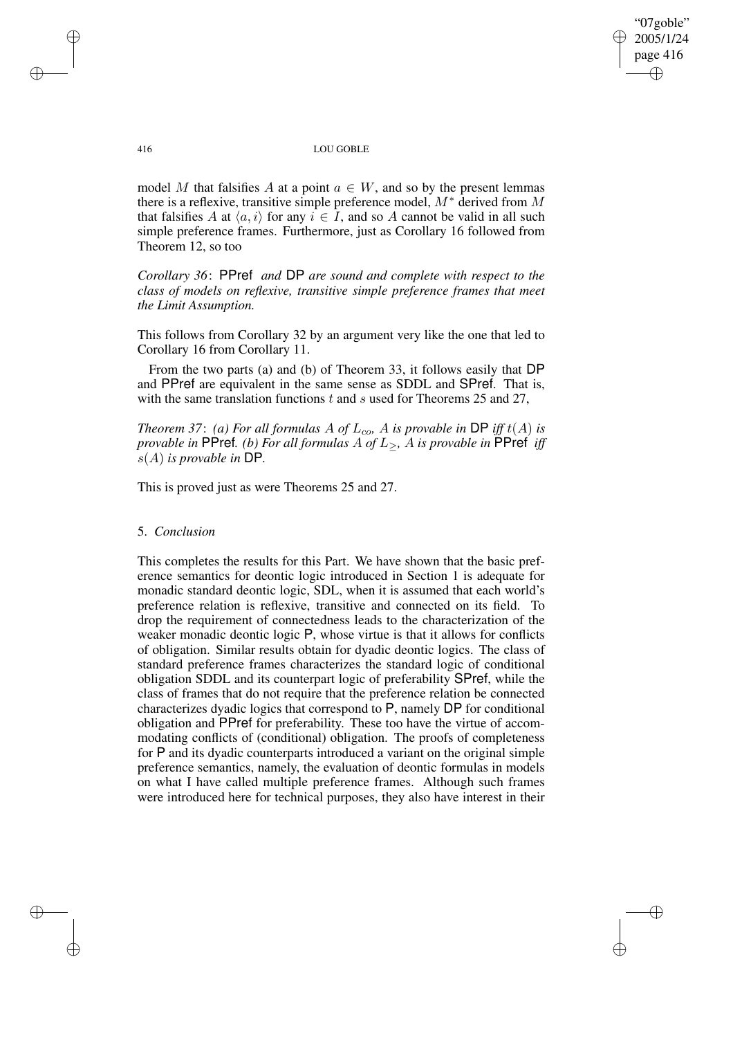model $M$ that falsifies $A$ at a point $a \in W$, and so by the present lemmas there is a reflexive, transitive simple preference model, $M^*$ derived from $M$ that falsifies $A$ at $\langle a, i \rangle$ for any $i \in I$, and so $A$ cannot be valid in all such simple preference frames. Furthermore, just as Corollary 16 followed from Theorem 12, so too

*Corollary 36*: *PPref and DP are sound and complete with respect to the class of models on reflexive, transitive simple preference frames that meet the Limit Assumption.*

This follows from Corollary 32 by an argument very like the one that led to Corollary 16 from Corollary 11.

From the two parts (a) and (b) of Theorem 33, it follows easily that DP and PPref are equivalent in the same sense as SDDL and SPref. That is, with the same translation functions $t$ and $s$ used for Theorems 25 and 27,

*Theorem 37*: *(a) For all formulas $A$ of $L_{co}$, $A$ is provable in DP iff $t(A)$ is provable in PPref. (b) For all formulas $A$ of $L_{\geq}$, $A$ is provable in PPref iff $s(A)$ is provable in DP.*

This is proved just as were Theorems 25 and 27.

## 5. *Conclusion*

This completes the results for this Part. We have shown that the basic preference semantics for deontic logic introduced in Section 1 is adequate for monadic standard deontic logic, SDL, when it is assumed that each world's preference relation is reflexive, transitive and connected on its field. To drop the requirement of connectedness leads to the characterization of the weaker monadic deontic logic P, whose virtue is that it allows for conflicts of obligation. Similar results obtain for dyadic deontic logics. The class of standard preference frames characterizes the standard logic of conditional obligation SDDL and its counterpart logic of preferability SPref, while the class of frames that do not require that the preference relation be connected characterizes dyadic logics that correspond to P, namely DP for conditional obligation and PPref for preferability. These too have the virtue of accommodating conflicts of (conditional) obligation. The proofs of completeness for P and its dyadic counterparts introduced a variant on the original simple preference semantics, namely, the evaluation of deontic formulas in models on what I have called multiple preference frames. Although such frames were introduced here for technical purposes, they also have interest in their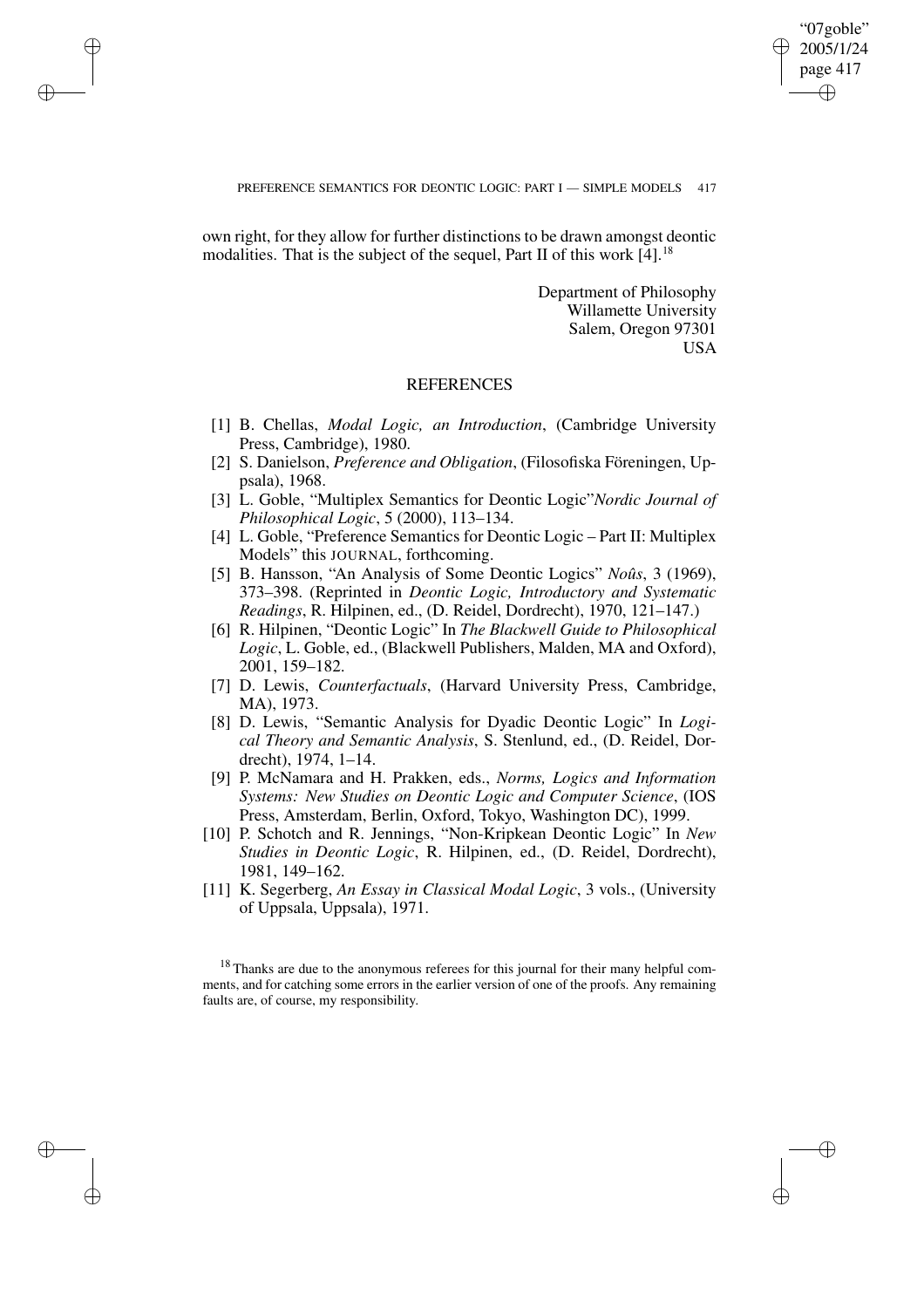own right, for they allow for further distinctions to be drawn amongst deontic modalities. That is the subject of the sequel, Part II of this work [4].[18]

Department of Philosophy
Willamette University
Salem, Oregon 97301
USA

## REFERENCES

[1] B. Chellas, *Modal Logic, an Introduction*, (Cambridge University Press, Cambridge), 1980.

[2] S. Danielson, *Preference and Obligation*, (Filosofiska Föreningen, Uppsala), 1968.

[3] L. Goble, "Multiplex Semantics for Deontic Logic"*Nordic Journal of Philosophical Logic*, 5 (2000), 113–134.

[4] L. Goble, "Preference Semantics for Deontic Logic – Part II: Multiplex Models" this JOURNAL, forthcoming.

[5] B. Hansson, "An Analysis of Some Deontic Logics" *Noûs*, 3 (1969), 373–398. (Reprinted in *Deontic Logic, Introductory and Systematic Readings*, R. Hilpinen, ed., (D. Reidel, Dordrecht), 1970, 121–147.)

[6] R. Hilpinen, "Deontic Logic" In *The Blackwell Guide to Philosophical Logic*, L. Goble, ed., (Blackwell Publishers, Malden, MA and Oxford), 2001, 159–182.

[7] D. Lewis, *Counterfactuals*, (Harvard University Press, Cambridge, MA), 1973.

[8] D. Lewis, "Semantic Analysis for Dyadic Deontic Logic" In *Logical Theory and Semantic Analysis*, S. Stenlund, ed., (D. Reidel, Dordrecht), 1974, 1–14.

[9] P. McNamara and H. Prakken, eds., *Norms, Logics and Information Systems: New Studies on Deontic Logic and Computer Science*, (IOS Press, Amsterdam, Berlin, Oxford, Tokyo, Washington DC), 1999.

[10] P. Schotch and R. Jennings, "Non-Kripkean Deontic Logic" In *New Studies in Deontic Logic*, R. Hilpinen, ed., (D. Reidel, Dordrecht), 1981, 149–162.

[11] K. Segerberg, *An Essay in Classical Modal Logic*, 3 vols., (University of Uppsala, Uppsala), 1971.

[18] Thanks are due to the anonymous referees for this journal for their many helpful comments, and for catching some errors in the earlier version of one of the proofs. Any remaining faults are, of course, my responsibility.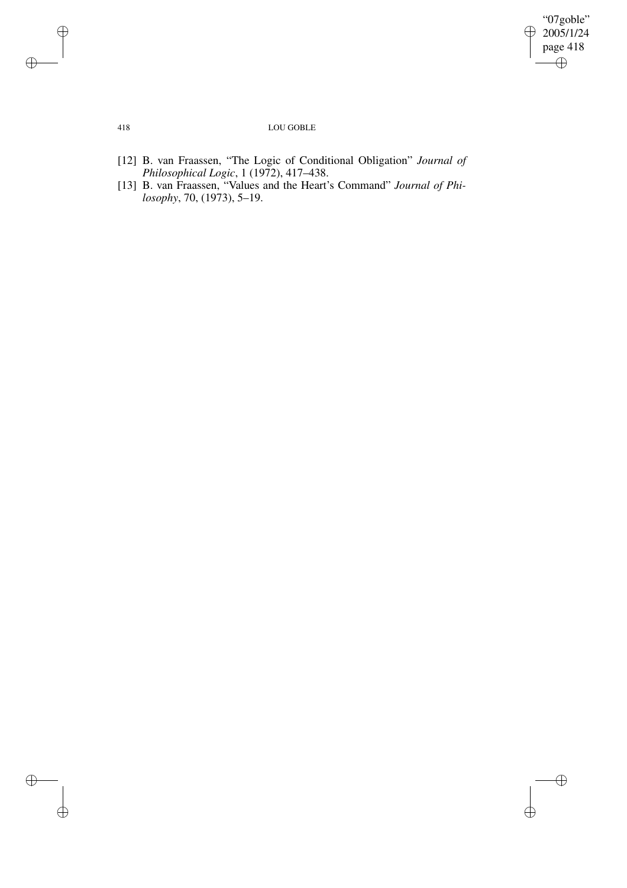[12] B. van Fraassen, "The Logic of Conditional Obligation" *Journal of Philosophical Logic*, 1 (1972), 417–438.

[13] B. van Fraassen, "Values and the Heart's Command" *Journal of Philosophy*, 70, (1973), 5–19.